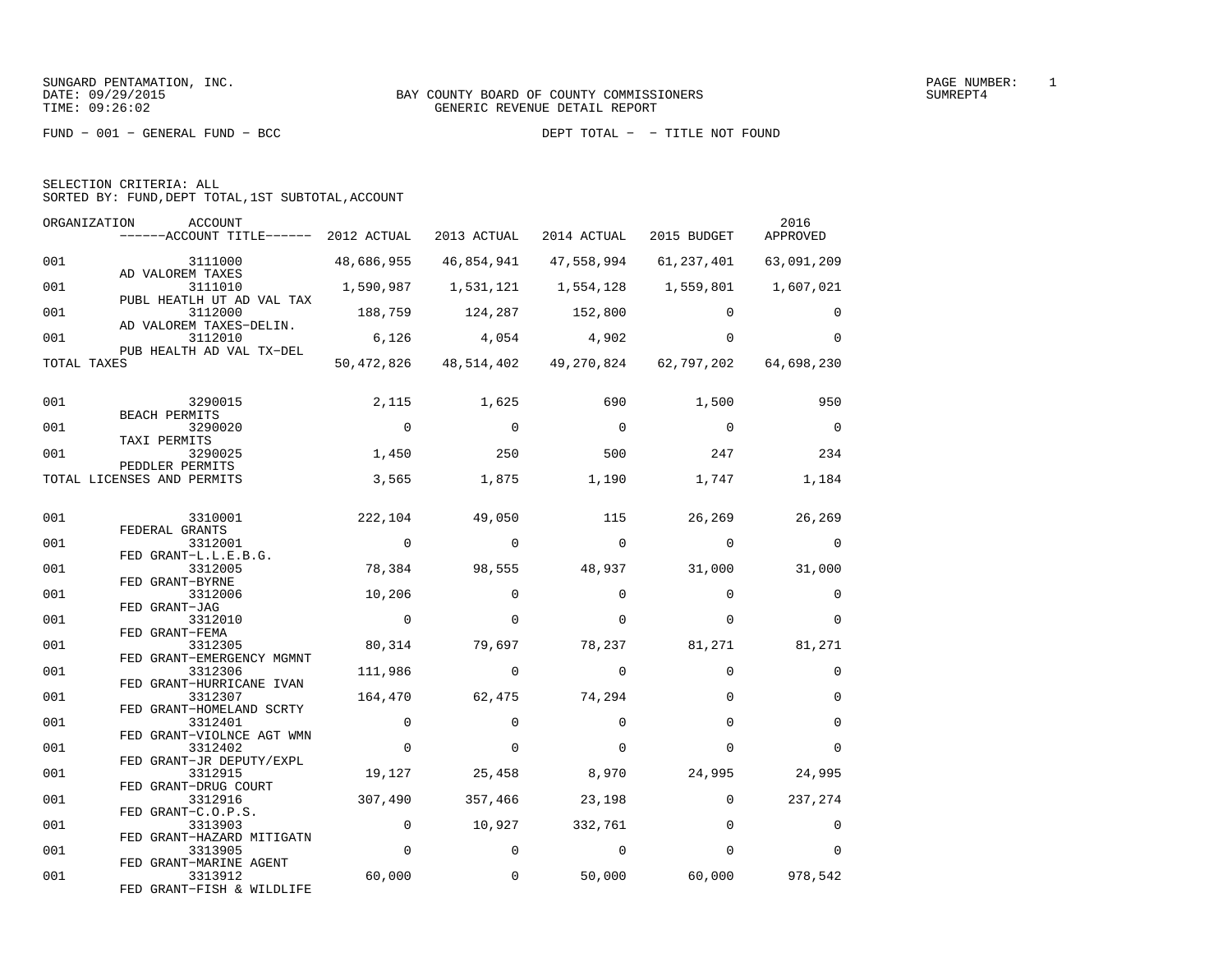SUNGARD PENTAMATION, INC.
DATE: 09/29/2015
TIME: 09:26:02

BAY COUNTY BOARD OF COUNTY COMMISSIONERS
GENERIC REVENUE DETAIL REPORT

SUMREPT4

FUND - 001 - GENERAL FUND - BCC

DEPT TOTAL - - TITLE NOT FOUND

SELECTION CRITERIA: ALL
SORTED BY: FUND,DEPT TOTAL,1ST SUBTOTAL,ACCOUNT

| ORGANIZATION | ACCOUNT / ACCOUNT TITLE | 2012 ACTUAL | 2013 ACTUAL | 2014 ACTUAL | 2015 BUDGET | 2016 APPROVED |
|---|---|---|---|---|---|---|
| 001 | 3111000 AD VALOREM TAXES | 48,686,955 | 46,854,941 | 47,558,994 | 61,237,401 | 63,091,209 |
| 001 | 3111010 PUBL HEATLH UT AD VAL TAX | 1,590,987 | 1,531,121 | 1,554,128 | 1,559,801 | 1,607,021 |
| 001 | 3112000 AD VALOREM TAXES-DELIN. | 188,759 | 124,287 | 152,800 | 0 | 0 |
| 001 | 3112010 PUB HEALTH AD VAL TX-DEL | 6,126 | 4,054 | 4,902 | 0 | 0 |
| TOTAL TAXES | | 50,472,826 | 48,514,402 | 49,270,824 | 62,797,202 | 64,698,230 |
| 001 | 3290015 BEACH PERMITS | 2,115 | 1,625 | 690 | 1,500 | 950 |
| 001 | 3290020 TAXI PERMITS | 0 | 0 | 0 | 0 | 0 |
| 001 | 3290025 PEDDLER PERMITS | 1,450 | 250 | 500 | 247 | 234 |
| TOTAL LICENSES AND PERMITS | | 3,565 | 1,875 | 1,190 | 1,747 | 1,184 |
| 001 | 3310001 FEDERAL GRANTS | 222,104 | 49,050 | 115 | 26,269 | 26,269 |
| 001 | 3312001 FED GRANT-L.L.E.B.G. | 0 | 0 | 0 | 0 | 0 |
| 001 | 3312005 FED GRANT-BYRNE | 78,384 | 98,555 | 48,937 | 31,000 | 31,000 |
| 001 | 3312006 FED GRANT-JAG | 10,206 | 0 | 0 | 0 | 0 |
| 001 | 3312010 FED GRANT-FEMA | 0 | 0 | 0 | 0 | 0 |
| 001 | 3312305 FED GRANT-EMERGENCY MGMNT | 80,314 | 79,697 | 78,237 | 81,271 | 81,271 |
| 001 | 3312306 FED GRANT-HURRICANE IVAN | 111,986 | 0 | 0 | 0 | 0 |
| 001 | 3312307 FED GRANT-HOMELAND SCRTY | 164,470 | 62,475 | 74,294 | 0 | 0 |
| 001 | 3312401 FED GRANT-VIOLNCE AGT WMN | 0 | 0 | 0 | 0 | 0 |
| 001 | 3312402 FED GRANT-JR DEPUTY/EXPL | 0 | 0 | 0 | 0 | 0 |
| 001 | 3312915 FED GRANT-DRUG COURT | 19,127 | 25,458 | 8,970 | 24,995 | 24,995 |
| 001 | 3312916 FED GRANT-C.O.P.S. | 307,490 | 357,466 | 23,198 | 0 | 237,274 |
| 001 | 3313903 FED GRANT-HAZARD MITIGATN | 0 | 10,927 | 332,761 | 0 | 0 |
| 001 | 3313905 FED GRANT-MARINE AGENT | 0 | 0 | 0 | 0 | 0 |
| 001 | 3313912 FED GRANT-FISH & WILDLIFE | 60,000 | 0 | 50,000 | 60,000 | 978,542 |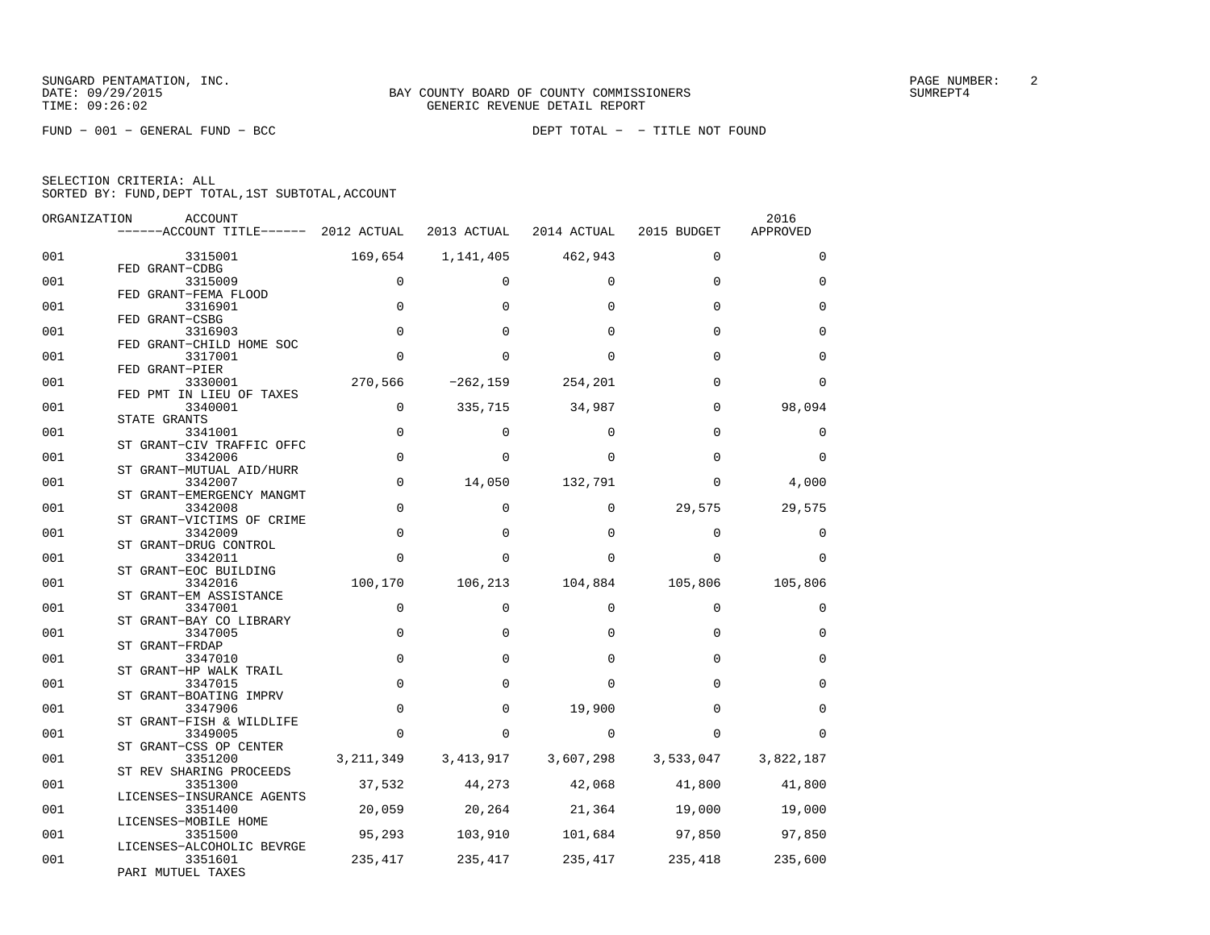SUNGARD PENTAMATION, INC.
DATE: 09/29/2015
TIME: 09:26:02

BAY COUNTY BOARD OF COUNTY COMMISSIONERS
GENERIC REVENUE DETAIL REPORT

SUMREPT4

FUND - 001 - GENERAL FUND - BCC

DEPT TOTAL - - TITLE NOT FOUND

SELECTION CRITERIA: ALL
SORTED BY: FUND,DEPT TOTAL,1ST SUBTOTAL,ACCOUNT

| ORGANIZATION | ACCOUNT / ------ACCOUNT TITLE------ | 2012 ACTUAL | 2013 ACTUAL | 2014 ACTUAL | 2015 BUDGET | 2016 APPROVED |
|---|---|---|---|---|---|---|
| 001 | 3315001 FED GRANT-CDBG | 169,654 | 1,141,405 | 462,943 | 0 | 0 |
| 001 | 3315009 FED GRANT-FEMA FLOOD | 0 | 0 | 0 | 0 | 0 |
| 001 | 3316901 FED GRANT-CSBG | 0 | 0 | 0 | 0 | 0 |
| 001 | 3316903 FED GRANT-CHILD HOME SOC | 0 | 0 | 0 | 0 | 0 |
| 001 | 3317001 FED GRANT-PIER | 0 | 0 | 0 | 0 | 0 |
| 001 | 3330001 FED PMT IN LIEU OF TAXES | 270,566 | -262,159 | 254,201 | 0 | 0 |
| 001 | 3340001 STATE GRANTS | 0 | 335,715 | 34,987 | 0 | 98,094 |
| 001 | 3341001 ST GRANT-CIV TRAFFIC OFFC | 0 | 0 | 0 | 0 | 0 |
| 001 | 3342006 ST GRANT-MUTUAL AID/HURR | 0 | 0 | 0 | 0 | 0 |
| 001 | 3342007 ST GRANT-EMERGENCY MANGMT | 0 | 14,050 | 132,791 | 0 | 4,000 |
| 001 | 3342008 ST GRANT-VICTIMS OF CRIME | 0 | 0 | 0 | 29,575 | 29,575 |
| 001 | 3342009 ST GRANT-DRUG CONTROL | 0 | 0 | 0 | 0 | 0 |
| 001 | 3342011 ST GRANT-EOC BUILDING | 0 | 0 | 0 | 0 | 0 |
| 001 | 3342016 ST GRANT-EM ASSISTANCE | 100,170 | 106,213 | 104,884 | 105,806 | 105,806 |
| 001 | 3347001 ST GRANT-BAY CO LIBRARY | 0 | 0 | 0 | 0 | 0 |
| 001 | 3347005 ST GRANT-FRDAP | 0 | 0 | 0 | 0 | 0 |
| 001 | 3347010 ST GRANT-HP WALK TRAIL | 0 | 0 | 0 | 0 | 0 |
| 001 | 3347015 ST GRANT-BOATING IMPRV | 0 | 0 | 0 | 0 | 0 |
| 001 | 3347906 ST GRANT-FISH & WILDLIFE | 0 | 0 | 19,900 | 0 | 0 |
| 001 | 3349005 ST GRANT-CSS OP CENTER | 0 | 0 | 0 | 0 | 0 |
| 001 | 3351200 ST REV SHARING PROCEEDS | 3,211,349 | 3,413,917 | 3,607,298 | 3,533,047 | 3,822,187 |
| 001 | 3351300 LICENSES-INSURANCE AGENTS | 37,532 | 44,273 | 42,068 | 41,800 | 41,800 |
| 001 | 3351400 LICENSES-MOBILE HOME | 20,059 | 20,264 | 21,364 | 19,000 | 19,000 |
| 001 | 3351500 LICENSES-ALCOHOLIC BEVRGE | 95,293 | 103,910 | 101,684 | 97,850 | 97,850 |
| 001 | 3351601 PARI MUTUEL TAXES | 235,417 | 235,417 | 235,417 | 235,418 | 235,600 |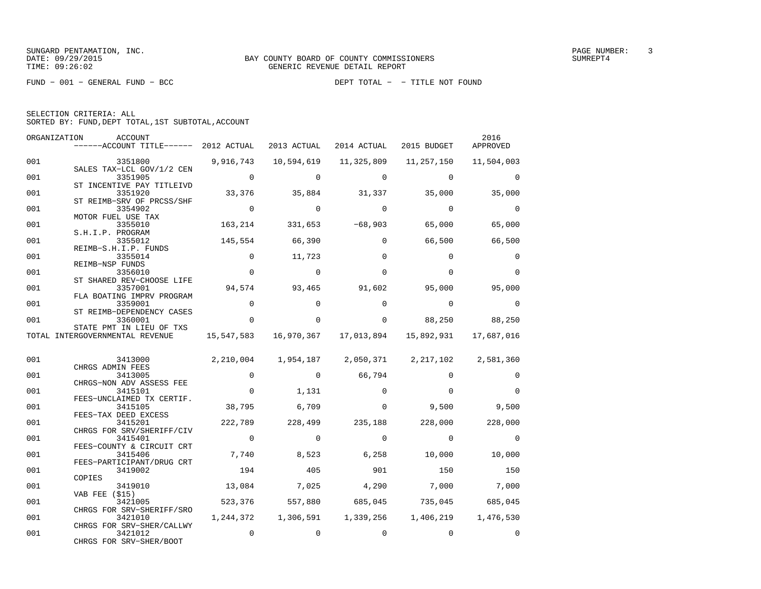BAY COUNTY BOARD OF COUNTY COMMISSIONERS
GENERIC REVENUE DETAIL REPORT

FUND - 001 - GENERAL FUND - BCC DEPT TOTAL - - TITLE NOT FOUND

SELECTION CRITERIA: ALL
SORTED BY: FUND,DEPT TOTAL,1ST SUBTOTAL,ACCOUNT

| ORGANIZATION | ACCOUNT / ------ACCOUNT TITLE------ | 2012 ACTUAL | 2013 ACTUAL | 2014 ACTUAL | 2015 BUDGET | 2016 APPROVED |
|---|---|---|---|---|---|---|
| 001 | 3351800 SALES TAX-LCL GOV/1/2 CEN | 9,916,743 | 10,594,619 | 11,325,809 | 11,257,150 | 11,504,003 |
| 001 | 3351905 ST INCENTIVE PAY TITLEIVD | 0 | 0 | 0 | 0 | 0 |
| 001 | 3351920 ST REIMB-SRV OF PRCSS/SHF | 33,376 | 35,884 | 31,337 | 35,000 | 35,000 |
| 001 | 3354902 MOTOR FUEL USE TAX | 0 | 0 | 0 | 0 | 0 |
| 001 | 3355010 S.H.I.P. PROGRAM | 163,214 | 331,653 | -68,903 | 65,000 | 65,000 |
| 001 | 3355012 REIMB-S.H.I.P. FUNDS | 145,554 | 66,390 | 0 | 66,500 | 66,500 |
| 001 | 3355014 REIMB-NSP FUNDS | 0 | 11,723 | 0 | 0 | 0 |
| 001 | 3356010 ST SHARED REV-CHOOSE LIFE | 0 | 0 | 0 | 0 | 0 |
| 001 | 3357001 FLA BOATING IMPRV PROGRAM | 94,574 | 93,465 | 91,602 | 95,000 | 95,000 |
| 001 | 3359001 ST REIMB-DEPENDENCY CASES | 0 | 0 | 0 | 0 | 0 |
| 001 | 3360001 STATE PMT IN LIEU OF TXS | 0 | 0 | 0 | 88,250 | 88,250 |
| TOTAL INTERGOVERNMENTAL REVENUE | | 15,547,583 | 16,970,367 | 17,013,894 | 15,892,931 | 17,687,016 |
| 001 | 3413000 CHRGS ADMIN FEES | 2,210,004 | 1,954,187 | 2,050,371 | 2,217,102 | 2,581,360 |
| 001 | 3413005 CHRGS-NON ADV ASSESS FEE | 0 | 0 | 66,794 | 0 | 0 |
| 001 | 3415101 FEES-UNCLAIMED TX CERTIF. | 0 | 1,131 | 0 | 0 | 0 |
| 001 | 3415105 FEES-TAX DEED EXCESS | 38,795 | 6,709 | 0 | 9,500 | 9,500 |
| 001 | 3415201 CHRGS FOR SRV/SHERIFF/CIV | 222,789 | 228,499 | 235,188 | 228,000 | 228,000 |
| 001 | 3415401 FEES-COUNTY & CIRCUIT CRT | 0 | 0 | 0 | 0 | 0 |
| 001 | 3415406 FEES-PARTICIPANT/DRUG CRT | 7,740 | 8,523 | 6,258 | 10,000 | 10,000 |
| 001 | 3419002 COPIES | 194 | 405 | 901 | 150 | 150 |
| 001 | 3419010 VAB FEE ($15) | 13,084 | 7,025 | 4,290 | 7,000 | 7,000 |
| 001 | 3421005 CHRGS FOR SRV-SHERIFF/SRO | 523,376 | 557,880 | 685,045 | 735,045 | 685,045 |
| 001 | 3421010 CHRGS FOR SRV-SHER/CALLWY | 1,244,372 | 1,306,591 | 1,339,256 | 1,406,219 | 1,476,530 |
| 001 | 3421012 CHRGS FOR SRV-SHER/BOOT | 0 | 0 | 0 | 0 | 0 |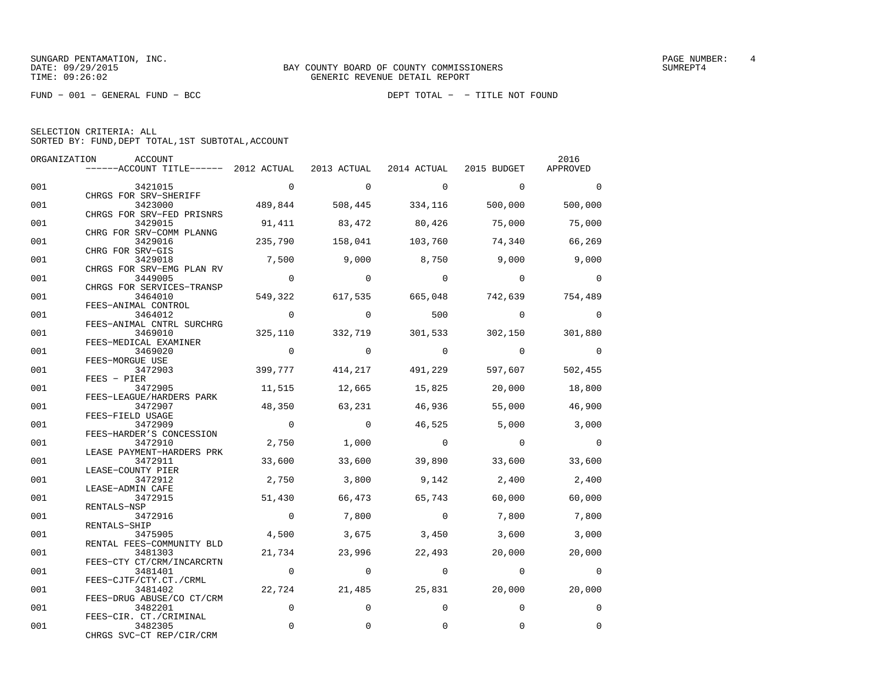SUNGARD PENTAMATION, INC.
DATE: 09/29/2015
TIME: 09:26:02

BAY COUNTY BOARD OF COUNTY COMMISSIONERS
GENERIC REVENUE DETAIL REPORT

SUMREPT4

FUND - 001 - GENERAL FUND - BCC

DEPT TOTAL - - TITLE NOT FOUND

SELECTION CRITERIA: ALL
SORTED BY: FUND,DEPT TOTAL,1ST SUBTOTAL,ACCOUNT

| ORGANIZATION | ACCOUNT / ACCOUNT TITLE | 2012 ACTUAL | 2013 ACTUAL | 2014 ACTUAL | 2015 BUDGET | 2016 APPROVED |
|---|---|---|---|---|---|---|
| 001 | 3421015 CHRGS FOR SRV-SHERIFF | 0 | 0 | 0 | 0 | 0 |
| 001 | 3423000 CHRGS FOR SRV-FED PRISNRS | 489,844 | 508,445 | 334,116 | 500,000 | 500,000 |
| 001 | 3429015 CHRG FOR SRV-COMM PLANNG | 91,411 | 83,472 | 80,426 | 75,000 | 75,000 |
| 001 | 3429016 CHRG FOR SRV-GIS | 235,790 | 158,041 | 103,760 | 74,340 | 66,269 |
| 001 | 3429018 CHRGS FOR SRV-EMG PLAN RV | 7,500 | 9,000 | 8,750 | 9,000 | 9,000 |
| 001 | 3449005 CHRGS FOR SERVICES-TRANSP | 0 | 0 | 0 | 0 | 0 |
| 001 | 3464010 FEES-ANIMAL CONTROL | 549,322 | 617,535 | 665,048 | 742,639 | 754,489 |
| 001 | 3464012 FEES-ANIMAL CNTRL SURCHRG | 0 | 0 | 500 | 0 | 0 |
| 001 | 3469010 FEES-MEDICAL EXAMINER | 325,110 | 332,719 | 301,533 | 302,150 | 301,880 |
| 001 | 3469020 FEES-MORGUE USE | 0 | 0 | 0 | 0 | 0 |
| 001 | 3472903 FEES - PIER | 399,777 | 414,217 | 491,229 | 597,607 | 502,455 |
| 001 | 3472905 FEES-LEAGUE/HARDERS PARK | 11,515 | 12,665 | 15,825 | 20,000 | 18,800 |
| 001 | 3472907 FEES-FIELD USAGE | 48,350 | 63,231 | 46,936 | 55,000 | 46,900 |
| 001 | 3472909 FEES-HARDER'S CONCESSION | 0 | 0 | 46,525 | 5,000 | 3,000 |
| 001 | 3472910 LEASE PAYMENT-HARDERS PRK | 2,750 | 1,000 | 0 | 0 | 0 |
| 001 | 3472911 LEASE-COUNTY PIER | 33,600 | 33,600 | 39,890 | 33,600 | 33,600 |
| 001 | 3472912 LEASE-ADMIN CAFE | 2,750 | 3,800 | 9,142 | 2,400 | 2,400 |
| 001 | 3472915 RENTALS-NSP | 51,430 | 66,473 | 65,743 | 60,000 | 60,000 |
| 001 | 3472916 RENTALS-SHIP | 0 | 7,800 | 0 | 7,800 | 7,800 |
| 001 | 3475905 RENTAL FEES-COMMUNITY BLD | 4,500 | 3,675 | 3,450 | 3,600 | 3,000 |
| 001 | 3481303 FEES-CTY CT/CRM/INCARCRTN | 21,734 | 23,996 | 22,493 | 20,000 | 20,000 |
| 001 | 3481401 FEES-CJTF/CTY.CT./CRML | 0 | 0 | 0 | 0 | 0 |
| 001 | 3481402 FEES-DRUG ABUSE/CO CT/CRM | 22,724 | 21,485 | 25,831 | 20,000 | 20,000 |
| 001 | 3482201 FEES-CIR. CT./CRIMINAL | 0 | 0 | 0 | 0 | 0 |
| 001 | 3482305 CHRGS SVC-CT REP/CIR/CRM | 0 | 0 | 0 | 0 | 0 |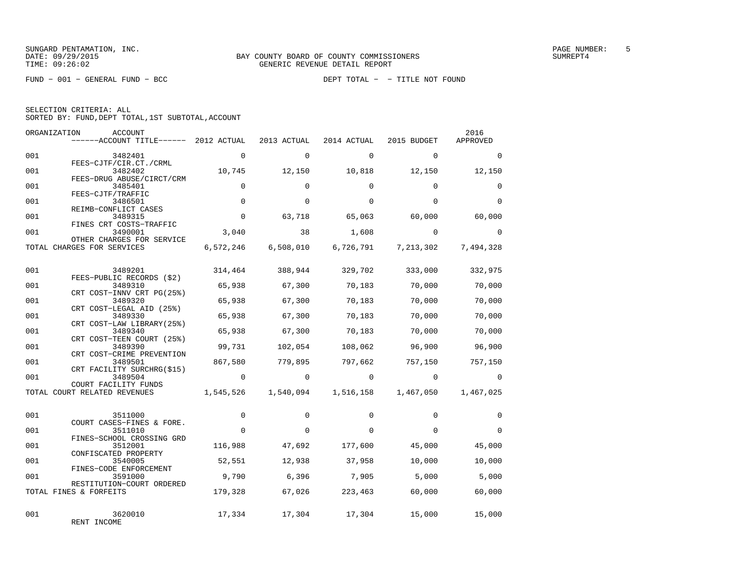SUNGARD PENTAMATION, INC.
DATE: 09/29/2015
TIME: 09:26:02

BAY COUNTY BOARD OF COUNTY COMMISSIONERS
GENERIC REVENUE DETAIL REPORT

SUMREPT4

FUND - 001 - GENERAL FUND - BCC

DEPT TOTAL - - TITLE NOT FOUND

SELECTION CRITERIA: ALL
SORTED BY: FUND,DEPT TOTAL,1ST SUBTOTAL,ACCOUNT

| ORGANIZATION | ACCOUNT / ACCOUNT TITLE | 2012 ACTUAL | 2013 ACTUAL | 2014 ACTUAL | 2015 BUDGET | 2016 APPROVED |
|---|---|---|---|---|---|---|
| 001 | 3482401 FEES-CJTF/CIR.CT./CRML | 0 | 0 | 0 | 0 | 0 |
| 001 | 3482402 FEES-DRUG ABUSE/CIRCT/CRM | 10,745 | 12,150 | 10,818 | 12,150 | 12,150 |
| 001 | 3485401 FEES-CJTF/TRAFFIC | 0 | 0 | 0 | 0 | 0 |
| 001 | 3486501 REIMB-CONFLICT CASES | 0 | 0 | 0 | 0 | 0 |
| 001 | 3489315 FINES CRT COSTS-TRAFFIC | 0 | 63,718 | 65,063 | 60,000 | 60,000 |
| 001 | 3490001 OTHER CHARGES FOR SERVICE | 3,040 | 38 | 1,608 | 0 | 0 |
| TOTAL CHARGES FOR SERVICES | | 6,572,246 | 6,508,010 | 6,726,791 | 7,213,302 | 7,494,328 |
| 001 | 3489201 FEES-PUBLIC RECORDS ($2) | 314,464 | 388,944 | 329,702 | 333,000 | 332,975 |
| 001 | 3489310 CRT COST-INNV CRT PG(25%) | 65,938 | 67,300 | 70,183 | 70,000 | 70,000 |
| 001 | 3489320 CRT COST-LEGAL AID (25%) | 65,938 | 67,300 | 70,183 | 70,000 | 70,000 |
| 001 | 3489330 CRT COST-LAW LIBRARY(25%) | 65,938 | 67,300 | 70,183 | 70,000 | 70,000 |
| 001 | 3489340 CRT COST-TEEN COURT (25%) | 65,938 | 67,300 | 70,183 | 70,000 | 70,000 |
| 001 | 3489390 CRT COST-CRIME PREVENTION | 99,731 | 102,054 | 108,062 | 96,900 | 96,900 |
| 001 | 3489501 CRT FACILITY SURCHRG($15) | 867,580 | 779,895 | 797,662 | 757,150 | 757,150 |
| 001 | 3489504 COURT FACILITY FUNDS | 0 | 0 | 0 | 0 | 0 |
| TOTAL COURT RELATED REVENUES | | 1,545,526 | 1,540,094 | 1,516,158 | 1,467,050 | 1,467,025 |
| 001 | 3511000 COURT CASES-FINES & FORE. | 0 | 0 | 0 | 0 | 0 |
| 001 | 3511010 FINES-SCHOOL CROSSING GRD | 0 | 0 | 0 | 0 | 0 |
| 001 | 3512001 CONFISCATED PROPERTY | 116,988 | 47,692 | 177,600 | 45,000 | 45,000 |
| 001 | 3540005 FINES-CODE ENFORCEMENT | 52,551 | 12,938 | 37,958 | 10,000 | 10,000 |
| 001 | 3591000 RESTITUTION-COURT ORDERED | 9,790 | 6,396 | 7,905 | 5,000 | 5,000 |
| TOTAL FINES & FORFEITS | | 179,328 | 67,026 | 223,463 | 60,000 | 60,000 |
| 001 | 3620010 RENT INCOME | 17,334 | 17,304 | 17,304 | 15,000 | 15,000 |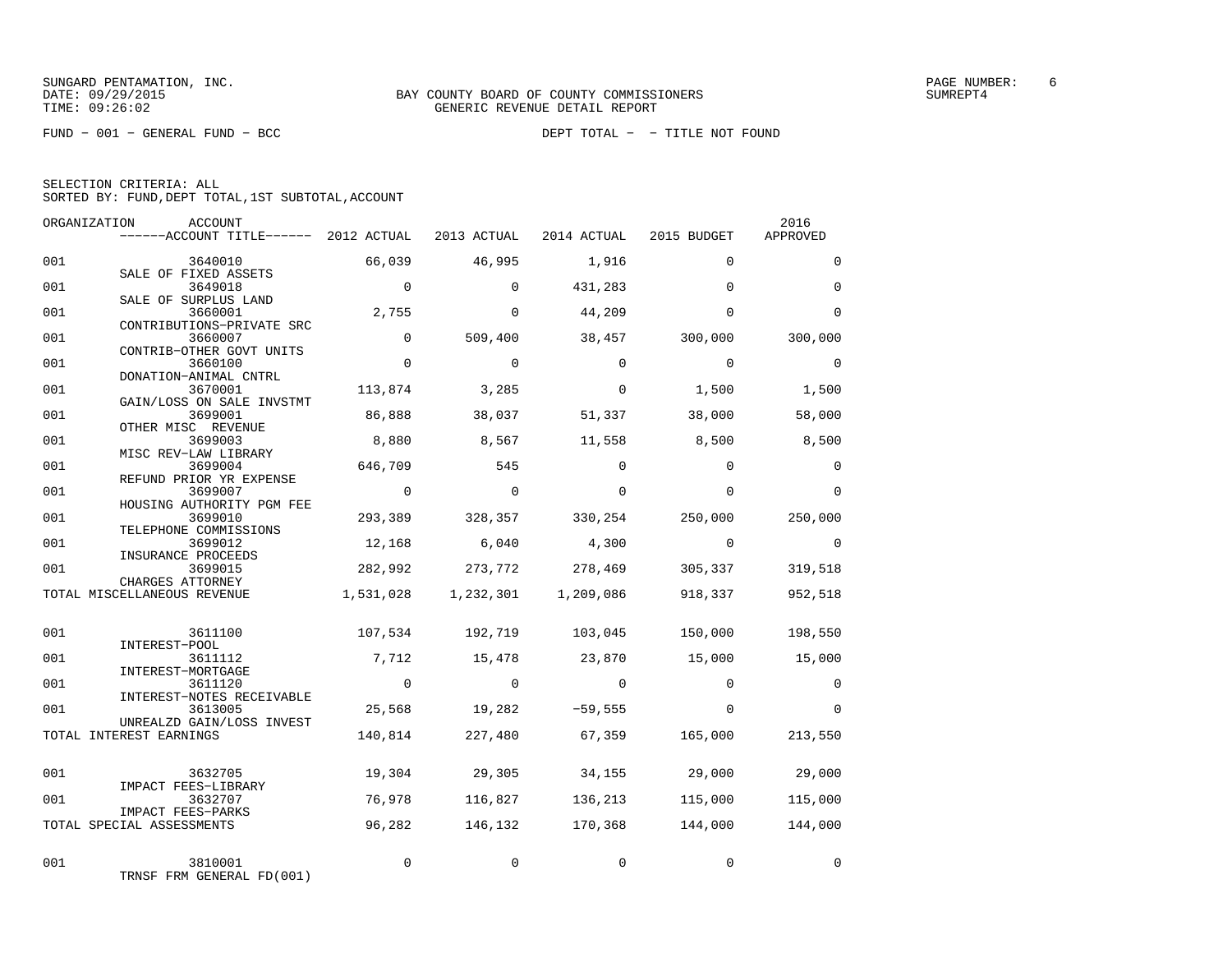SUNGARD PENTAMATION, INC.
DATE: 09/29/2015
TIME: 09:26:02

BAY COUNTY BOARD OF COUNTY COMMISSIONERS
GENERIC REVENUE DETAIL REPORT

SUMREPT4

FUND − 001 − GENERAL FUND − BCC

DEPT TOTAL − − TITLE NOT FOUND

SELECTION CRITERIA: ALL
SORTED BY: FUND,DEPT TOTAL,1ST SUBTOTAL,ACCOUNT

| ORGANIZATION | ACCOUNT / ACCOUNT TITLE | 2012 ACTUAL | 2013 ACTUAL | 2014 ACTUAL | 2015 BUDGET | 2016 APPROVED |
|---|---|---|---|---|---|---|
| 001 | 3640010 SALE OF FIXED ASSETS | 66,039 | 46,995 | 1,916 | 0 | 0 |
| 001 | 3649018 SALE OF SURPLUS LAND | 0 | 0 | 431,283 | 0 | 0 |
| 001 | 3660001 CONTRIBUTIONS−PRIVATE SRC | 2,755 | 0 | 44,209 | 0 | 0 |
| 001 | 3660007 CONTRIB−OTHER GOVT UNITS | 0 | 509,400 | 38,457 | 300,000 | 300,000 |
| 001 | 3660100 DONATION−ANIMAL CNTRL | 0 | 0 | 0 | 0 | 0 |
| 001 | 3670001 GAIN/LOSS ON SALE INVSTMT | 113,874 | 3,285 | 0 | 1,500 | 1,500 |
| 001 | 3699001 OTHER MISC REVENUE | 86,888 | 38,037 | 51,337 | 38,000 | 58,000 |
| 001 | 3699003 MISC REV−LAW LIBRARY | 8,880 | 8,567 | 11,558 | 8,500 | 8,500 |
| 001 | 3699004 REFUND PRIOR YR EXPENSE | 646,709 | 545 | 0 | 0 | 0 |
| 001 | 3699007 HOUSING AUTHORITY PGM FEE | 0 | 0 | 0 | 0 | 0 |
| 001 | 3699010 TELEPHONE COMMISSIONS | 293,389 | 328,357 | 330,254 | 250,000 | 250,000 |
| 001 | 3699012 INSURANCE PROCEEDS | 12,168 | 6,040 | 4,300 | 0 | 0 |
| 001 | 3699015 CHARGES ATTORNEY | 282,992 | 273,772 | 278,469 | 305,337 | 319,518 |
| TOTAL MISCELLANEOUS REVENUE | | 1,531,028 | 1,232,301 | 1,209,086 | 918,337 | 952,518 |
| 001 | 3611100 INTEREST−POOL | 107,534 | 192,719 | 103,045 | 150,000 | 198,550 |
| 001 | 3611112 INTEREST−MORTGAGE | 7,712 | 15,478 | 23,870 | 15,000 | 15,000 |
| 001 | 3611120 INTEREST−NOTES RECEIVABLE | 0 | 0 | 0 | 0 | 0 |
| 001 | 3613005 UNREALZD GAIN/LOSS INVEST | 25,568 | 19,282 | −59,555 | 0 | 0 |
| TOTAL INTEREST EARNINGS | | 140,814 | 227,480 | 67,359 | 165,000 | 213,550 |
| 001 | 3632705 IMPACT FEES−LIBRARY | 19,304 | 29,305 | 34,155 | 29,000 | 29,000 |
| 001 | 3632707 IMPACT FEES−PARKS | 76,978 | 116,827 | 136,213 | 115,000 | 115,000 |
| TOTAL SPECIAL ASSESSMENTS | | 96,282 | 146,132 | 170,368 | 144,000 | 144,000 |
| 001 | 3810001 TRNSF FRM GENERAL FD(001) | 0 | 0 | 0 | 0 | 0 |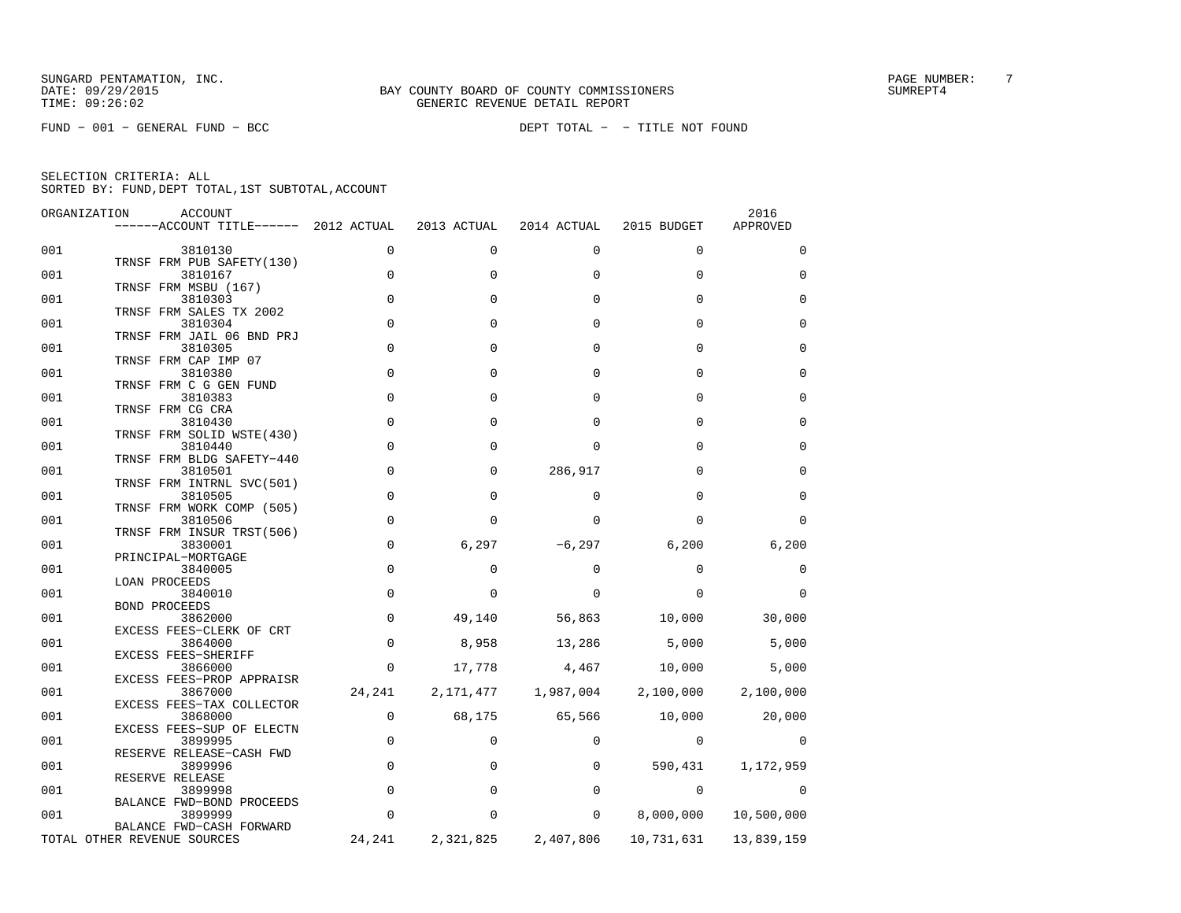SUNGARD PENTAMATION, INC.
DATE: 09/29/2015
TIME: 09:26:02

BAY COUNTY BOARD OF COUNTY COMMISSIONERS
GENERIC REVENUE DETAIL REPORT

SUMREPT4

FUND − 001 − GENERAL FUND − BCC

DEPT TOTAL − − TITLE NOT FOUND

SELECTION CRITERIA: ALL
SORTED BY: FUND,DEPT TOTAL,1ST SUBTOTAL,ACCOUNT

| ORGANIZATION | ACCOUNT / ACCOUNT TITLE | 2012 ACTUAL | 2013 ACTUAL | 2014 ACTUAL | 2015 BUDGET | 2016 APPROVED |
|---|---|---|---|---|---|---|
| 001 | 3810130 TRNSF FRM PUB SAFETY(130) | 0 | 0 | 0 | 0 | 0 |
| 001 | 3810167 TRNSF FRM MSBU (167) | 0 | 0 | 0 | 0 | 0 |
| 001 | 3810303 TRNSF FRM SALES TX 2002 | 0 | 0 | 0 | 0 | 0 |
| 001 | 3810304 TRNSF FRM JAIL 06 BND PRJ | 0 | 0 | 0 | 0 | 0 |
| 001 | 3810305 TRNSF FRM CAP IMP 07 | 0 | 0 | 0 | 0 | 0 |
| 001 | 3810380 TRNSF FRM C G GEN FUND | 0 | 0 | 0 | 0 | 0 |
| 001 | 3810383 TRNSF FRM CG CRA | 0 | 0 | 0 | 0 | 0 |
| 001 | 3810430 TRNSF FRM SOLID WSTE(430) | 0 | 0 | 0 | 0 | 0 |
| 001 | 3810440 TRNSF FRM BLDG SAFETY−440 | 0 | 0 | 0 | 0 | 0 |
| 001 | 3810501 TRNSF FRM INTRNL SVC(501) | 0 | 0 | 286,917 | 0 | 0 |
| 001 | 3810505 TRNSF FRM WORK COMP (505) | 0 | 0 | 0 | 0 | 0 |
| 001 | 3810506 TRNSF FRM INSUR TRST(506) | 0 | 0 | 0 | 0 | 0 |
| 001 | 3830001 PRINCIPAL−MORTGAGE | 0 | 6,297 | −6,297 | 6,200 | 6,200 |
| 001 | 3840005 LOAN PROCEEDS | 0 | 0 | 0 | 0 | 0 |
| 001 | 3840010 BOND PROCEEDS | 0 | 0 | 0 | 0 | 0 |
| 001 | 3862000 EXCESS FEES−CLERK OF CRT | 0 | 49,140 | 56,863 | 10,000 | 30,000 |
| 001 | 3864000 EXCESS FEES−SHERIFF | 0 | 8,958 | 13,286 | 5,000 | 5,000 |
| 001 | 3866000 EXCESS FEES−PROP APPRAISR | 0 | 17,778 | 4,467 | 10,000 | 5,000 |
| 001 | 3867000 EXCESS FEES−TAX COLLECTOR | 24,241 | 2,171,477 | 1,987,004 | 2,100,000 | 2,100,000 |
| 001 | 3868000 EXCESS FEES−SUP OF ELECTN | 0 | 68,175 | 65,566 | 10,000 | 20,000 |
| 001 | 3899995 RESERVE RELEASE−CASH FWD | 0 | 0 | 0 | 0 | 0 |
| 001 | 3899996 RESERVE RELEASE | 0 | 0 | 0 | 590,431 | 1,172,959 |
| 001 | 3899998 BALANCE FWD−BOND PROCEEDS | 0 | 0 | 0 | 0 | 0 |
| 001 | 3899999 BALANCE FWD−CASH FORWARD | 0 | 0 | 0 | 8,000,000 | 10,500,000 |
| TOTAL OTHER REVENUE SOURCES | | 24,241 | 2,321,825 | 2,407,806 | 10,731,631 | 13,839,159 |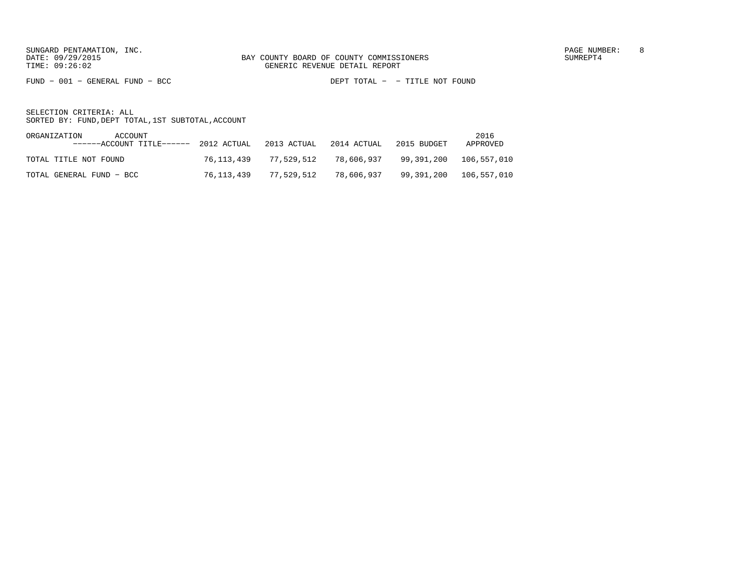SUNGARD PENTAMATION, INC.
DATE: 09/29/2015
TIME: 09:26:02

BAY COUNTY BOARD OF COUNTY COMMISSIONERS
GENERIC REVENUE DETAIL REPORT

SUMREPT4

FUND − 001 − GENERAL FUND − BCC

DEPT TOTAL − − TITLE NOT FOUND

SELECTION CRITERIA: ALL
SORTED BY: FUND,DEPT TOTAL,1ST SUBTOTAL,ACCOUNT

| ORGANIZATION ACCOUNT ------ACCOUNT TITLE------ | 2012 ACTUAL | 2013 ACTUAL | 2014 ACTUAL | 2015 BUDGET | 2016 APPROVED |
|---|---|---|---|---|---|
| TOTAL TITLE NOT FOUND | 76,113,439 | 77,529,512 | 78,606,937 | 99,391,200 | 106,557,010 |
| TOTAL GENERAL FUND − BCC | 76,113,439 | 77,529,512 | 78,606,937 | 99,391,200 | 106,557,010 |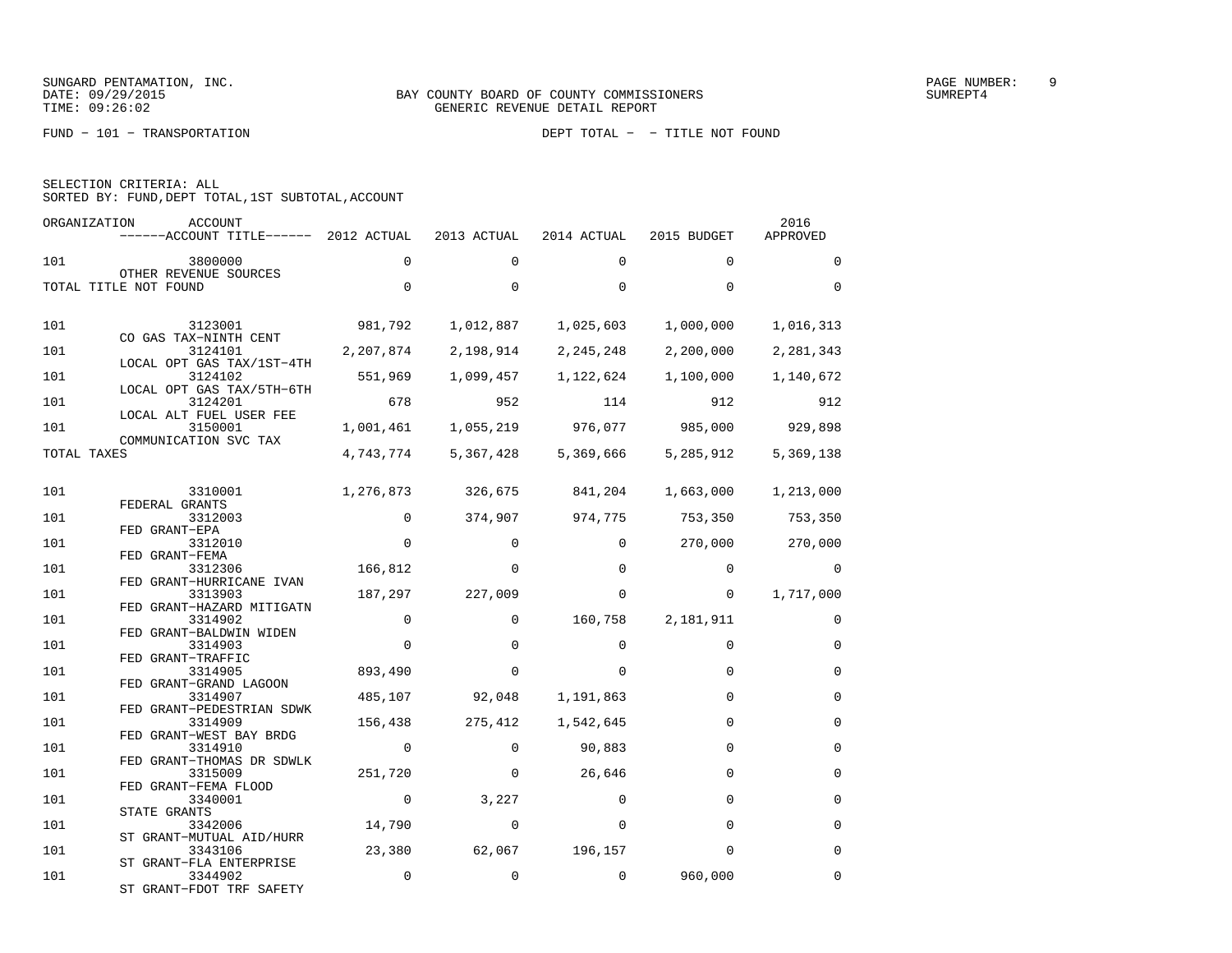SUNGARD PENTAMATION, INC.
DATE: 09/29/2015
TIME: 09:26:02

BAY COUNTY BOARD OF COUNTY COMMISSIONERS
GENERIC REVENUE DETAIL REPORT

SUMREPT4

FUND - 101 - TRANSPORTATION

DEPT TOTAL - - TITLE NOT FOUND

SELECTION CRITERIA: ALL
SORTED BY: FUND,DEPT TOTAL,1ST SUBTOTAL,ACCOUNT

| ORGANIZATION | ACCOUNT / ------ACCOUNT TITLE------ | 2012 ACTUAL | 2013 ACTUAL | 2014 ACTUAL | 2015 BUDGET | 2016 APPROVED |
|---|---|---|---|---|---|---|
| 101 | 3800000 OTHER REVENUE SOURCES | 0 | 0 | 0 | 0 | 0 |
| TOTAL TITLE NOT FOUND | | 0 | 0 | 0 | 0 | 0 |
| 101 | 3123001 CO GAS TAX-NINTH CENT | 981,792 | 1,012,887 | 1,025,603 | 1,000,000 | 1,016,313 |
| 101 | 3124101 LOCAL OPT GAS TAX/1ST-4TH | 2,207,874 | 2,198,914 | 2,245,248 | 2,200,000 | 2,281,343 |
| 101 | 3124102 LOCAL OPT GAS TAX/5TH-6TH | 551,969 | 1,099,457 | 1,122,624 | 1,100,000 | 1,140,672 |
| 101 | 3124201 LOCAL ALT FUEL USER FEE | 678 | 952 | 114 | 912 | 912 |
| 101 | 3150001 COMMUNICATION SVC TAX | 1,001,461 | 1,055,219 | 976,077 | 985,000 | 929,898 |
| TOTAL TAXES | | 4,743,774 | 5,367,428 | 5,369,666 | 5,285,912 | 5,369,138 |
| 101 | 3310001 FEDERAL GRANTS | 1,276,873 | 326,675 | 841,204 | 1,663,000 | 1,213,000 |
| 101 | 3312003 FED GRANT-EPA | 0 | 374,907 | 974,775 | 753,350 | 753,350 |
| 101 | 3312010 FED GRANT-FEMA | 0 | 0 | 0 | 270,000 | 270,000 |
| 101 | 3312306 FED GRANT-HURRICANE IVAN | 166,812 | 0 | 0 | 0 | 0 |
| 101 | 3313903 FED GRANT-HAZARD MITIGATN | 187,297 | 227,009 | 0 | 0 | 1,717,000 |
| 101 | 3314902 FED GRANT-BALDWIN WIDEN | 0 | 0 | 160,758 | 2,181,911 | 0 |
| 101 | 3314903 FED GRANT-TRAFFIC | 0 | 0 | 0 | 0 | 0 |
| 101 | 3314905 FED GRANT-GRAND LAGOON | 893,490 | 0 | 0 | 0 | 0 |
| 101 | 3314907 FED GRANT-PEDESTRIAN SDWK | 485,107 | 92,048 | 1,191,863 | 0 | 0 |
| 101 | 3314909 FED GRANT-WEST BAY BRDG | 156,438 | 275,412 | 1,542,645 | 0 | 0 |
| 101 | 3314910 FED GRANT-THOMAS DR SDWLK | 0 | 0 | 90,883 | 0 | 0 |
| 101 | 3315009 FED GRANT-FEMA FLOOD | 251,720 | 0 | 26,646 | 0 | 0 |
| 101 | 3340001 STATE GRANTS | 0 | 3,227 | 0 | 0 | 0 |
| 101 | 3342006 ST GRANT-MUTUAL AID/HURR | 14,790 | 0 | 0 | 0 | 0 |
| 101 | 3343106 ST GRANT-FLA ENTERPRISE | 23,380 | 62,067 | 196,157 | 0 | 0 |
| 101 | 3344902 ST GRANT-FDOT TRF SAFETY | 0 | 0 | 0 | 960,000 | 0 |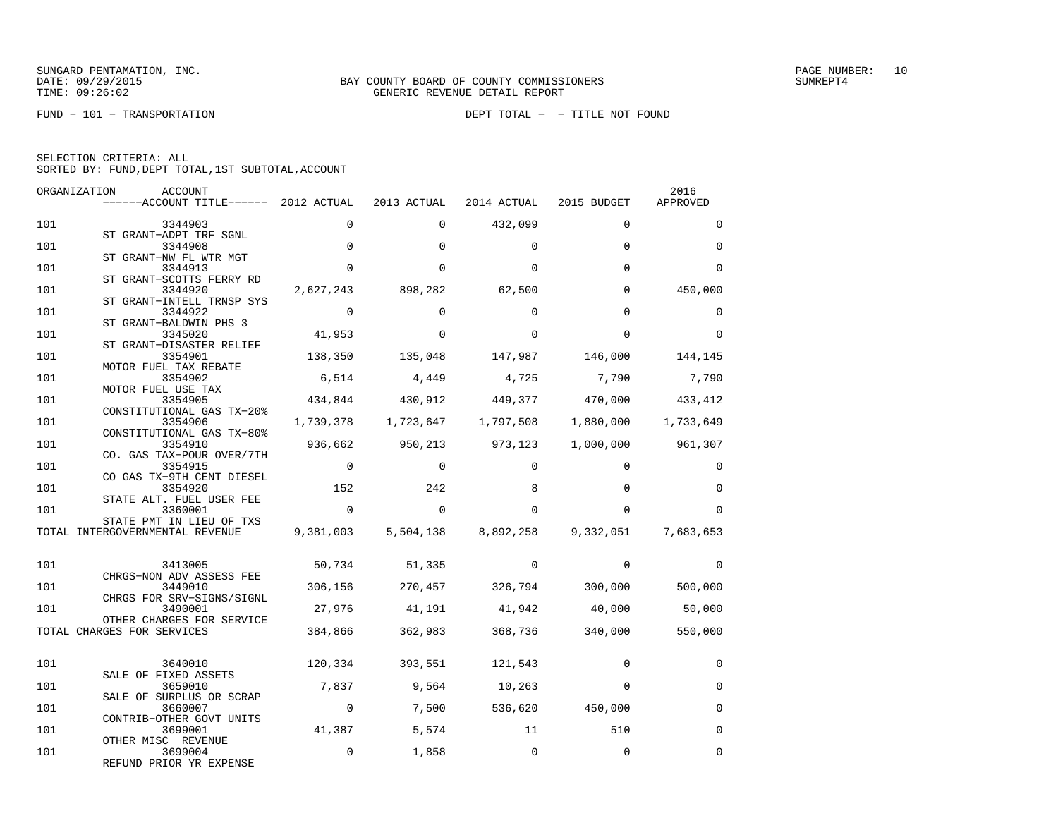BAY COUNTY BOARD OF COUNTY COMMISSIONERS
GENERIC REVENUE DETAIL REPORT

SUNGARD PENTAMATION, INC.
DATE: 09/29/2015
TIME: 09:26:02

SUMREPT4

FUND − 101 − TRANSPORTATION

DEPT TOTAL − − TITLE NOT FOUND

SELECTION CRITERIA: ALL
SORTED BY: FUND,DEPT TOTAL,1ST SUBTOTAL,ACCOUNT

| ORGANIZATION | ACCOUNT / ACCOUNT TITLE | 2012 ACTUAL | 2013 ACTUAL | 2014 ACTUAL | 2015 BUDGET | 2016 APPROVED |
|---|---|---|---|---|---|---|
| 101 | 3344903 ST GRANT−ADPT TRF SGNL | 0 | 0 | 432,099 | 0 | 0 |
| 101 | 3344908 ST GRANT−NW FL WTR MGT | 0 | 0 | 0 | 0 | 0 |
| 101 | 3344913 ST GRANT−SCOTTS FERRY RD | 0 | 0 | 0 | 0 | 0 |
| 101 | 3344920 ST GRANT−INTELL TRNSP SYS | 2,627,243 | 898,282 | 62,500 | 0 | 450,000 |
| 101 | 3344922 ST GRANT−BALDWIN PHS 3 | 0 | 0 | 0 | 0 | 0 |
| 101 | 3345020 ST GRANT−DISASTER RELIEF | 41,953 | 0 | 0 | 0 | 0 |
| 101 | 3354901 MOTOR FUEL TAX REBATE | 138,350 | 135,048 | 147,987 | 146,000 | 144,145 |
| 101 | 3354902 MOTOR FUEL USE TAX | 6,514 | 4,449 | 4,725 | 7,790 | 7,790 |
| 101 | 3354905 CONSTITUTIONAL GAS TX−20% | 434,844 | 430,912 | 449,377 | 470,000 | 433,412 |
| 101 | 3354906 CONSTITUTIONAL GAS TX−80% | 1,739,378 | 1,723,647 | 1,797,508 | 1,880,000 | 1,733,649 |
| 101 | 3354910 CO. GAS TAX−POUR OVER/7TH | 936,662 | 950,213 | 973,123 | 1,000,000 | 961,307 |
| 101 | 3354915 CO GAS TX−9TH CENT DIESEL | 0 | 0 | 0 | 0 | 0 |
| 101 | 3354920 STATE ALT. FUEL USER FEE | 152 | 242 | 8 | 0 | 0 |
| 101 | 3360001 STATE PMT IN LIEU OF TXS | 0 | 0 | 0 | 0 | 0 |
| TOTAL INTERGOVERNMENTAL REVENUE | | 9,381,003 | 5,504,138 | 8,892,258 | 9,332,051 | 7,683,653 |
| 101 | 3413005 CHRGS−NON ADV ASSESS FEE | 50,734 | 51,335 | 0 | 0 | 0 |
| 101 | 3449010 CHRGS FOR SRV−SIGNS/SIGNL | 306,156 | 270,457 | 326,794 | 300,000 | 500,000 |
| 101 | 3490001 OTHER CHARGES FOR SERVICE | 27,976 | 41,191 | 41,942 | 40,000 | 50,000 |
| TOTAL CHARGES FOR SERVICES | | 384,866 | 362,983 | 368,736 | 340,000 | 550,000 |
| 101 | 3640010 SALE OF FIXED ASSETS | 120,334 | 393,551 | 121,543 | 0 | 0 |
| 101 | 3659010 SALE OF SURPLUS OR SCRAP | 7,837 | 9,564 | 10,263 | 0 | 0 |
| 101 | 3660007 CONTRIB−OTHER GOVT UNITS | 0 | 7,500 | 536,620 | 450,000 | 0 |
| 101 | 3699001 OTHER MISC REVENUE | 41,387 | 5,574 | 11 | 510 | 0 |
| 101 | 3699004 REFUND PRIOR YR EXPENSE | 0 | 1,858 | 0 | 0 | 0 |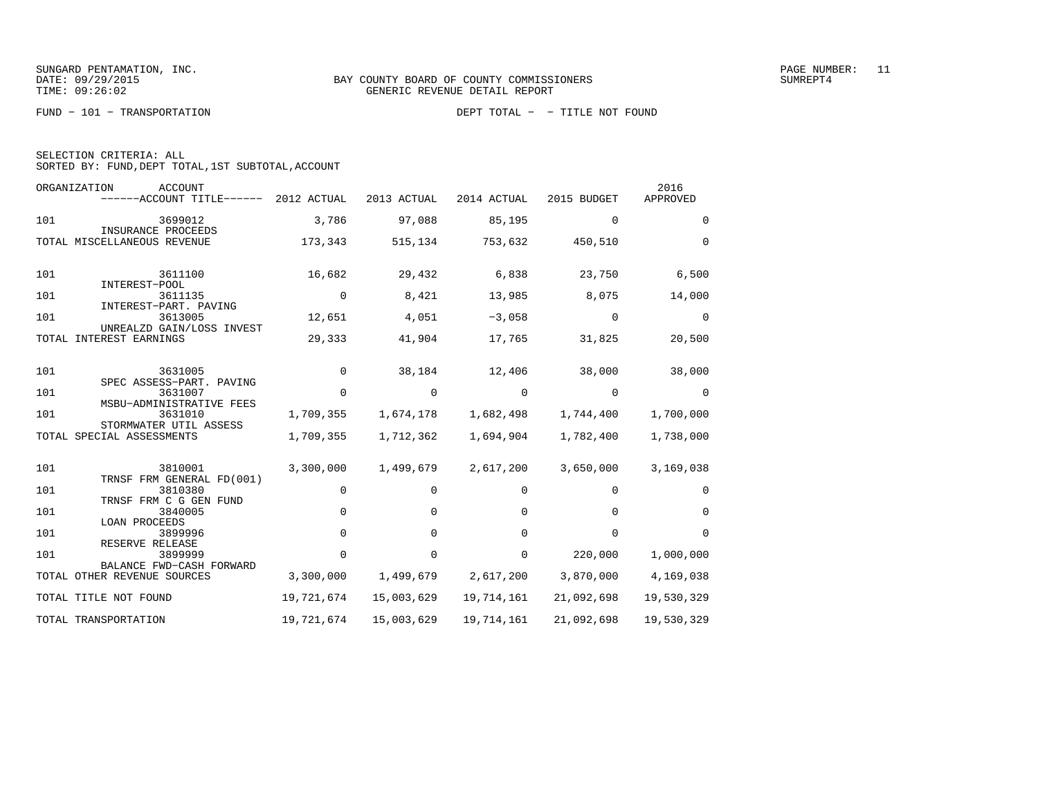SUNGARD PENTAMATION, INC.
DATE: 09/29/2015
TIME: 09:26:02

BAY COUNTY BOARD OF COUNTY COMMISSIONERS
GENERIC REVENUE DETAIL REPORT

SUMREPT4

FUND − 101 − TRANSPORTATION

DEPT TOTAL − − TITLE NOT FOUND

SELECTION CRITERIA: ALL
SORTED BY: FUND,DEPT TOTAL,1ST SUBTOTAL,ACCOUNT

| ORGANIZATION | ACCOUNT / ACCOUNT TITLE | 2012 ACTUAL | 2013 ACTUAL | 2014 ACTUAL | 2015 BUDGET | 2016 APPROVED |
|---|---|---|---|---|---|---|
| 101 | 3699012 INSURANCE PROCEEDS | 3,786 | 97,088 | 85,195 | 0 | 0 |
| TOTAL MISCELLANEOUS REVENUE | | 173,343 | 515,134 | 753,632 | 450,510 | 0 |
| 101 | 3611100 INTEREST−POOL | 16,682 | 29,432 | 6,838 | 23,750 | 6,500 |
| 101 | 3611135 INTEREST−PART. PAVING | 0 | 8,421 | 13,985 | 8,075 | 14,000 |
| 101 | 3613005 UNREALZD GAIN/LOSS INVEST | 12,651 | 4,051 | −3,058 | 0 | 0 |
| TOTAL INTEREST EARNINGS | | 29,333 | 41,904 | 17,765 | 31,825 | 20,500 |
| 101 | 3631005 SPEC ASSESS−PART. PAVING | 0 | 38,184 | 12,406 | 38,000 | 38,000 |
| 101 | 3631007 MSBU−ADMINISTRATIVE FEES | 0 | 0 | 0 | 0 | 0 |
| 101 | 3631010 STORMWATER UTIL ASSESS | 1,709,355 | 1,674,178 | 1,682,498 | 1,744,400 | 1,700,000 |
| TOTAL SPECIAL ASSESSMENTS | | 1,709,355 | 1,712,362 | 1,694,904 | 1,782,400 | 1,738,000 |
| 101 | 3810001 TRNSF FRM GENERAL FD(001) | 3,300,000 | 1,499,679 | 2,617,200 | 3,650,000 | 3,169,038 |
| 101 | 3810380 TRNSF FRM C G GEN FUND | 0 | 0 | 0 | 0 | 0 |
| 101 | 3840005 LOAN PROCEEDS | 0 | 0 | 0 | 0 | 0 |
| 101 | 3899996 RESERVE RELEASE | 0 | 0 | 0 | 0 | 0 |
| 101 | 3899999 BALANCE FWD−CASH FORWARD | 0 | 0 | 0 | 220,000 | 1,000,000 |
| TOTAL OTHER REVENUE SOURCES | | 3,300,000 | 1,499,679 | 2,617,200 | 3,870,000 | 4,169,038 |
| TOTAL TITLE NOT FOUND | | 19,721,674 | 15,003,629 | 19,714,161 | 21,092,698 | 19,530,329 |
| TOTAL TRANSPORTATION | | 19,721,674 | 15,003,629 | 19,714,161 | 21,092,698 | 19,530,329 |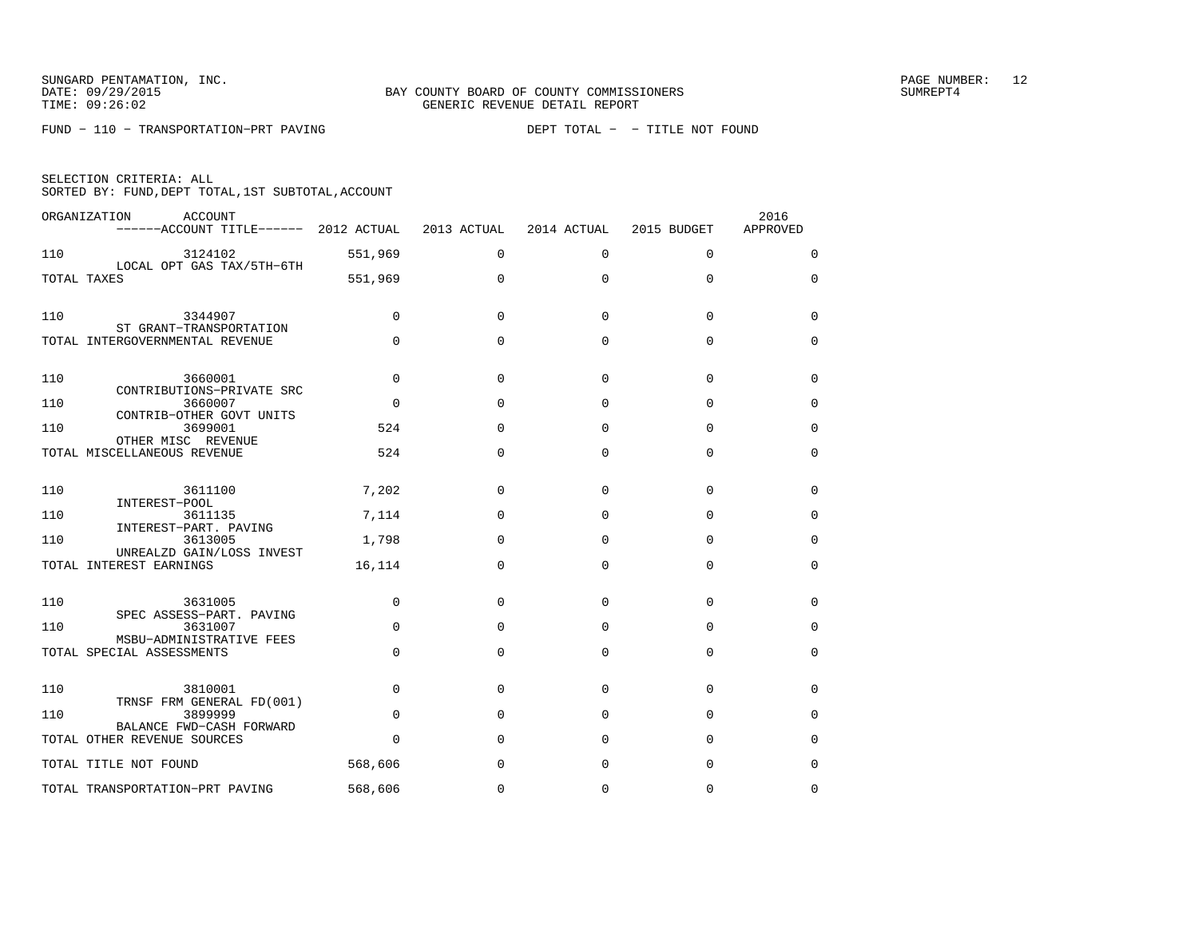SUNGARD PENTAMATION, INC.
DATE: 09/29/2015
TIME: 09:26:02

BAY COUNTY BOARD OF COUNTY COMMISSIONERS
GENERIC REVENUE DETAIL REPORT

PAGE NUMBER: 12
SUMREPT4

FUND - 110 - TRANSPORTATION-PRT PAVING

DEPT TOTAL - - TITLE NOT FOUND

SELECTION CRITERIA: ALL
SORTED BY: FUND,DEPT TOTAL,1ST SUBTOTAL,ACCOUNT

| ORGANIZATION | ACCOUNT / ------ACCOUNT TITLE------ | 2012 ACTUAL | 2013 ACTUAL | 2014 ACTUAL | 2015 BUDGET | 2016 APPROVED |
|---|---|---|---|---|---|---|
| 110 | 3124102 LOCAL OPT GAS TAX/5TH-6TH | 551,969 | 0 | 0 | 0 | 0 |
| TOTAL TAXES | | 551,969 | 0 | 0 | 0 | 0 |
| 110 | 3344907 ST GRANT-TRANSPORTATION | 0 | 0 | 0 | 0 | 0 |
| TOTAL INTERGOVERNMENTAL REVENUE | | 0 | 0 | 0 | 0 | 0 |
| 110 | 3660001 CONTRIBUTIONS-PRIVATE SRC | 0 | 0 | 0 | 0 | 0 |
| 110 | 3660007 CONTRIB-OTHER GOVT UNITS | 0 | 0 | 0 | 0 | 0 |
| 110 | 3699001 OTHER MISC REVENUE | 524 | 0 | 0 | 0 | 0 |
| TOTAL MISCELLANEOUS REVENUE | | 524 | 0 | 0 | 0 | 0 |
| 110 | 3611100 INTEREST-POOL | 7,202 | 0 | 0 | 0 | 0 |
| 110 | 3611135 INTEREST-PART. PAVING | 7,114 | 0 | 0 | 0 | 0 |
| 110 | 3613005 UNREALZD GAIN/LOSS INVEST | 1,798 | 0 | 0 | 0 | 0 |
| TOTAL INTEREST EARNINGS | | 16,114 | 0 | 0 | 0 | 0 |
| 110 | 3631005 SPEC ASSESS-PART. PAVING | 0 | 0 | 0 | 0 | 0 |
| 110 | 3631007 MSBU-ADMINISTRATIVE FEES | 0 | 0 | 0 | 0 | 0 |
| TOTAL SPECIAL ASSESSMENTS | | 0 | 0 | 0 | 0 | 0 |
| 110 | 3810001 TRNSF FRM GENERAL FD(001) | 0 | 0 | 0 | 0 | 0 |
| 110 | 3899999 BALANCE FWD-CASH FORWARD | 0 | 0 | 0 | 0 | 0 |
| TOTAL OTHER REVENUE SOURCES | | 0 | 0 | 0 | 0 | 0 |
| TOTAL TITLE NOT FOUND | | 568,606 | 0 | 0 | 0 | 0 |
| TOTAL TRANSPORTATION-PRT PAVING | | 568,606 | 0 | 0 | 0 | 0 |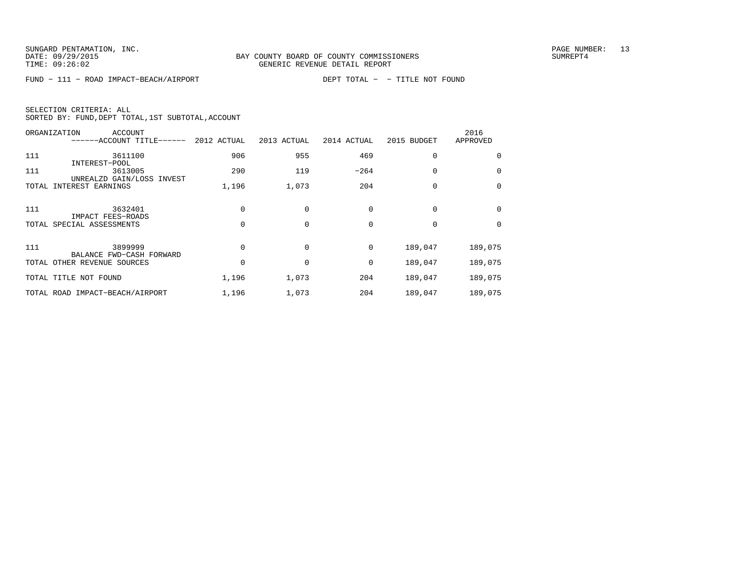BAY COUNTY BOARD OF COUNTY COMMISSIONERS
GENERIC REVENUE DETAIL REPORT

FUND − 111 − ROAD IMPACT−BEACH/AIRPORT        DEPT TOTAL − − TITLE NOT FOUND

SELECTION CRITERIA: ALL
SORTED BY: FUND,DEPT TOTAL,1ST SUBTOTAL,ACCOUNT

| ORGANIZATION | ACCOUNT ------ACCOUNT TITLE------ | 2012 ACTUAL | 2013 ACTUAL | 2014 ACTUAL | 2015 BUDGET | 2016 APPROVED |
|---|---|---|---|---|---|---|
| 111 | 3611100 INTEREST−POOL | 906 | 955 | 469 | 0 | 0 |
| 111 | 3613005 UNREALZD GAIN/LOSS INVEST | 290 | 119 | −264 | 0 | 0 |
| TOTAL INTEREST EARNINGS | | 1,196 | 1,073 | 204 | 0 | 0 |
| 111 | 3632401 IMPACT FEES−ROADS | 0 | 0 | 0 | 0 | 0 |
| TOTAL SPECIAL ASSESSMENTS | | 0 | 0 | 0 | 0 | 0 |
| 111 | 3899999 BALANCE FWD−CASH FORWARD | 0 | 0 | 0 | 189,047 | 189,075 |
| TOTAL OTHER REVENUE SOURCES | | 0 | 0 | 0 | 189,047 | 189,075 |
| TOTAL TITLE NOT FOUND | | 1,196 | 1,073 | 204 | 189,047 | 189,075 |
| TOTAL ROAD IMPACT−BEACH/AIRPORT | | 1,196 | 1,073 | 204 | 189,047 | 189,075 |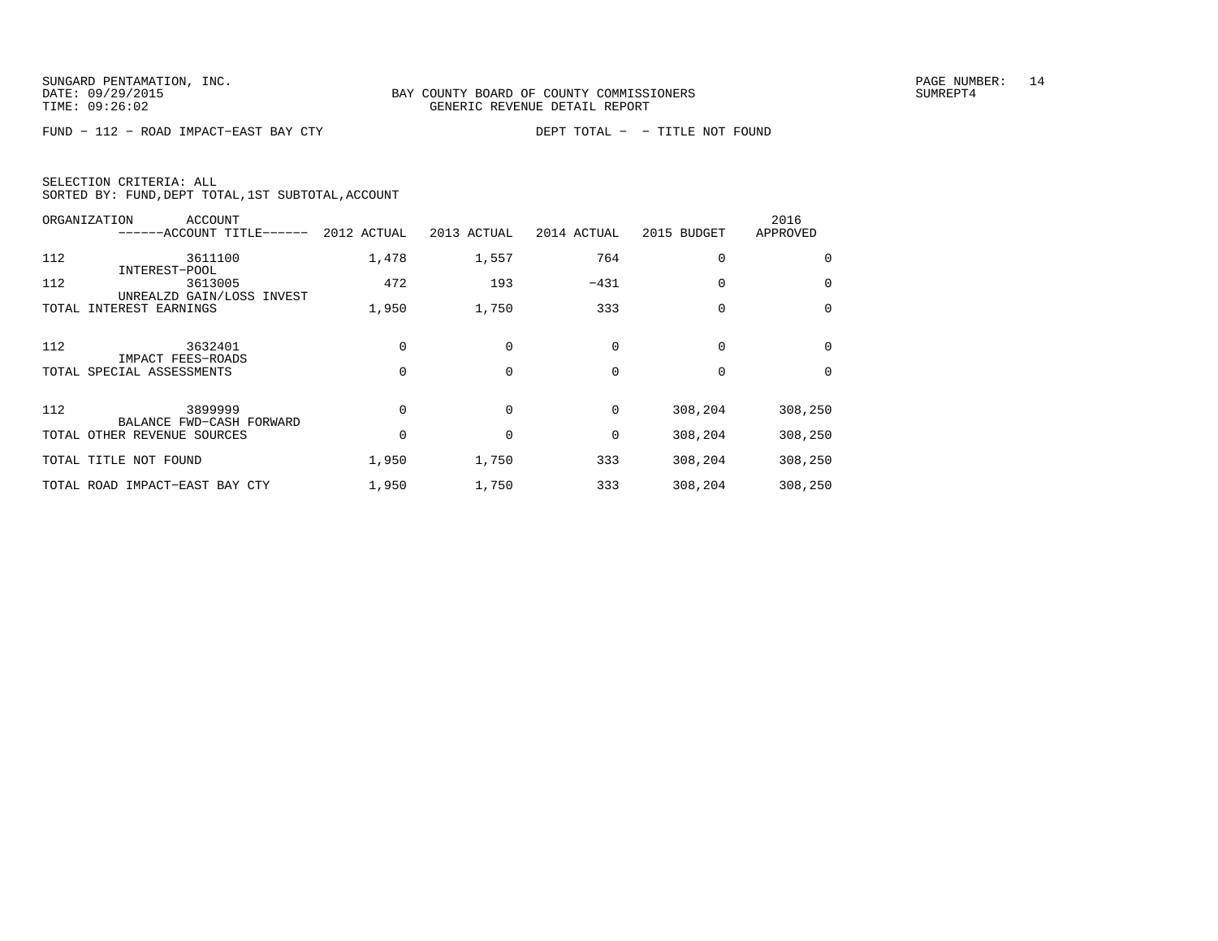BAY COUNTY BOARD OF COUNTY COMMISSIONERS
GENERIC REVENUE DETAIL REPORT

FUND − 112 − ROAD IMPACT−EAST BAY CTY　　　　DEPT TOTAL − − TITLE NOT FOUND

SELECTION CRITERIA: ALL
SORTED BY: FUND,DEPT TOTAL,1ST SUBTOTAL,ACCOUNT

| ORGANIZATION | ACCOUNT / ------ACCOUNT TITLE------ | 2012 ACTUAL | 2013 ACTUAL | 2014 ACTUAL | 2015 BUDGET | 2016 APPROVED |
|---|---|---|---|---|---|---|
| 112 | 3611100 INTEREST−POOL | 1,478 | 1,557 | 764 | 0 | 0 |
| 112 | 3613005 UNREALZD GAIN/LOSS INVEST | 472 | 193 | −431 | 0 | 0 |
| TOTAL INTEREST EARNINGS | | 1,950 | 1,750 | 333 | 0 | 0 |
| 112 | 3632401 IMPACT FEES−ROADS | 0 | 0 | 0 | 0 | 0 |
| TOTAL SPECIAL ASSESSMENTS | | 0 | 0 | 0 | 0 | 0 |
| 112 | 3899999 BALANCE FWD−CASH FORWARD | 0 | 0 | 0 | 308,204 | 308,250 |
| TOTAL OTHER REVENUE SOURCES | | 0 | 0 | 0 | 308,204 | 308,250 |
| TOTAL TITLE NOT FOUND | | 1,950 | 1,750 | 333 | 308,204 | 308,250 |
| TOTAL ROAD IMPACT−EAST BAY CTY | | 1,950 | 1,750 | 333 | 308,204 | 308,250 |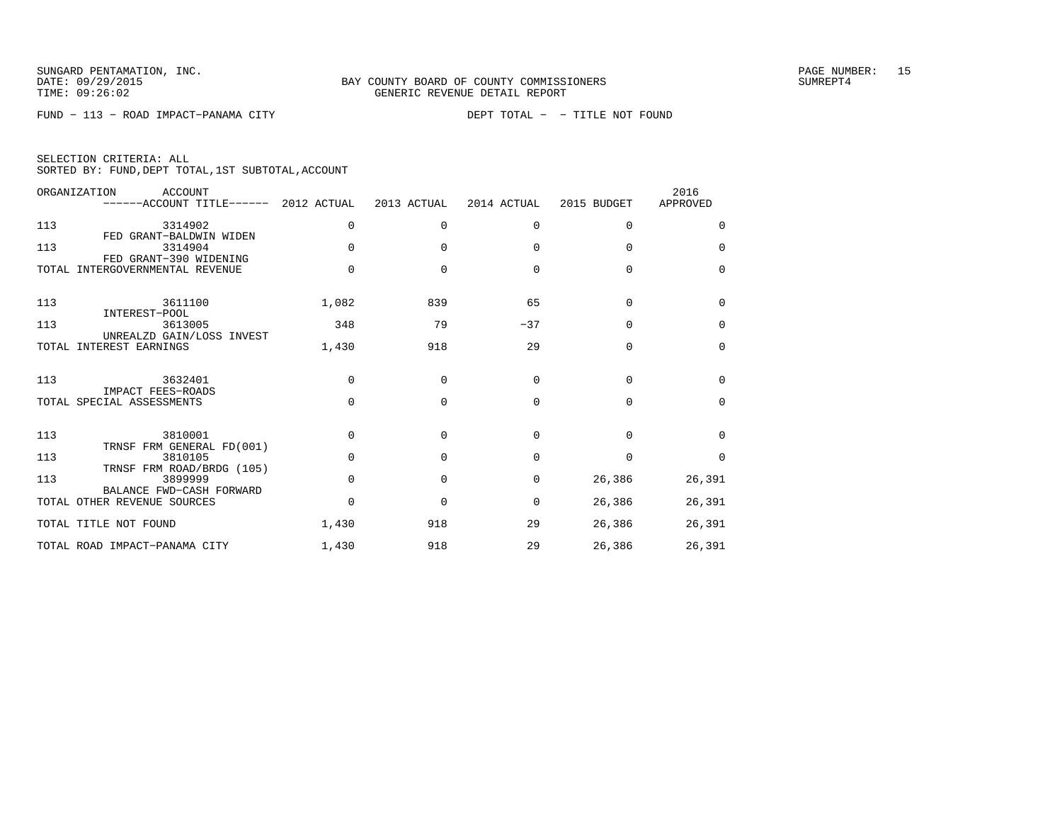SUNGARD PENTAMATION, INC.
DATE: 09/29/2015
TIME: 09:26:02

BAY COUNTY BOARD OF COUNTY COMMISSIONERS
GENERIC REVENUE DETAIL REPORT

SUMREPT4

FUND − 113 − ROAD IMPACT−PANAMA CITY    DEPT TOTAL − − TITLE NOT FOUND

SELECTION CRITERIA: ALL
SORTED BY: FUND,DEPT TOTAL,1ST SUBTOTAL,ACCOUNT

| ORGANIZATION | ACCOUNT / ------ACCOUNT TITLE------ | 2012 ACTUAL | 2013 ACTUAL | 2014 ACTUAL | 2015 BUDGET | 2016 APPROVED |
|---|---|---|---|---|---|---|
| 113 | 3314902 FED GRANT−BALDWIN WIDEN | 0 | 0 | 0 | 0 | 0 |
| 113 | 3314904 FED GRANT−390 WIDENING | 0 | 0 | 0 | 0 | 0 |
| TOTAL INTERGOVERNMENTAL REVENUE | | 0 | 0 | 0 | 0 | 0 |
| 113 | 3611100 INTEREST−POOL | 1,082 | 839 | 65 | 0 | 0 |
| 113 | 3613005 UNREALZD GAIN/LOSS INVEST | 348 | 79 | −37 | 0 | 0 |
| TOTAL INTEREST EARNINGS | | 1,430 | 918 | 29 | 0 | 0 |
| 113 | 3632401 IMPACT FEES−ROADS | 0 | 0 | 0 | 0 | 0 |
| TOTAL SPECIAL ASSESSMENTS | | 0 | 0 | 0 | 0 | 0 |
| 113 | 3810001 TRNSF FRM GENERAL FD(001) | 0 | 0 | 0 | 0 | 0 |
| 113 | 3810105 TRNSF FRM ROAD/BRDG (105) | 0 | 0 | 0 | 0 | 0 |
| 113 | 3899999 BALANCE FWD−CASH FORWARD | 0 | 0 | 0 | 26,386 | 26,391 |
| TOTAL OTHER REVENUE SOURCES | | 0 | 0 | 0 | 26,386 | 26,391 |
| TOTAL TITLE NOT FOUND | | 1,430 | 918 | 29 | 26,386 | 26,391 |
| TOTAL ROAD IMPACT−PANAMA CITY | | 1,430 | 918 | 29 | 26,386 | 26,391 |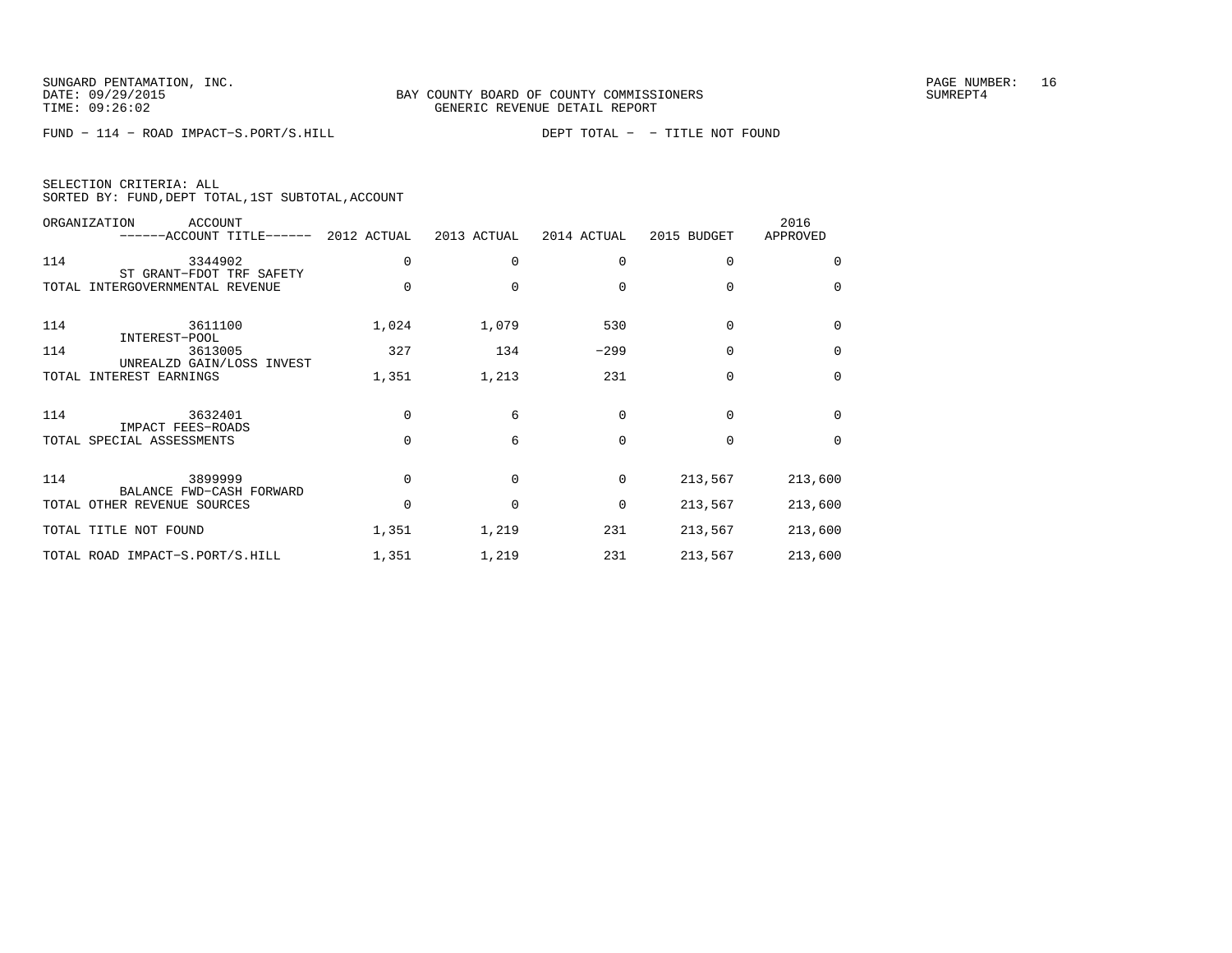SUNGARD PENTAMATION, INC.
DATE: 09/29/2015
TIME: 09:26:02

BAY COUNTY BOARD OF COUNTY COMMISSIONERS
GENERIC REVENUE DETAIL REPORT

SUMREPT4

FUND - 114 - ROAD IMPACT-S.PORT/S.HILL    DEPT TOTAL - - TITLE NOT FOUND

SELECTION CRITERIA: ALL
SORTED BY: FUND,DEPT TOTAL,1ST SUBTOTAL,ACCOUNT

| ORGANIZATION | ACCOUNT / ------ACCOUNT TITLE------ | 2012 ACTUAL | 2013 ACTUAL | 2014 ACTUAL | 2015 BUDGET | 2016 APPROVED |
|---|---|---|---|---|---|---|
| 114 | 3344902 ST GRANT-FDOT TRF SAFETY | 0 | 0 | 0 | 0 | 0 |
| TOTAL INTERGOVERNMENTAL REVENUE | | 0 | 0 | 0 | 0 | 0 |
| 114 | 3611100 INTEREST-POOL | 1,024 | 1,079 | 530 | 0 | 0 |
| 114 | 3613005 UNREALZD GAIN/LOSS INVEST | 327 | 134 | -299 | 0 | 0 |
| TOTAL INTEREST EARNINGS | | 1,351 | 1,213 | 231 | 0 | 0 |
| 114 | 3632401 IMPACT FEES-ROADS | 0 | 6 | 0 | 0 | 0 |
| TOTAL SPECIAL ASSESSMENTS | | 0 | 6 | 0 | 0 | 0 |
| 114 | 3899999 BALANCE FWD-CASH FORWARD | 0 | 0 | 0 | 213,567 | 213,600 |
| TOTAL OTHER REVENUE SOURCES | | 0 | 0 | 0 | 213,567 | 213,600 |
| TOTAL TITLE NOT FOUND | | 1,351 | 1,219 | 231 | 213,567 | 213,600 |
| TOTAL ROAD IMPACT-S.PORT/S.HILL | | 1,351 | 1,219 | 231 | 213,567 | 213,600 |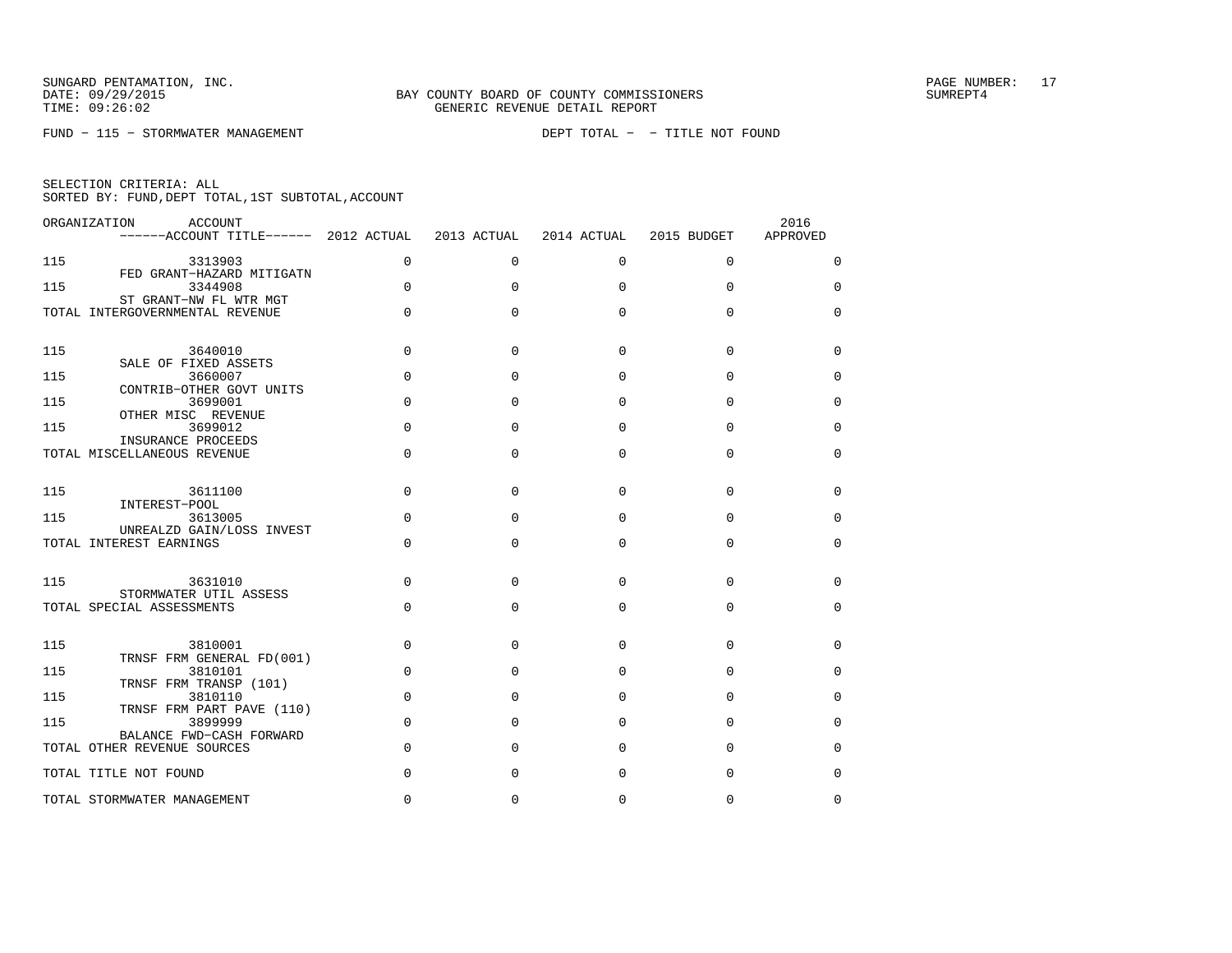SUNGARD PENTAMATION, INC.
DATE: 09/29/2015
TIME: 09:26:02

BAY COUNTY BOARD OF COUNTY COMMISSIONERS
GENERIC REVENUE DETAIL REPORT

SUMREPT4

FUND - 115 - STORMWATER MANAGEMENT　　　　DEPT TOTAL - - TITLE NOT FOUND

SELECTION CRITERIA: ALL
SORTED BY: FUND,DEPT TOTAL,1ST SUBTOTAL,ACCOUNT

| ORGANIZATION | ACCOUNT / ------ACCOUNT TITLE------ | 2012 ACTUAL | 2013 ACTUAL | 2014 ACTUAL | 2015 BUDGET | 2016 APPROVED |
|---|---|---|---|---|---|---|
| 115 | 3313903 FED GRANT-HAZARD MITIGATN | 0 | 0 | 0 | 0 | 0 |
| 115 | 3344908 ST GRANT-NW FL WTR MGT | 0 | 0 | 0 | 0 | 0 |
| TOTAL INTERGOVERNMENTAL REVENUE | | 0 | 0 | 0 | 0 | 0 |
| 115 | 3640010 SALE OF FIXED ASSETS | 0 | 0 | 0 | 0 | 0 |
| 115 | 3660007 CONTRIB-OTHER GOVT UNITS | 0 | 0 | 0 | 0 | 0 |
| 115 | 3699001 OTHER MISC REVENUE | 0 | 0 | 0 | 0 | 0 |
| 115 | 3699012 INSURANCE PROCEEDS | 0 | 0 | 0 | 0 | 0 |
| TOTAL MISCELLANEOUS REVENUE | | 0 | 0 | 0 | 0 | 0 |
| 115 | 3611100 INTEREST-POOL | 0 | 0 | 0 | 0 | 0 |
| 115 | 3613005 UNREALZD GAIN/LOSS INVEST | 0 | 0 | 0 | 0 | 0 |
| TOTAL INTEREST EARNINGS | | 0 | 0 | 0 | 0 | 0 |
| 115 | 3631010 STORMWATER UTIL ASSESS | 0 | 0 | 0 | 0 | 0 |
| TOTAL SPECIAL ASSESSMENTS | | 0 | 0 | 0 | 0 | 0 |
| 115 | 3810001 TRNSF FRM GENERAL FD(001) | 0 | 0 | 0 | 0 | 0 |
| 115 | 3810101 TRNSF FRM TRANSP (101) | 0 | 0 | 0 | 0 | 0 |
| 115 | 3810110 TRNSF FRM PART PAVE (110) | 0 | 0 | 0 | 0 | 0 |
| 115 | 3899999 BALANCE FWD-CASH FORWARD | 0 | 0 | 0 | 0 | 0 |
| TOTAL OTHER REVENUE SOURCES | | 0 | 0 | 0 | 0 | 0 |
| TOTAL TITLE NOT FOUND | | 0 | 0 | 0 | 0 | 0 |
| TOTAL STORMWATER MANAGEMENT | | 0 | 0 | 0 | 0 | 0 |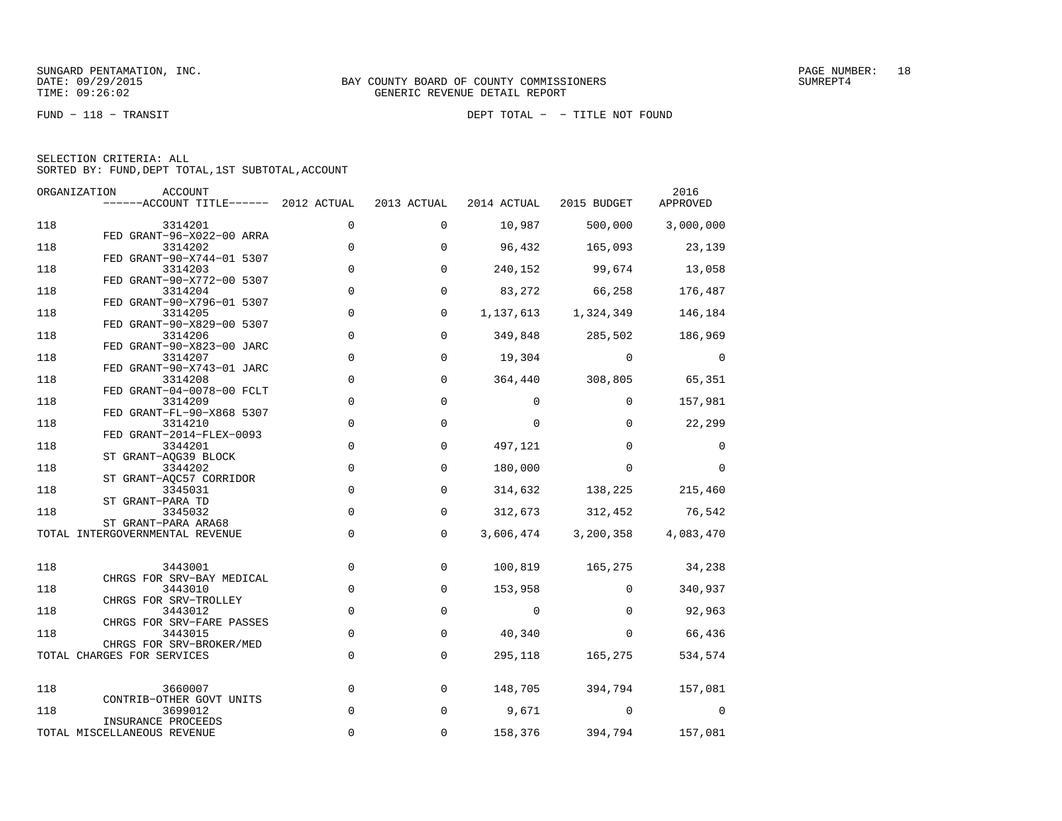SUNGARD PENTAMATION, INC.
DATE: 09/29/2015
TIME: 09:26:02

BAY COUNTY BOARD OF COUNTY COMMISSIONERS
GENERIC REVENUE DETAIL REPORT

SUMREPT4

FUND - 118 - TRANSIT

DEPT TOTAL - - TITLE NOT FOUND

SELECTION CRITERIA: ALL
SORTED BY: FUND,DEPT TOTAL,1ST SUBTOTAL,ACCOUNT

| ORGANIZATION | ACCOUNT / ACCOUNT TITLE | 2012 ACTUAL | 2013 ACTUAL | 2014 ACTUAL | 2015 BUDGET | 2016 APPROVED |
|---|---|---|---|---|---|---|
| 118 | 3314201 FED GRANT-96-X022-00 ARRA | 0 | 0 | 10,987 | 500,000 | 3,000,000 |
| 118 | 3314202 FED GRANT-90-X744-01 5307 | 0 | 0 | 96,432 | 165,093 | 23,139 |
| 118 | 3314203 FED GRANT-90-X772-00 5307 | 0 | 0 | 240,152 | 99,674 | 13,058 |
| 118 | 3314204 FED GRANT-90-X796-01 5307 | 0 | 0 | 83,272 | 66,258 | 176,487 |
| 118 | 3314205 FED GRANT-90-X829-00 5307 | 0 | 0 | 1,137,613 | 1,324,349 | 146,184 |
| 118 | 3314206 FED GRANT-90-X823-00 JARC | 0 | 0 | 349,848 | 285,502 | 186,969 |
| 118 | 3314207 FED GRANT-90-X743-01 JARC | 0 | 0 | 19,304 | 0 | 0 |
| 118 | 3314208 FED GRANT-04-0078-00 FCLT | 0 | 0 | 364,440 | 308,805 | 65,351 |
| 118 | 3314209 FED GRANT-FL-90-X868 5307 | 0 | 0 | 0 | 0 | 157,981 |
| 118 | 3314210 FED GRANT-2014-FLEX-0093 | 0 | 0 | 0 | 0 | 22,299 |
| 118 | 3344201 ST GRANT-AQG39 BLOCK | 0 | 0 | 497,121 | 0 | 0 |
| 118 | 3344202 ST GRANT-AQC57 CORRIDOR | 0 | 0 | 180,000 | 0 | 0 |
| 118 | 3345031 ST GRANT-PARA TD | 0 | 0 | 314,632 | 138,225 | 215,460 |
| 118 | 3345032 ST GRANT-PARA ARA68 | 0 | 0 | 312,673 | 312,452 | 76,542 |
| TOTAL INTERGOVERNMENTAL REVENUE | | 0 | 0 | 3,606,474 | 3,200,358 | 4,083,470 |
| 118 | 3443001 CHRGS FOR SRV-BAY MEDICAL | 0 | 0 | 100,819 | 165,275 | 34,238 |
| 118 | 3443010 CHRGS FOR SRV-TROLLEY | 0 | 0 | 153,958 | 0 | 340,937 |
| 118 | 3443012 CHRGS FOR SRV-FARE PASSES | 0 | 0 | 0 | 0 | 92,963 |
| 118 | 3443015 CHRGS FOR SRV-BROKER/MED | 0 | 0 | 40,340 | 0 | 66,436 |
| TOTAL CHARGES FOR SERVICES | | 0 | 0 | 295,118 | 165,275 | 534,574 |
| 118 | 3660007 CONTRIB-OTHER GOVT UNITS | 0 | 0 | 148,705 | 394,794 | 157,081 |
| 118 | 3699012 INSURANCE PROCEEDS | 0 | 0 | 9,671 | 0 | 0 |
| TOTAL MISCELLANEOUS REVENUE | | 0 | 0 | 158,376 | 394,794 | 157,081 |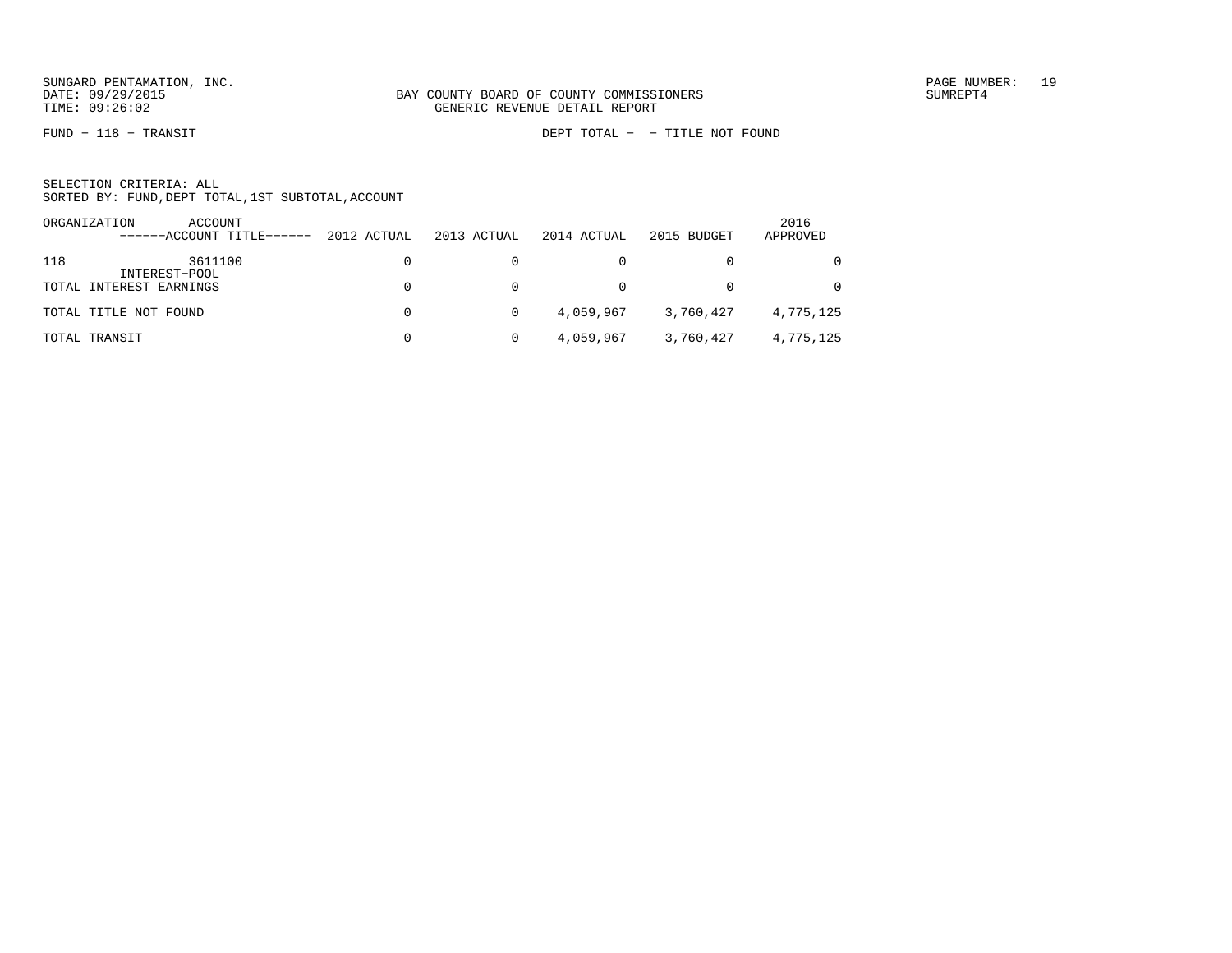SUNGARD PENTAMATION, INC.
DATE: 09/29/2015
TIME: 09:26:02

BAY COUNTY BOARD OF COUNTY COMMISSIONERS
GENERIC REVENUE DETAIL REPORT

PAGE NUMBER: 19
SUMREPT4

FUND - 118 - TRANSIT

DEPT TOTAL - - TITLE NOT FOUND

SELECTION CRITERIA: ALL
SORTED BY: FUND,DEPT TOTAL,1ST SUBTOTAL,ACCOUNT

| ORGANIZATION | ACCOUNT ------ACCOUNT TITLE------ | 2012 ACTUAL | 2013 ACTUAL | 2014 ACTUAL | 2015 BUDGET | 2016 APPROVED |
|---|---|---|---|---|---|---|
| 118 | 3611100 INTEREST-POOL | 0 | 0 | 0 | 0 | 0 |
| TOTAL INTEREST EARNINGS | | 0 | 0 | 0 | 0 | 0 |
| TOTAL TITLE NOT FOUND | | 0 | 0 | 4,059,967 | 3,760,427 | 4,775,125 |
| TOTAL TRANSIT | | 0 | 0 | 4,059,967 | 3,760,427 | 4,775,125 |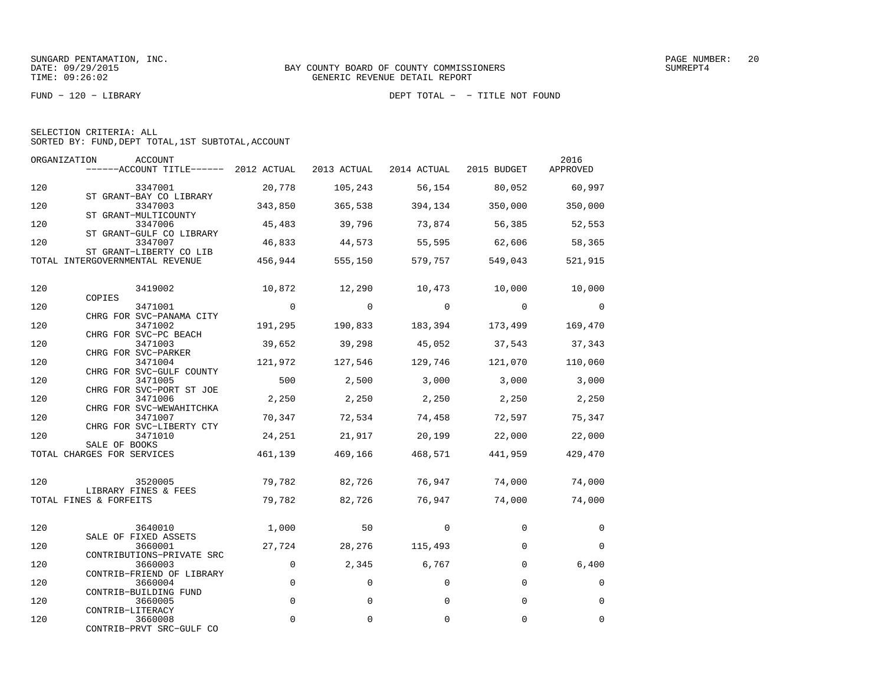SUNGARD PENTAMATION, INC.
DATE: 09/29/2015
TIME: 09:26:02

BAY COUNTY BOARD OF COUNTY COMMISSIONERS
GENERIC REVENUE DETAIL REPORT

PAGE NUMBER: 20
SUMREPT4

FUND − 120 − LIBRARY

DEPT TOTAL − − TITLE NOT FOUND

SELECTION CRITERIA: ALL
SORTED BY: FUND,DEPT TOTAL,1ST SUBTOTAL,ACCOUNT

| ORGANIZATION | ACCOUNT / ACCOUNT TITLE | 2012 ACTUAL | 2013 ACTUAL | 2014 ACTUAL | 2015 BUDGET | 2016 APPROVED |
|---|---|---|---|---|---|---|
| 120 | 3347001 ST GRANT−BAY CO LIBRARY | 20,778 | 105,243 | 56,154 | 80,052 | 60,997 |
| 120 | 3347003 ST GRANT−MULTICOUNTY | 343,850 | 365,538 | 394,134 | 350,000 | 350,000 |
| 120 | 3347006 ST GRANT−GULF CO LIBRARY | 45,483 | 39,796 | 73,874 | 56,385 | 52,553 |
| 120 | 3347007 ST GRANT−LIBERTY CO LIB | 46,833 | 44,573 | 55,595 | 62,606 | 58,365 |
| TOTAL INTERGOVERNMENTAL REVENUE | | 456,944 | 555,150 | 579,757 | 549,043 | 521,915 |
| 120 | 3419002 COPIES | 10,872 | 12,290 | 10,473 | 10,000 | 10,000 |
| 120 | 3471001 CHRG FOR SVC−PANAMA CITY | 0 | 0 | 0 | 0 | 0 |
| 120 | 3471002 CHRG FOR SVC−PC BEACH | 191,295 | 190,833 | 183,394 | 173,499 | 169,470 |
| 120 | 3471003 CHRG FOR SVC−PARKER | 39,652 | 39,298 | 45,052 | 37,543 | 37,343 |
| 120 | 3471004 CHRG FOR SVC−GULF COUNTY | 121,972 | 127,546 | 129,746 | 121,070 | 110,060 |
| 120 | 3471005 CHRG FOR SVC−PORT ST JOE | 500 | 2,500 | 3,000 | 3,000 | 3,000 |
| 120 | 3471006 CHRG FOR SVC−WEWAHITCHKA | 2,250 | 2,250 | 2,250 | 2,250 | 2,250 |
| 120 | 3471007 CHRG FOR SVC−LIBERTY CTY | 70,347 | 72,534 | 74,458 | 72,597 | 75,347 |
| 120 | 3471010 SALE OF BOOKS | 24,251 | 21,917 | 20,199 | 22,000 | 22,000 |
| TOTAL CHARGES FOR SERVICES | | 461,139 | 469,166 | 468,571 | 441,959 | 429,470 |
| 120 | 3520005 LIBRARY FINES & FEES | 79,782 | 82,726 | 76,947 | 74,000 | 74,000 |
| TOTAL FINES & FORFEITS | | 79,782 | 82,726 | 76,947 | 74,000 | 74,000 |
| 120 | 3640010 SALE OF FIXED ASSETS | 1,000 | 50 | 0 | 0 | 0 |
| 120 | 3660001 CONTRIBUTIONS−PRIVATE SRC | 27,724 | 28,276 | 115,493 | 0 | 0 |
| 120 | 3660003 CONTRIB−FRIEND OF LIBRARY | 0 | 2,345 | 6,767 | 0 | 6,400 |
| 120 | 3660004 CONTRIB−BUILDING FUND | 0 | 0 | 0 | 0 | 0 |
| 120 | 3660005 CONTRIB−LITERACY | 0 | 0 | 0 | 0 | 0 |
| 120 | 3660008 CONTRIB−PRVT SRC−GULF CO | 0 | 0 | 0 | 0 | 0 |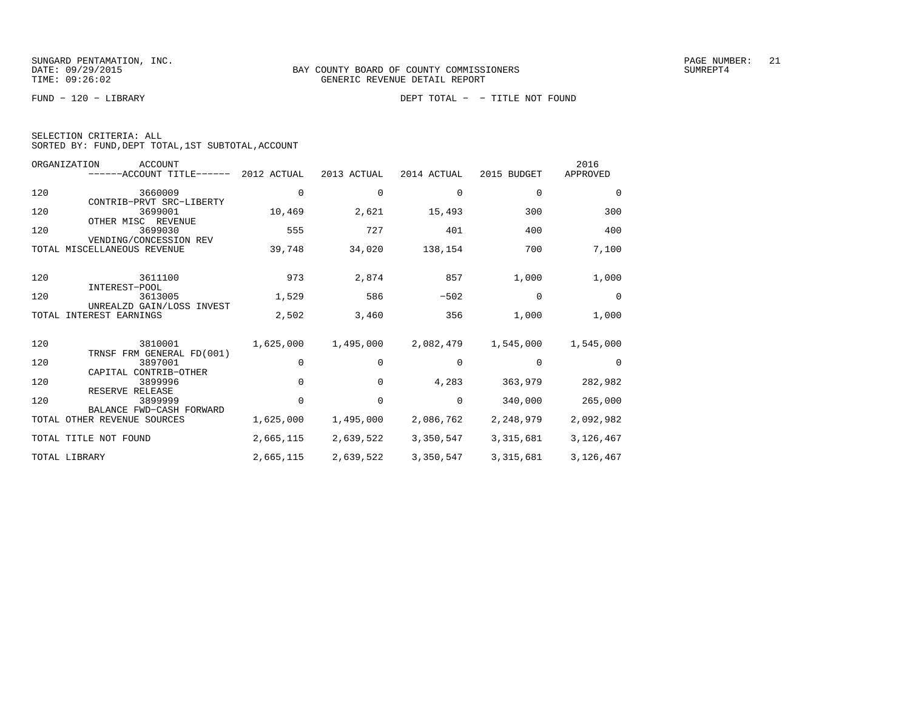SUNGARD PENTAMATION, INC.
DATE: 09/29/2015
TIME: 09:26:02

BAY COUNTY BOARD OF COUNTY COMMISSIONERS
GENERIC REVENUE DETAIL REPORT

SUMREPT4

FUND − 120 − LIBRARY

DEPT TOTAL − − TITLE NOT FOUND

SELECTION CRITERIA: ALL
SORTED BY: FUND,DEPT TOTAL,1ST SUBTOTAL,ACCOUNT

| ORGANIZATION | ACCOUNT / ACCOUNT TITLE | 2012 ACTUAL | 2013 ACTUAL | 2014 ACTUAL | 2015 BUDGET | 2016 APPROVED |
|---|---|---|---|---|---|---|
| 120 | 3660009 CONTRIB−PRVT SRC−LIBERTY | 0 | 0 | 0 | 0 | 0 |
| 120 | 3699001 OTHER MISC REVENUE | 10,469 | 2,621 | 15,493 | 300 | 300 |
| 120 | 3699030 VENDING/CONCESSION REV | 555 | 727 | 401 | 400 | 400 |
| TOTAL MISCELLANEOUS REVENUE | | 39,748 | 34,020 | 138,154 | 700 | 7,100 |
| 120 | 3611100 INTEREST−POOL | 973 | 2,874 | 857 | 1,000 | 1,000 |
| 120 | 3613005 UNREALZD GAIN/LOSS INVEST | 1,529 | 586 | −502 | 0 | 0 |
| TOTAL INTEREST EARNINGS | | 2,502 | 3,460 | 356 | 1,000 | 1,000 |
| 120 | 3810001 TRNSF FRM GENERAL FD(001) | 1,625,000 | 1,495,000 | 2,082,479 | 1,545,000 | 1,545,000 |
| 120 | 3897001 CAPITAL CONTRIB−OTHER | 0 | 0 | 0 | 0 | 0 |
| 120 | 3899996 RESERVE RELEASE | 0 | 0 | 4,283 | 363,979 | 282,982 |
| 120 | 3899999 BALANCE FWD−CASH FORWARD | 0 | 0 | 0 | 340,000 | 265,000 |
| TOTAL OTHER REVENUE SOURCES | | 1,625,000 | 1,495,000 | 2,086,762 | 2,248,979 | 2,092,982 |
| TOTAL TITLE NOT FOUND | | 2,665,115 | 2,639,522 | 3,350,547 | 3,315,681 | 3,126,467 |
| TOTAL LIBRARY | | 2,665,115 | 2,639,522 | 3,350,547 | 3,315,681 | 3,126,467 |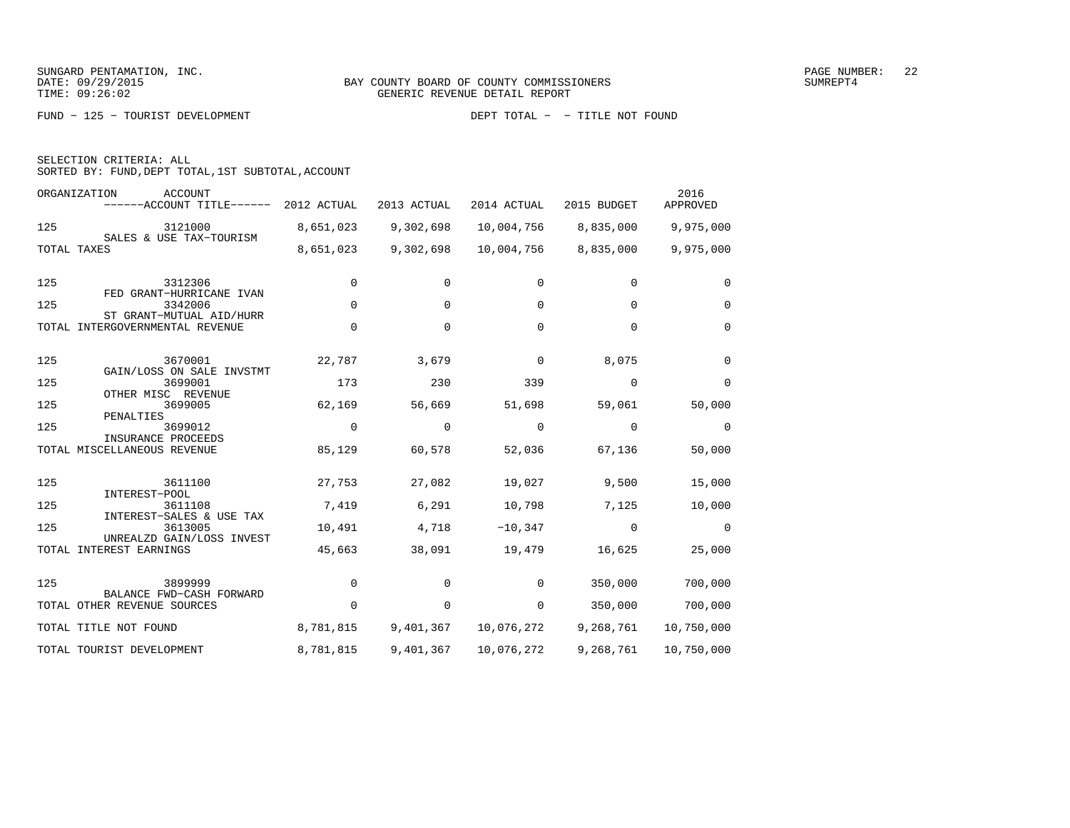SUNGARD PENTAMATION, INC.
DATE: 09/29/2015
TIME: 09:26:02

BAY COUNTY BOARD OF COUNTY COMMISSIONERS
GENERIC REVENUE DETAIL REPORT

SUMREPT4

FUND − 125 − TOURIST DEVELOPMENT

DEPT TOTAL − − TITLE NOT FOUND

SELECTION CRITERIA: ALL
SORTED BY: FUND,DEPT TOTAL,1ST SUBTOTAL,ACCOUNT

| ORGANIZATION | ACCOUNT / ACCOUNT TITLE | 2012 ACTUAL | 2013 ACTUAL | 2014 ACTUAL | 2015 BUDGET | 2016 APPROVED |
|---|---|---|---|---|---|---|
| 125 | 3121000 SALES & USE TAX−TOURISM | 8,651,023 | 9,302,698 | 10,004,756 | 8,835,000 | 9,975,000 |
| TOTAL TAXES | | 8,651,023 | 9,302,698 | 10,004,756 | 8,835,000 | 9,975,000 |
| 125 | 3312306 FED GRANT−HURRICANE IVAN | 0 | 0 | 0 | 0 | 0 |
| 125 | 3342006 ST GRANT−MUTUAL AID/HURR | 0 | 0 | 0 | 0 | 0 |
| TOTAL INTERGOVERNMENTAL REVENUE | | 0 | 0 | 0 | 0 | 0 |
| 125 | 3670001 GAIN/LOSS ON SALE INVSTMT | 22,787 | 3,679 | 0 | 8,075 | 0 |
| 125 | 3699001 OTHER MISC REVENUE | 173 | 230 | 339 | 0 | 0 |
| 125 | 3699005 PENALTIES | 62,169 | 56,669 | 51,698 | 59,061 | 50,000 |
| 125 | 3699012 INSURANCE PROCEEDS | 0 | 0 | 0 | 0 | 0 |
| TOTAL MISCELLANEOUS REVENUE | | 85,129 | 60,578 | 52,036 | 67,136 | 50,000 |
| 125 | 3611100 INTEREST−POOL | 27,753 | 27,082 | 19,027 | 9,500 | 15,000 |
| 125 | 3611108 INTEREST−SALES & USE TAX | 7,419 | 6,291 | 10,798 | 7,125 | 10,000 |
| 125 | 3613005 UNREALZD GAIN/LOSS INVEST | 10,491 | 4,718 | −10,347 | 0 | 0 |
| TOTAL INTEREST EARNINGS | | 45,663 | 38,091 | 19,479 | 16,625 | 25,000 |
| 125 | 3899999 BALANCE FWD−CASH FORWARD | 0 | 0 | 0 | 350,000 | 700,000 |
| TOTAL OTHER REVENUE SOURCES | | 0 | 0 | 0 | 350,000 | 700,000 |
| TOTAL TITLE NOT FOUND | | 8,781,815 | 9,401,367 | 10,076,272 | 9,268,761 | 10,750,000 |
| TOTAL TOURIST DEVELOPMENT | | 8,781,815 | 9,401,367 | 10,076,272 | 9,268,761 | 10,750,000 |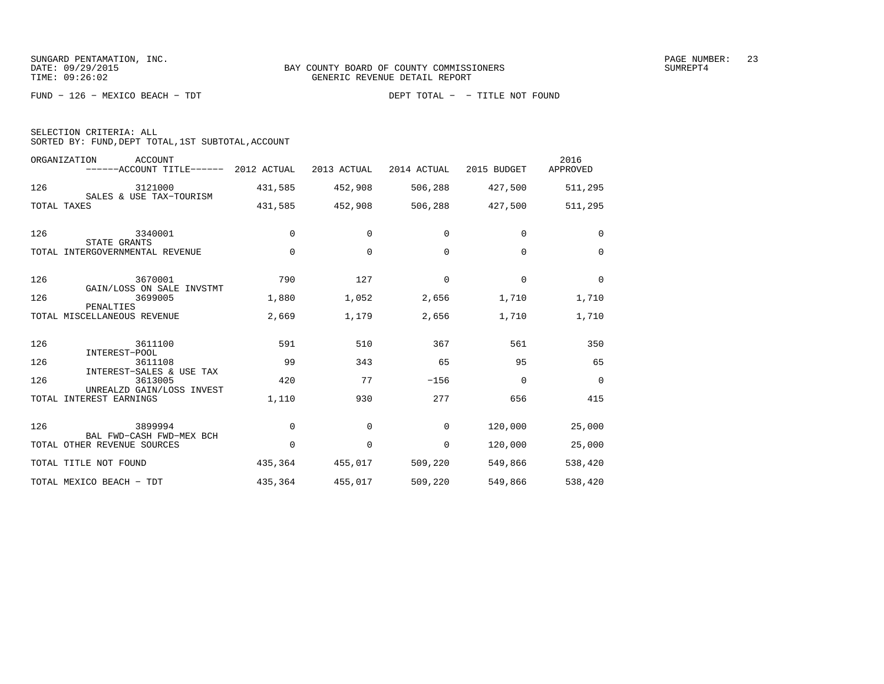SUNGARD PENTAMATION, INC.
DATE: 09/29/2015
TIME: 09:26:02

BAY COUNTY BOARD OF COUNTY COMMISSIONERS
GENERIC REVENUE DETAIL REPORT

SUMREPT4

FUND − 126 − MEXICO BEACH − TDT

DEPT TOTAL − − TITLE NOT FOUND

SELECTION CRITERIA: ALL
SORTED BY: FUND,DEPT TOTAL,1ST SUBTOTAL,ACCOUNT

| ORGANIZATION | ACCOUNT / ACCOUNT TITLE | 2012 ACTUAL | 2013 ACTUAL | 2014 ACTUAL | 2015 BUDGET | 2016 APPROVED |
|---|---|---|---|---|---|---|
| 126 | 3121000 SALES & USE TAX−TOURISM | 431,585 | 452,908 | 506,288 | 427,500 | 511,295 |
| TOTAL TAXES | | 431,585 | 452,908 | 506,288 | 427,500 | 511,295 |
| 126 | 3340001 STATE GRANTS | 0 | 0 | 0 | 0 | 0 |
| TOTAL INTERGOVERNMENTAL REVENUE | | 0 | 0 | 0 | 0 | 0 |
| 126 | 3670001 GAIN/LOSS ON SALE INVSTMT | 790 | 127 | 0 | 0 | 0 |
| 126 | 3699005 PENALTIES | 1,880 | 1,052 | 2,656 | 1,710 | 1,710 |
| TOTAL MISCELLANEOUS REVENUE | | 2,669 | 1,179 | 2,656 | 1,710 | 1,710 |
| 126 | 3611100 INTEREST−POOL | 591 | 510 | 367 | 561 | 350 |
| 126 | 3611108 INTEREST−SALES & USE TAX | 99 | 343 | 65 | 95 | 65 |
| 126 | 3613005 UNREALZD GAIN/LOSS INVEST | 420 | 77 | −156 | 0 | 0 |
| TOTAL INTEREST EARNINGS | | 1,110 | 930 | 277 | 656 | 415 |
| 126 | 3899994 BAL FWD−CASH FWD−MEX BCH | 0 | 0 | 0 | 120,000 | 25,000 |
| TOTAL OTHER REVENUE SOURCES | | 0 | 0 | 0 | 120,000 | 25,000 |
| TOTAL TITLE NOT FOUND | | 435,364 | 455,017 | 509,220 | 549,866 | 538,420 |
| TOTAL MEXICO BEACH − TDT | | 435,364 | 455,017 | 509,220 | 549,866 | 538,420 |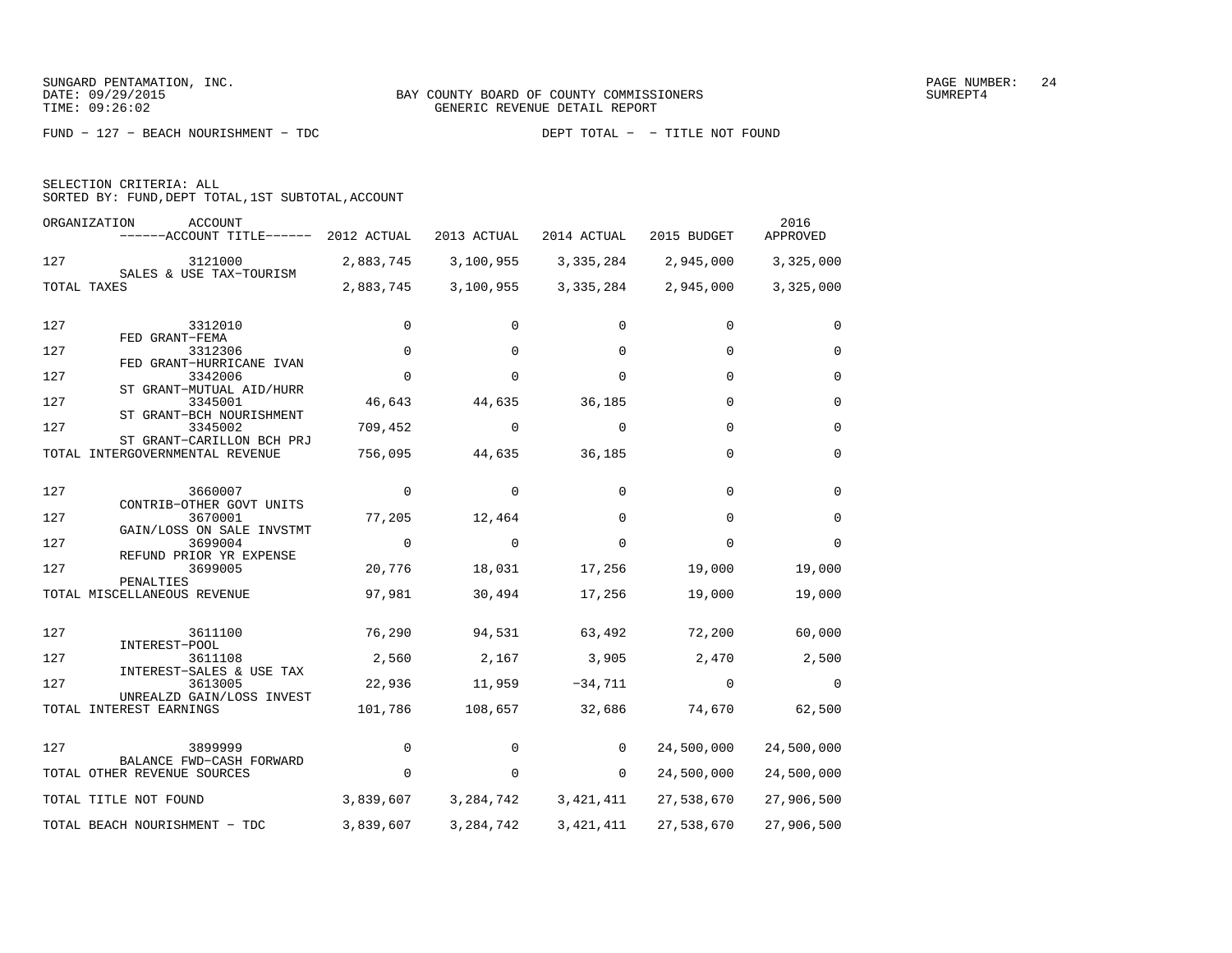SUNGARD PENTAMATION, INC.
DATE: 09/29/2015
TIME: 09:26:02

BAY COUNTY BOARD OF COUNTY COMMISSIONERS
GENERIC REVENUE DETAIL REPORT

SUMREPT4

FUND - 127 - BEACH NOURISHMENT - TDC    DEPT TOTAL - - TITLE NOT FOUND

SELECTION CRITERIA: ALL
SORTED BY: FUND,DEPT TOTAL,1ST SUBTOTAL,ACCOUNT

| ORGANIZATION | ACCOUNT / ACCOUNT TITLE | 2012 ACTUAL | 2013 ACTUAL | 2014 ACTUAL | 2015 BUDGET | 2016 APPROVED |
|---|---|---|---|---|---|---|
| 127 | 3121000 SALES & USE TAX-TOURISM | 2,883,745 | 3,100,955 | 3,335,284 | 2,945,000 | 3,325,000 |
| TOTAL TAXES | | 2,883,745 | 3,100,955 | 3,335,284 | 2,945,000 | 3,325,000 |
| 127 | 3312010 FED GRANT-FEMA | 0 | 0 | 0 | 0 | 0 |
| 127 | 3312306 FED GRANT-HURRICANE IVAN | 0 | 0 | 0 | 0 | 0 |
| 127 | 3342006 ST GRANT-MUTUAL AID/HURR | 0 | 0 | 0 | 0 | 0 |
| 127 | 3345001 ST GRANT-BCH NOURISHMENT | 46,643 | 44,635 | 36,185 | 0 | 0 |
| 127 | 3345002 ST GRANT-CARILLON BCH PRJ | 709,452 | 0 | 0 | 0 | 0 |
| TOTAL INTERGOVERNMENTAL REVENUE | | 756,095 | 44,635 | 36,185 | 0 | 0 |
| 127 | 3660007 CONTRIB-OTHER GOVT UNITS | 0 | 0 | 0 | 0 | 0 |
| 127 | 3670001 GAIN/LOSS ON SALE INVSTMT | 77,205 | 12,464 | 0 | 0 | 0 |
| 127 | 3699004 REFUND PRIOR YR EXPENSE | 0 | 0 | 0 | 0 | 0 |
| 127 | 3699005 PENALTIES | 20,776 | 18,031 | 17,256 | 19,000 | 19,000 |
| TOTAL MISCELLANEOUS REVENUE | | 97,981 | 30,494 | 17,256 | 19,000 | 19,000 |
| 127 | 3611100 INTEREST-POOL | 76,290 | 94,531 | 63,492 | 72,200 | 60,000 |
| 127 | 3611108 INTEREST-SALES & USE TAX | 2,560 | 2,167 | 3,905 | 2,470 | 2,500 |
| 127 | 3613005 UNREALZD GAIN/LOSS INVEST | 22,936 | 11,959 | -34,711 | 0 | 0 |
| TOTAL INTEREST EARNINGS | | 101,786 | 108,657 | 32,686 | 74,670 | 62,500 |
| 127 | 3899999 BALANCE FWD-CASH FORWARD | 0 | 0 | 0 | 24,500,000 | 24,500,000 |
| TOTAL OTHER REVENUE SOURCES | | 0 | 0 | 0 | 24,500,000 | 24,500,000 |
| TOTAL TITLE NOT FOUND | | 3,839,607 | 3,284,742 | 3,421,411 | 27,538,670 | 27,906,500 |
| TOTAL BEACH NOURISHMENT - TDC | | 3,839,607 | 3,284,742 | 3,421,411 | 27,538,670 | 27,906,500 |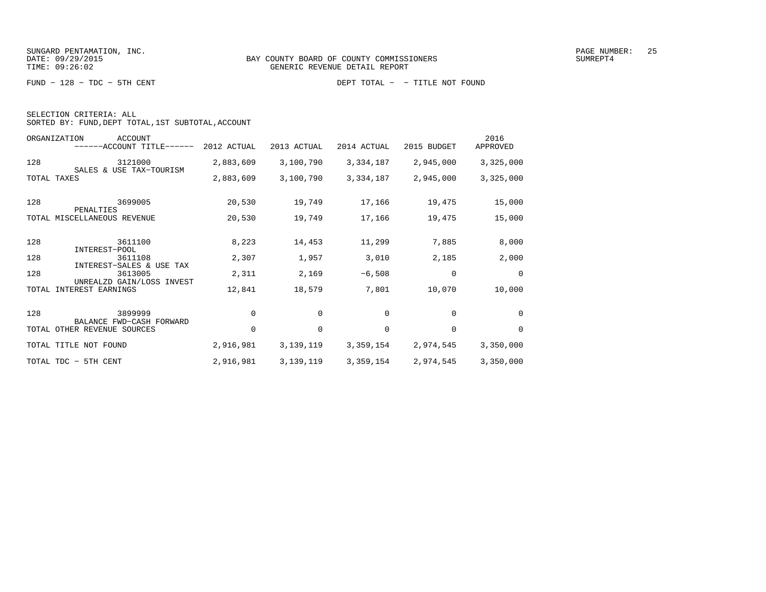SUNGARD PENTAMATION, INC.
DATE: 09/29/2015
TIME: 09:26:02

BAY COUNTY BOARD OF COUNTY COMMISSIONERS
GENERIC REVENUE DETAIL REPORT

SUMREPT4

FUND - 128 - TDC - 5TH CENT

DEPT TOTAL - - TITLE NOT FOUND

SELECTION CRITERIA: ALL
SORTED BY: FUND,DEPT TOTAL,1ST SUBTOTAL,ACCOUNT

| ORGANIZATION | ACCOUNT / ------ACCOUNT TITLE------ | 2012 ACTUAL | 2013 ACTUAL | 2014 ACTUAL | 2015 BUDGET | 2016 APPROVED |
|---|---|---|---|---|---|---|
| 128 | 3121000 SALES & USE TAX-TOURISM | 2,883,609 | 3,100,790 | 3,334,187 | 2,945,000 | 3,325,000 |
| TOTAL TAXES | | 2,883,609 | 3,100,790 | 3,334,187 | 2,945,000 | 3,325,000 |
| 128 | 3699005 PENALTIES | 20,530 | 19,749 | 17,166 | 19,475 | 15,000 |
| TOTAL MISCELLANEOUS REVENUE | | 20,530 | 19,749 | 17,166 | 19,475 | 15,000 |
| 128 | 3611100 INTEREST-POOL | 8,223 | 14,453 | 11,299 | 7,885 | 8,000 |
| 128 | 3611108 INTEREST-SALES & USE TAX | 2,307 | 1,957 | 3,010 | 2,185 | 2,000 |
| 128 | 3613005 UNREALZD GAIN/LOSS INVEST | 2,311 | 2,169 | -6,508 | 0 | 0 |
| TOTAL INTEREST EARNINGS | | 12,841 | 18,579 | 7,801 | 10,070 | 10,000 |
| 128 | 3899999 BALANCE FWD-CASH FORWARD | 0 | 0 | 0 | 0 | 0 |
| TOTAL OTHER REVENUE SOURCES | | 0 | 0 | 0 | 0 | 0 |
| TOTAL TITLE NOT FOUND | | 2,916,981 | 3,139,119 | 3,359,154 | 2,974,545 | 3,350,000 |
| TOTAL TDC - 5TH CENT | | 2,916,981 | 3,139,119 | 3,359,154 | 2,974,545 | 3,350,000 |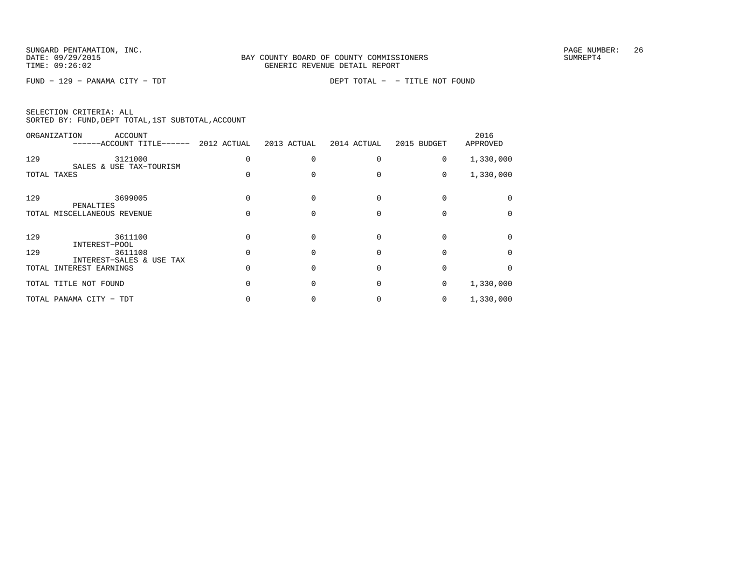SUNGARD PENTAMATION, INC.
DATE: 09/29/2015
TIME: 09:26:02

BAY COUNTY BOARD OF COUNTY COMMISSIONERS
GENERIC REVENUE DETAIL REPORT

SUMREPT4

FUND − 129 − PANAMA CITY − TDT                DEPT TOTAL −  − TITLE NOT FOUND

SELECTION CRITERIA: ALL
SORTED BY: FUND,DEPT TOTAL,1ST SUBTOTAL,ACCOUNT

| ORGANIZATION | ACCOUNT / ------ACCOUNT TITLE------ | 2012 ACTUAL | 2013 ACTUAL | 2014 ACTUAL | 2015 BUDGET | 2016 APPROVED |
|---|---|---|---|---|---|---|
| 129 | 3121000 SALES & USE TAX−TOURISM | 0 | 0 | 0 | 0 | 1,330,000 |
| TOTAL TAXES | | 0 | 0 | 0 | 0 | 1,330,000 |
| 129 | 3699005 PENALTIES | 0 | 0 | 0 | 0 | 0 |
| TOTAL MISCELLANEOUS REVENUE | | 0 | 0 | 0 | 0 | 0 |
| 129 | 3611100 INTEREST−POOL | 0 | 0 | 0 | 0 | 0 |
| 129 | 3611108 INTEREST−SALES & USE TAX | 0 | 0 | 0 | 0 | 0 |
| TOTAL INTEREST EARNINGS | | 0 | 0 | 0 | 0 | 0 |
| TOTAL TITLE NOT FOUND | | 0 | 0 | 0 | 0 | 1,330,000 |
| TOTAL PANAMA CITY − TDT | | 0 | 0 | 0 | 0 | 1,330,000 |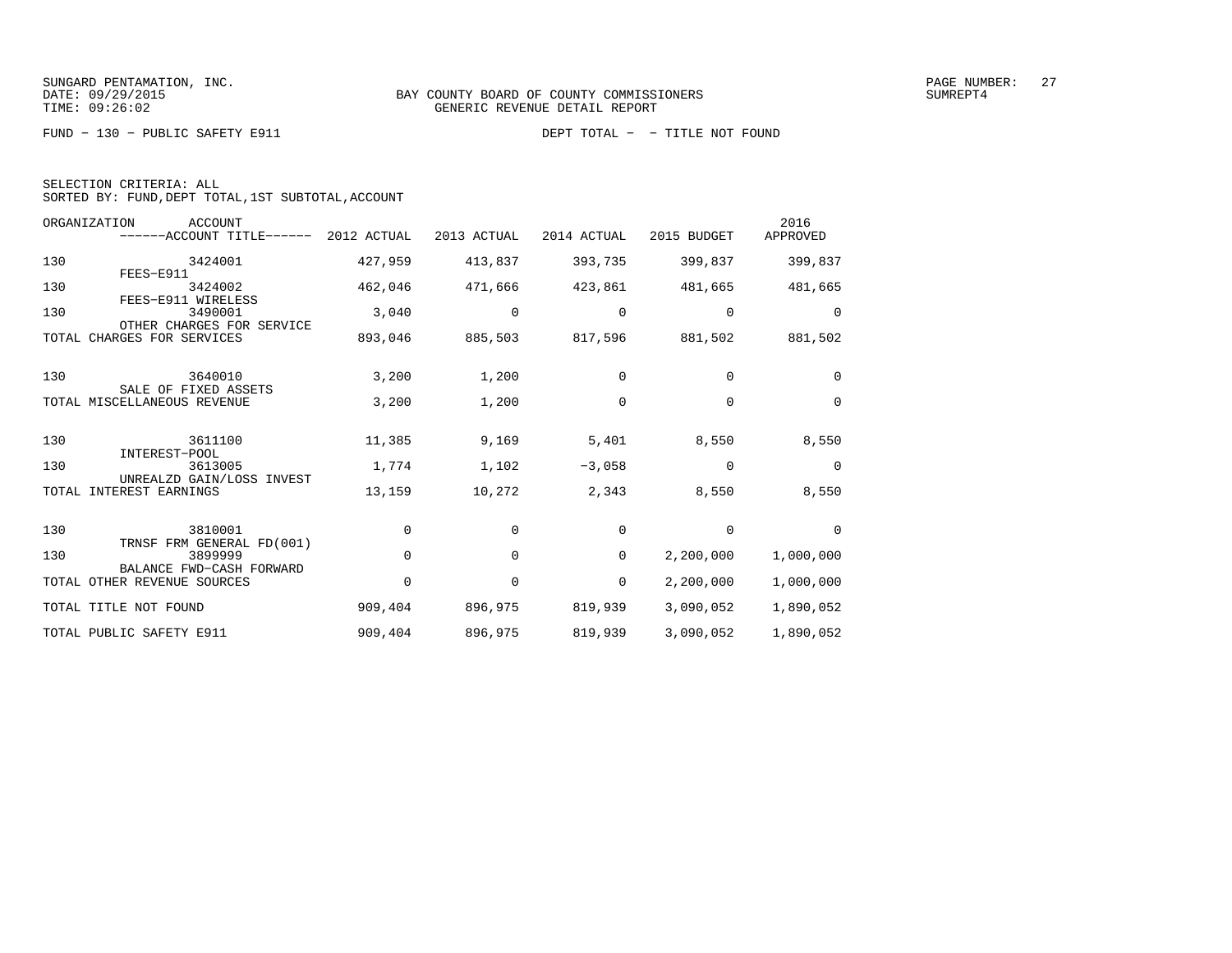SUNGARD PENTAMATION, INC.
DATE: 09/29/2015
TIME: 09:26:02

BAY COUNTY BOARD OF COUNTY COMMISSIONERS
GENERIC REVENUE DETAIL REPORT

SUMREPT4

FUND − 130 − PUBLIC SAFETY E911    DEPT TOTAL − − TITLE NOT FOUND

SELECTION CRITERIA: ALL
SORTED BY: FUND,DEPT TOTAL,1ST SUBTOTAL,ACCOUNT

| ORGANIZATION | ACCOUNT / ACCOUNT TITLE | 2012 ACTUAL | 2013 ACTUAL | 2014 ACTUAL | 2015 BUDGET | 2016 APPROVED |
|---|---|---|---|---|---|---|
| 130 | 3424001 FEES−E911 | 427,959 | 413,837 | 393,735 | 399,837 | 399,837 |
| 130 | 3424002 FEES−E911 WIRELESS | 462,046 | 471,666 | 423,861 | 481,665 | 481,665 |
| 130 | 3490001 OTHER CHARGES FOR SERVICE | 3,040 | 0 | 0 | 0 | 0 |
| TOTAL CHARGES FOR SERVICES | | 893,046 | 885,503 | 817,596 | 881,502 | 881,502 |
| 130 | 3640010 SALE OF FIXED ASSETS | 3,200 | 1,200 | 0 | 0 | 0 |
| TOTAL MISCELLANEOUS REVENUE | | 3,200 | 1,200 | 0 | 0 | 0 |
| 130 | 3611100 INTEREST−POOL | 11,385 | 9,169 | 5,401 | 8,550 | 8,550 |
| 130 | 3613005 UNREALZD GAIN/LOSS INVEST | 1,774 | 1,102 | −3,058 | 0 | 0 |
| TOTAL INTEREST EARNINGS | | 13,159 | 10,272 | 2,343 | 8,550 | 8,550 |
| 130 | 3810001 TRNSF FRM GENERAL FD(001) | 0 | 0 | 0 | 0 | 0 |
| 130 | 3899999 BALANCE FWD−CASH FORWARD | 0 | 0 | 0 | 2,200,000 | 1,000,000 |
| TOTAL OTHER REVENUE SOURCES | | 0 | 0 | 0 | 2,200,000 | 1,000,000 |
| TOTAL TITLE NOT FOUND | | 909,404 | 896,975 | 819,939 | 3,090,052 | 1,890,052 |
| TOTAL PUBLIC SAFETY E911 | | 909,404 | 896,975 | 819,939 | 3,090,052 | 1,890,052 |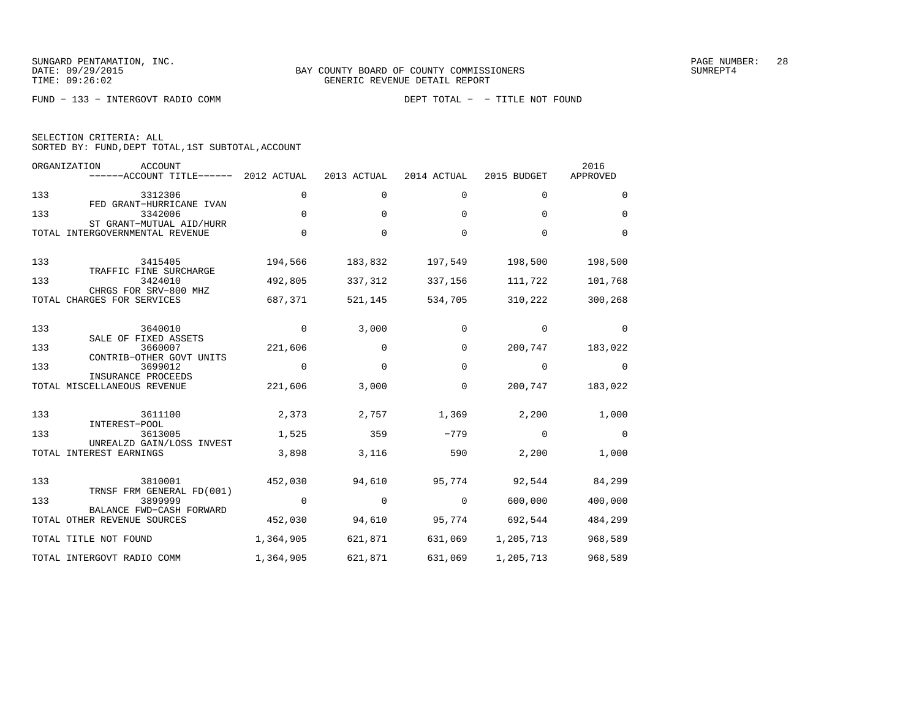SUNGARD PENTAMATION, INC.
DATE: 09/29/2015
TIME: 09:26:02

BAY COUNTY BOARD OF COUNTY COMMISSIONERS
GENERIC REVENUE DETAIL REPORT

SUMREPT4

FUND - 133 - INTERGOVT RADIO COMM

DEPT TOTAL - - TITLE NOT FOUND

SELECTION CRITERIA: ALL
SORTED BY: FUND,DEPT TOTAL,1ST SUBTOTAL,ACCOUNT

| ORGANIZATION | ACCOUNT / ACCOUNT TITLE | 2012 ACTUAL | 2013 ACTUAL | 2014 ACTUAL | 2015 BUDGET | 2016 APPROVED |
|---|---|---|---|---|---|---|
| 133 | 3312306 FED GRANT-HURRICANE IVAN | 0 | 0 | 0 | 0 | 0 |
| 133 | 3342006 ST GRANT-MUTUAL AID/HURR | 0 | 0 | 0 | 0 | 0 |
| TOTAL INTERGOVERNMENTAL REVENUE | | 0 | 0 | 0 | 0 | 0 |
| 133 | 3415405 TRAFFIC FINE SURCHARGE | 194,566 | 183,832 | 197,549 | 198,500 | 198,500 |
| 133 | 3424010 CHRGS FOR SRV-800 MHZ | 492,805 | 337,312 | 337,156 | 111,722 | 101,768 |
| TOTAL CHARGES FOR SERVICES | | 687,371 | 521,145 | 534,705 | 310,222 | 300,268 |
| 133 | 3640010 SALE OF FIXED ASSETS | 0 | 3,000 | 0 | 0 | 0 |
| 133 | 3660007 CONTRIB-OTHER GOVT UNITS | 221,606 | 0 | 0 | 200,747 | 183,022 |
| 133 | 3699012 INSURANCE PROCEEDS | 0 | 0 | 0 | 0 | 0 |
| TOTAL MISCELLANEOUS REVENUE | | 221,606 | 3,000 | 0 | 200,747 | 183,022 |
| 133 | 3611100 INTEREST-POOL | 2,373 | 2,757 | 1,369 | 2,200 | 1,000 |
| 133 | 3613005 UNREALZD GAIN/LOSS INVEST | 1,525 | 359 | -779 | 0 | 0 |
| TOTAL INTEREST EARNINGS | | 3,898 | 3,116 | 590 | 2,200 | 1,000 |
| 133 | 3810001 TRNSF FRM GENERAL FD(001) | 452,030 | 94,610 | 95,774 | 92,544 | 84,299 |
| 133 | 3899999 BALANCE FWD-CASH FORWARD | 0 | 0 | 0 | 600,000 | 400,000 |
| TOTAL OTHER REVENUE SOURCES | | 452,030 | 94,610 | 95,774 | 692,544 | 484,299 |
| TOTAL TITLE NOT FOUND | | 1,364,905 | 621,871 | 631,069 | 1,205,713 | 968,589 |
| TOTAL INTERGOVT RADIO COMM | | 1,364,905 | 621,871 | 631,069 | 1,205,713 | 968,589 |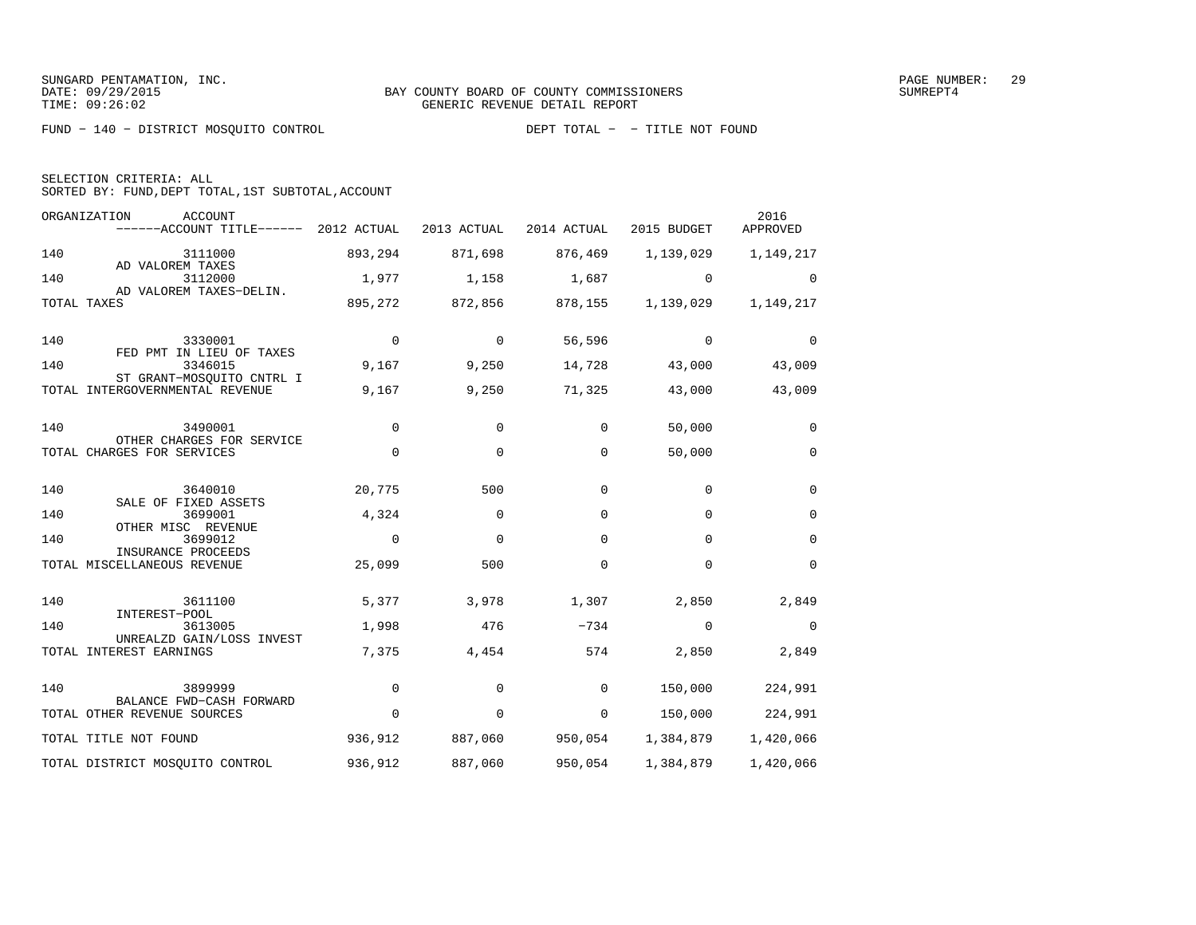SUNGARD PENTAMATION, INC.
DATE: 09/29/2015
TIME: 09:26:02

BAY COUNTY BOARD OF COUNTY COMMISSIONERS
GENERIC REVENUE DETAIL REPORT

SUMREPT4

FUND - 140 - DISTRICT MOSQUITO CONTROL

DEPT TOTAL - - TITLE NOT FOUND

SELECTION CRITERIA: ALL
SORTED BY: FUND,DEPT TOTAL,1ST SUBTOTAL,ACCOUNT

| ORGANIZATION | ACCOUNT / ------ACCOUNT TITLE------ | 2012 ACTUAL | 2013 ACTUAL | 2014 ACTUAL | 2015 BUDGET | 2016 APPROVED |
|---|---|---|---|---|---|---|
| 140 | 3111000 AD VALOREM TAXES | 893,294 | 871,698 | 876,469 | 1,139,029 | 1,149,217 |
| 140 | 3112000 AD VALOREM TAXES-DELIN. | 1,977 | 1,158 | 1,687 | 0 | 0 |
| TOTAL TAXES | | 895,272 | 872,856 | 878,155 | 1,139,029 | 1,149,217 |
| 140 | 3330001 FED PMT IN LIEU OF TAXES | 0 | 0 | 56,596 | 0 | 0 |
| 140 | 3346015 ST GRANT-MOSQUITO CNTRL I | 9,167 | 9,250 | 14,728 | 43,000 | 43,009 |
| TOTAL INTERGOVERNMENTAL REVENUE | | 9,167 | 9,250 | 71,325 | 43,000 | 43,009 |
| 140 | 3490001 OTHER CHARGES FOR SERVICE | 0 | 0 | 0 | 50,000 | 0 |
| TOTAL CHARGES FOR SERVICES | | 0 | 0 | 0 | 50,000 | 0 |
| 140 | 3640010 SALE OF FIXED ASSETS | 20,775 | 500 | 0 | 0 | 0 |
| 140 | 3699001 OTHER MISC REVENUE | 4,324 | 0 | 0 | 0 | 0 |
| 140 | 3699012 INSURANCE PROCEEDS | 0 | 0 | 0 | 0 | 0 |
| TOTAL MISCELLANEOUS REVENUE | | 25,099 | 500 | 0 | 0 | 0 |
| 140 | 3611100 INTEREST-POOL | 5,377 | 3,978 | 1,307 | 2,850 | 2,849 |
| 140 | 3613005 UNREALZD GAIN/LOSS INVEST | 1,998 | 476 | -734 | 0 | 0 |
| TOTAL INTEREST EARNINGS | | 7,375 | 4,454 | 574 | 2,850 | 2,849 |
| 140 | 3899999 BALANCE FWD-CASH FORWARD | 0 | 0 | 0 | 150,000 | 224,991 |
| TOTAL OTHER REVENUE SOURCES | | 0 | 0 | 0 | 150,000 | 224,991 |
| TOTAL TITLE NOT FOUND | | 936,912 | 887,060 | 950,054 | 1,384,879 | 1,420,066 |
| TOTAL DISTRICT MOSQUITO CONTROL | | 936,912 | 887,060 | 950,054 | 1,384,879 | 1,420,066 |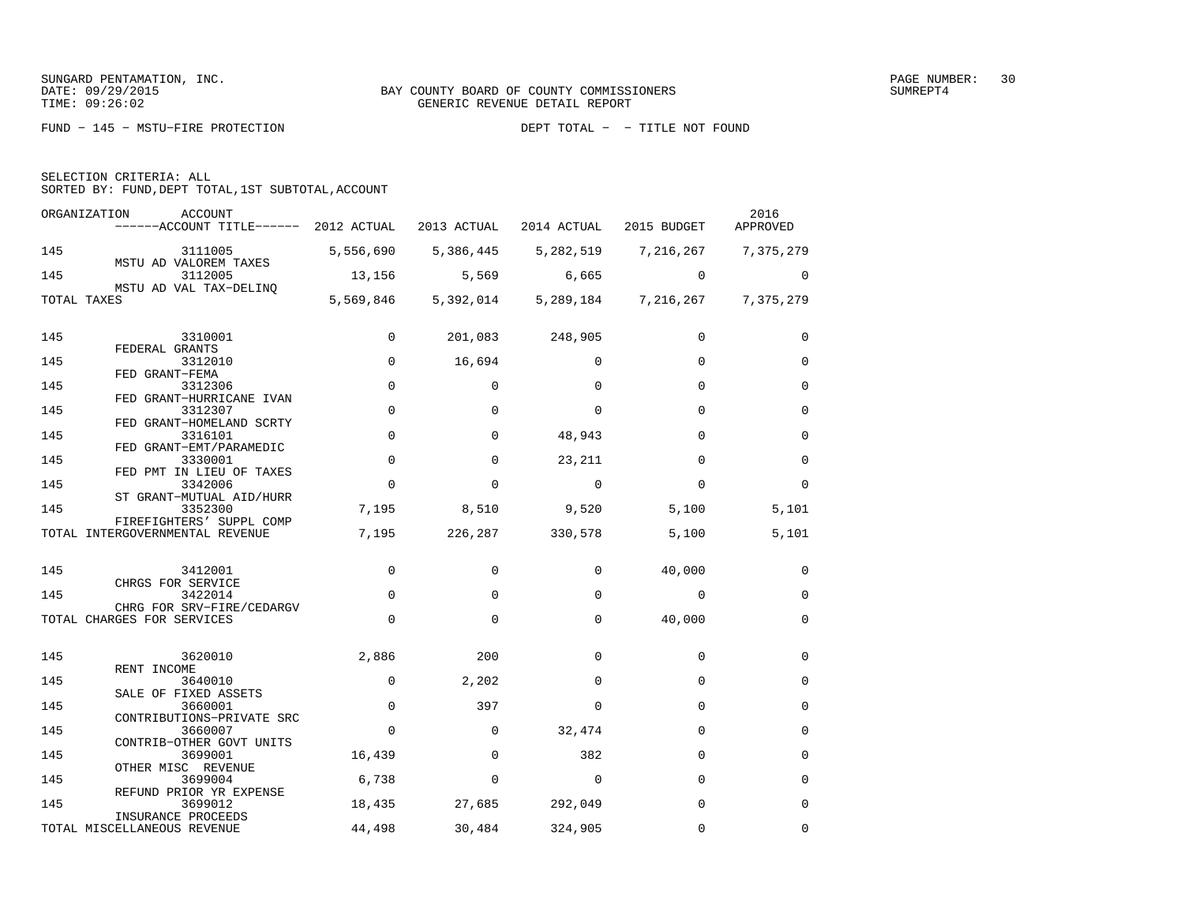SUNGARD PENTAMATION, INC.
DATE: 09/29/2015
TIME: 09:26:02

BAY COUNTY BOARD OF COUNTY COMMISSIONERS
GENERIC REVENUE DETAIL REPORT

SUMREPT4

FUND − 145 − MSTU−FIRE PROTECTION

DEPT TOTAL − − TITLE NOT FOUND

SELECTION CRITERIA: ALL
SORTED BY: FUND,DEPT TOTAL,1ST SUBTOTAL,ACCOUNT

| ORGANIZATION | ACCOUNT / ------ACCOUNT TITLE------ | 2012 ACTUAL | 2013 ACTUAL | 2014 ACTUAL | 2015 BUDGET | 2016 APPROVED |
|---|---|---|---|---|---|---|
| 145 | 3111005 MSTU AD VALOREM TAXES | 5,556,690 | 5,386,445 | 5,282,519 | 7,216,267 | 7,375,279 |
| 145 | 3112005 MSTU AD VAL TAX−DELINQ | 13,156 | 5,569 | 6,665 | 0 | 0 |
| TOTAL TAXES | | 5,569,846 | 5,392,014 | 5,289,184 | 7,216,267 | 7,375,279 |
| 145 | 3310001 FEDERAL GRANTS | 0 | 201,083 | 248,905 | 0 | 0 |
| 145 | 3312010 FED GRANT−FEMA | 0 | 16,694 | 0 | 0 | 0 |
| 145 | 3312306 FED GRANT−HURRICANE IVAN | 0 | 0 | 0 | 0 | 0 |
| 145 | 3312307 FED GRANT−HOMELAND SCRTY | 0 | 0 | 0 | 0 | 0 |
| 145 | 3316101 FED GRANT−EMT/PARAMEDIC | 0 | 0 | 48,943 | 0 | 0 |
| 145 | 3330001 FED PMT IN LIEU OF TAXES | 0 | 0 | 23,211 | 0 | 0 |
| 145 | 3342006 ST GRANT−MUTUAL AID/HURR | 0 | 0 | 0 | 0 | 0 |
| 145 | 3352300 FIREFIGHTERS' SUPPL COMP | 7,195 | 8,510 | 9,520 | 5,100 | 5,101 |
| TOTAL INTERGOVERNMENTAL REVENUE | | 7,195 | 226,287 | 330,578 | 5,100 | 5,101 |
| 145 | 3412001 CHRGS FOR SERVICE | 0 | 0 | 0 | 40,000 | 0 |
| 145 | 3422014 CHRG FOR SRV−FIRE/CEDARGV | 0 | 0 | 0 | 0 | 0 |
| TOTAL CHARGES FOR SERVICES | | 0 | 0 | 0 | 40,000 | 0 |
| 145 | 3620010 RENT INCOME | 2,886 | 200 | 0 | 0 | 0 |
| 145 | 3640010 SALE OF FIXED ASSETS | 0 | 2,202 | 0 | 0 | 0 |
| 145 | 3660001 CONTRIBUTIONS−PRIVATE SRC | 0 | 397 | 0 | 0 | 0 |
| 145 | 3660007 CONTRIB−OTHER GOVT UNITS | 0 | 0 | 32,474 | 0 | 0 |
| 145 | 3699001 OTHER MISC REVENUE | 16,439 | 0 | 382 | 0 | 0 |
| 145 | 3699004 REFUND PRIOR YR EXPENSE | 6,738 | 0 | 0 | 0 | 0 |
| 145 | 3699012 INSURANCE PROCEEDS | 18,435 | 27,685 | 292,049 | 0 | 0 |
| TOTAL MISCELLANEOUS REVENUE | | 44,498 | 30,484 | 324,905 | 0 | 0 |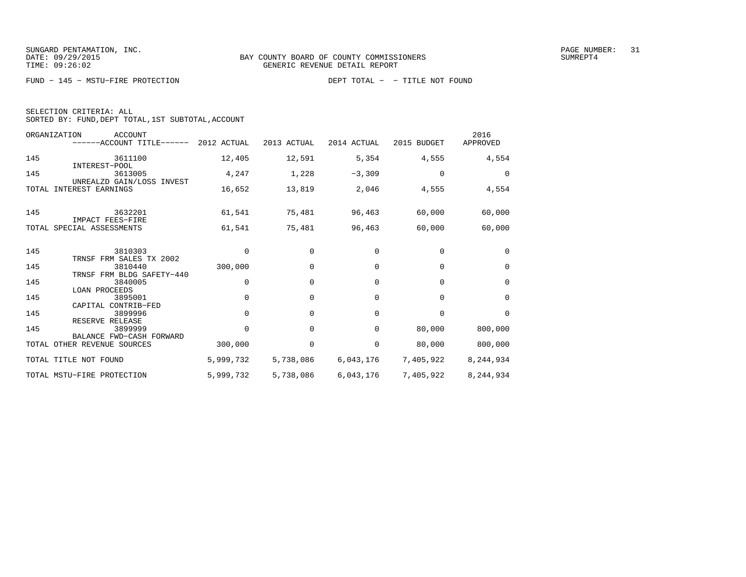SUNGARD PENTAMATION, INC.
DATE: 09/29/2015
TIME: 09:26:02

BAY COUNTY BOARD OF COUNTY COMMISSIONERS
GENERIC REVENUE DETAIL REPORT

SUMREPT4

FUND − 145 − MSTU−FIRE PROTECTION DEPT TOTAL − − TITLE NOT FOUND

SELECTION CRITERIA: ALL
SORTED BY: FUND,DEPT TOTAL,1ST SUBTOTAL,ACCOUNT

| ORGANIZATION | ACCOUNT / ------ACCOUNT TITLE------ | 2012 ACTUAL | 2013 ACTUAL | 2014 ACTUAL | 2015 BUDGET | 2016 APPROVED |
|---|---|---|---|---|---|---|
| 145 | 3611100 INTEREST−POOL | 12,405 | 12,591 | 5,354 | 4,555 | 4,554 |
| 145 | 3613005 UNREALZD GAIN/LOSS INVEST | 4,247 | 1,228 | −3,309 | 0 | 0 |
| TOTAL INTEREST EARNINGS | | 16,652 | 13,819 | 2,046 | 4,555 | 4,554 |
| 145 | 3632201 IMPACT FEES−FIRE | 61,541 | 75,481 | 96,463 | 60,000 | 60,000 |
| TOTAL SPECIAL ASSESSMENTS | | 61,541 | 75,481 | 96,463 | 60,000 | 60,000 |
| 145 | 3810303 TRNSF FRM SALES TX 2002 | 0 | 0 | 0 | 0 | 0 |
| 145 | 3810440 TRNSF FRM BLDG SAFETY−440 | 300,000 | 0 | 0 | 0 | 0 |
| 145 | 3840005 LOAN PROCEEDS | 0 | 0 | 0 | 0 | 0 |
| 145 | 3895001 CAPITAL CONTRIB−FED | 0 | 0 | 0 | 0 | 0 |
| 145 | 3899996 RESERVE RELEASE | 0 | 0 | 0 | 0 | 0 |
| 145 | 3899999 BALANCE FWD−CASH FORWARD | 0 | 0 | 0 | 80,000 | 800,000 |
| TOTAL OTHER REVENUE SOURCES | | 300,000 | 0 | 0 | 80,000 | 800,000 |
| TOTAL TITLE NOT FOUND | | 5,999,732 | 5,738,086 | 6,043,176 | 7,405,922 | 8,244,934 |
| TOTAL MSTU−FIRE PROTECTION | | 5,999,732 | 5,738,086 | 6,043,176 | 7,405,922 | 8,244,934 |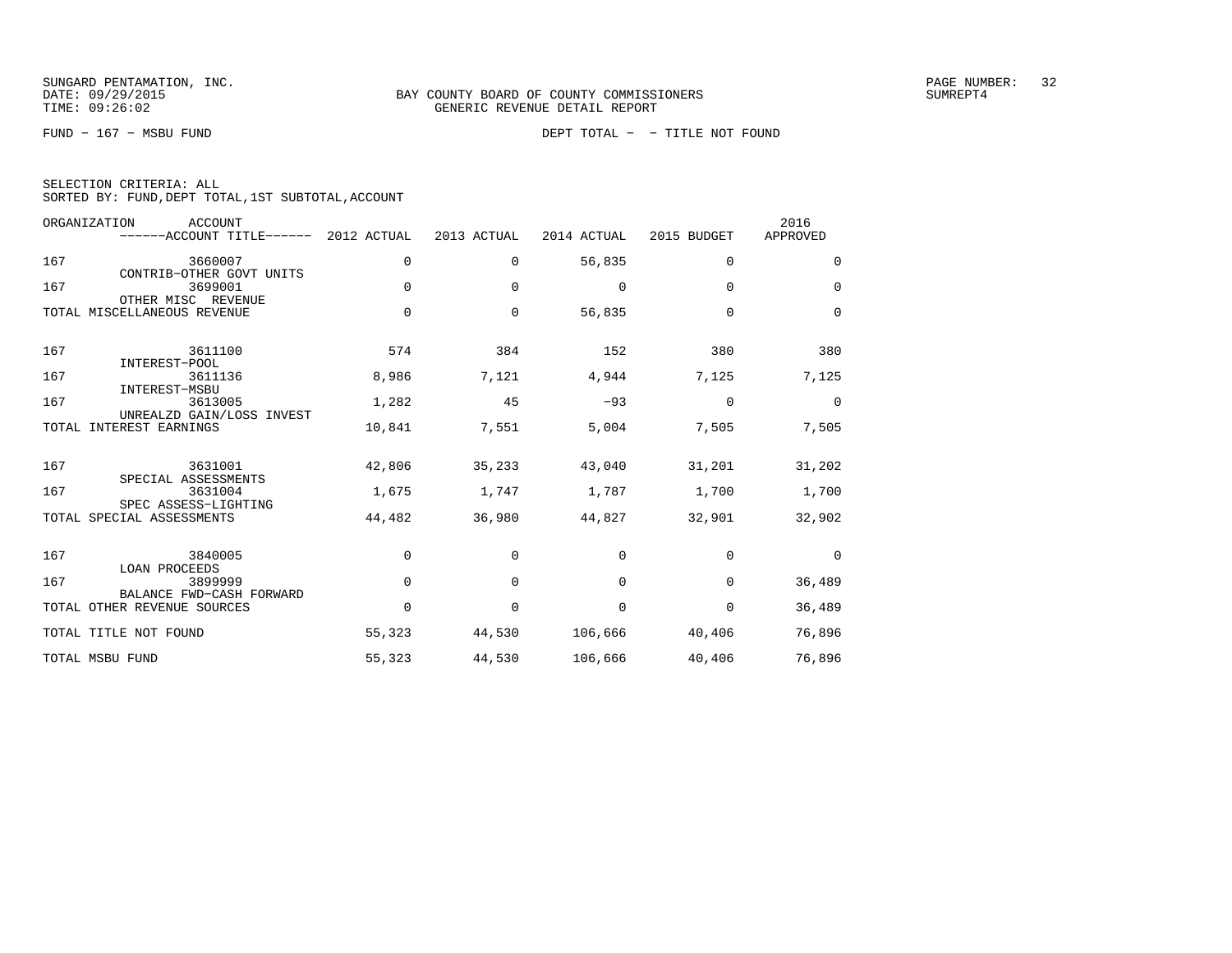SUNGARD PENTAMATION, INC.
DATE: 09/29/2015
TIME: 09:26:02

BAY COUNTY BOARD OF COUNTY COMMISSIONERS
GENERIC REVENUE DETAIL REPORT

SUMREPT4

FUND - 167 - MSBU FUND

DEPT TOTAL - - TITLE NOT FOUND

SELECTION CRITERIA: ALL
SORTED BY: FUND,DEPT TOTAL,1ST SUBTOTAL,ACCOUNT

| ORGANIZATION | ACCOUNT / ACCOUNT TITLE | 2012 ACTUAL | 2013 ACTUAL | 2014 ACTUAL | 2015 BUDGET | 2016 APPROVED |
|---|---|---|---|---|---|---|
| 167 | 3660007 CONTRIB-OTHER GOVT UNITS | 0 | 0 | 56,835 | 0 | 0 |
| 167 | 3699001 OTHER MISC REVENUE | 0 | 0 | 0 | 0 | 0 |
| TOTAL MISCELLANEOUS REVENUE | | 0 | 0 | 56,835 | 0 | 0 |
| 167 | 3611100 INTEREST-POOL | 574 | 384 | 152 | 380 | 380 |
| 167 | 3611136 INTEREST-MSBU | 8,986 | 7,121 | 4,944 | 7,125 | 7,125 |
| 167 | 3613005 UNREALZD GAIN/LOSS INVEST | 1,282 | 45 | -93 | 0 | 0 |
| TOTAL INTEREST EARNINGS | | 10,841 | 7,551 | 5,004 | 7,505 | 7,505 |
| 167 | 3631001 SPECIAL ASSESSMENTS | 42,806 | 35,233 | 43,040 | 31,201 | 31,202 |
| 167 | 3631004 SPEC ASSESS-LIGHTING | 1,675 | 1,747 | 1,787 | 1,700 | 1,700 |
| TOTAL SPECIAL ASSESSMENTS | | 44,482 | 36,980 | 44,827 | 32,901 | 32,902 |
| 167 | 3840005 LOAN PROCEEDS | 0 | 0 | 0 | 0 | 0 |
| 167 | 3899999 BALANCE FWD-CASH FORWARD | 0 | 0 | 0 | 0 | 36,489 |
| TOTAL OTHER REVENUE SOURCES | | 0 | 0 | 0 | 0 | 36,489 |
| TOTAL TITLE NOT FOUND | | 55,323 | 44,530 | 106,666 | 40,406 | 76,896 |
| TOTAL MSBU FUND | | 55,323 | 44,530 | 106,666 | 40,406 | 76,896 |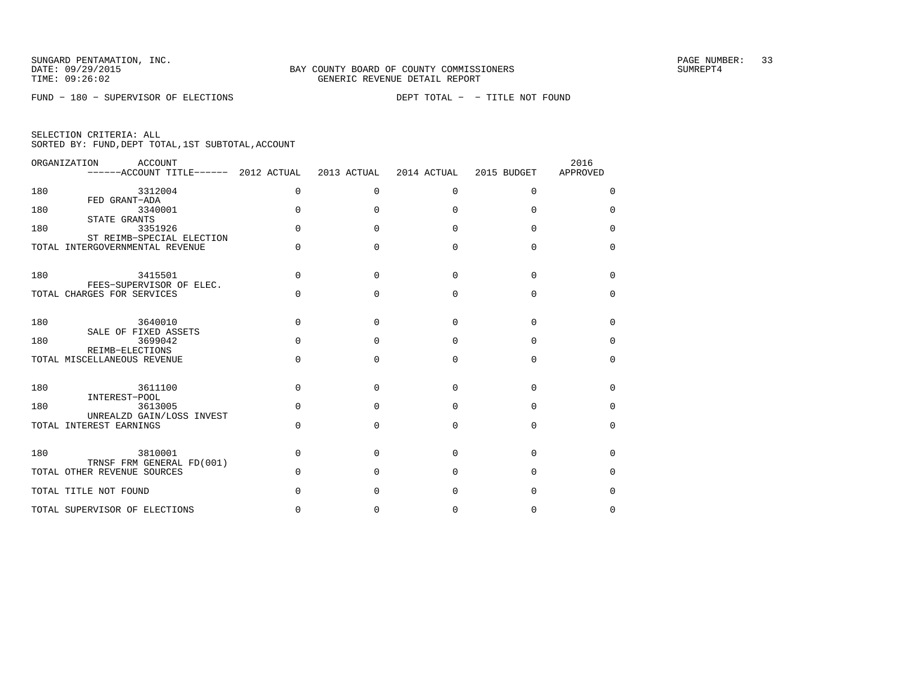BAY COUNTY BOARD OF COUNTY COMMISSIONERS
GENERIC REVENUE DETAIL REPORT

FUND - 180 - SUPERVISOR OF ELECTIONS DEPT TOTAL - - TITLE NOT FOUND

SELECTION CRITERIA: ALL
SORTED BY: FUND,DEPT TOTAL,1ST SUBTOTAL,ACCOUNT

| ORGANIZATION | ACCOUNT / ACCOUNT TITLE | 2012 ACTUAL | 2013 ACTUAL | 2014 ACTUAL | 2015 BUDGET | 2016 APPROVED |
|---|---|---|---|---|---|---|
| 180 | 3312004 FED GRANT-ADA | 0 | 0 | 0 | 0 | 0 |
| 180 | 3340001 STATE GRANTS | 0 | 0 | 0 | 0 | 0 |
| 180 | 3351926 ST REIMB-SPECIAL ELECTION | 0 | 0 | 0 | 0 | 0 |
| TOTAL INTERGOVERNMENTAL REVENUE | | 0 | 0 | 0 | 0 | 0 |
| 180 | 3415501 FEES-SUPERVISOR OF ELEC. | 0 | 0 | 0 | 0 | 0 |
| TOTAL CHARGES FOR SERVICES | | 0 | 0 | 0 | 0 | 0 |
| 180 | 3640010 SALE OF FIXED ASSETS | 0 | 0 | 0 | 0 | 0 |
| 180 | 3699042 REIMB-ELECTIONS | 0 | 0 | 0 | 0 | 0 |
| TOTAL MISCELLANEOUS REVENUE | | 0 | 0 | 0 | 0 | 0 |
| 180 | 3611100 INTEREST-POOL | 0 | 0 | 0 | 0 | 0 |
| 180 | 3613005 UNREALZD GAIN/LOSS INVEST | 0 | 0 | 0 | 0 | 0 |
| TOTAL INTEREST EARNINGS | | 0 | 0 | 0 | 0 | 0 |
| 180 | 3810001 TRNSF FRM GENERAL FD(001) | 0 | 0 | 0 | 0 | 0 |
| TOTAL OTHER REVENUE SOURCES | | 0 | 0 | 0 | 0 | 0 |
| TOTAL TITLE NOT FOUND | | 0 | 0 | 0 | 0 | 0 |
| TOTAL SUPERVISOR OF ELECTIONS | | 0 | 0 | 0 | 0 | 0 |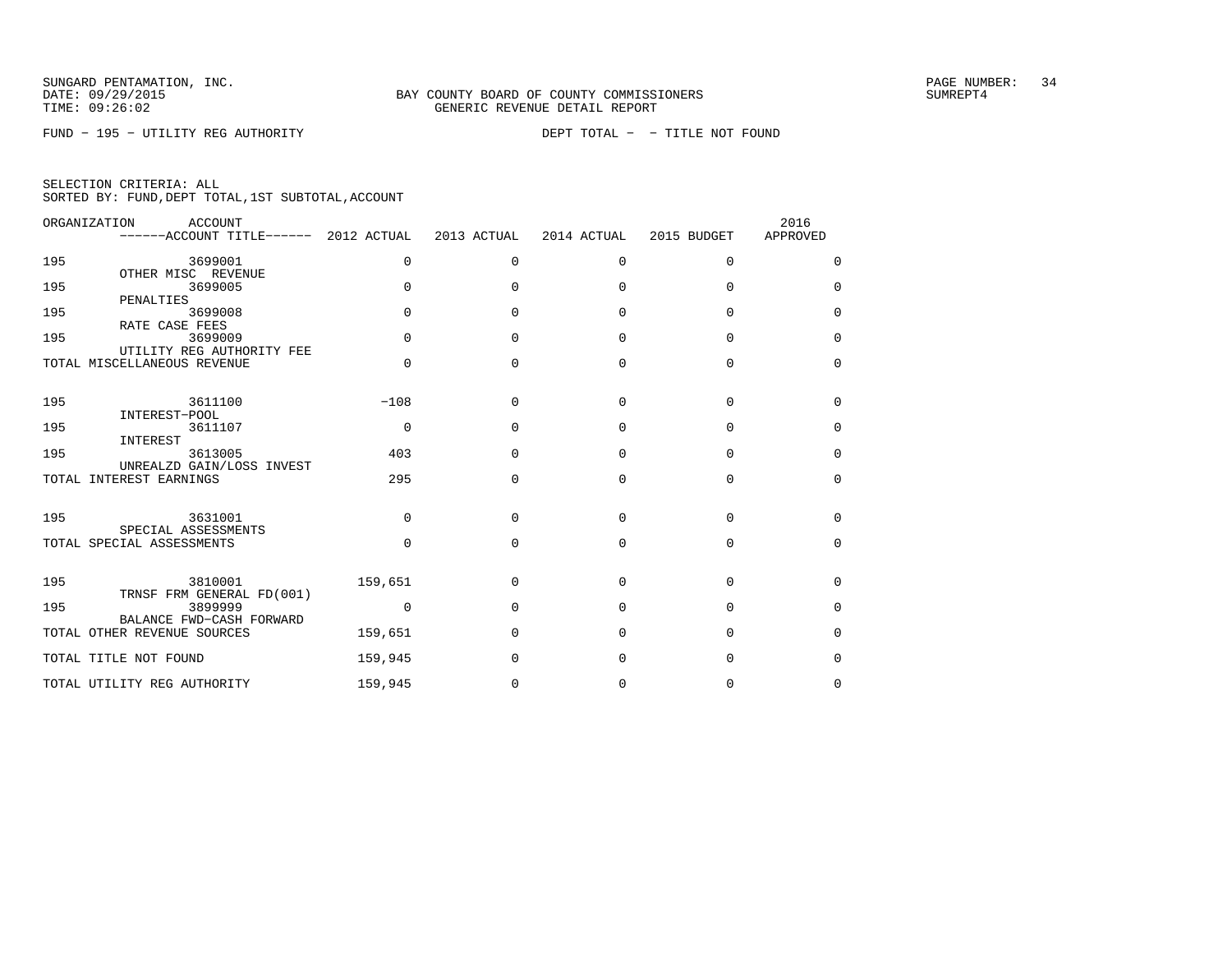SUNGARD PENTAMATION, INC.
DATE: 09/29/2015
TIME: 09:26:02

BAY COUNTY BOARD OF COUNTY COMMISSIONERS
GENERIC REVENUE DETAIL REPORT

SUMREPT4

FUND − 195 − UTILITY REG AUTHORITY

DEPT TOTAL − − TITLE NOT FOUND

SELECTION CRITERIA: ALL
SORTED BY: FUND,DEPT TOTAL,1ST SUBTOTAL,ACCOUNT

| ORGANIZATION | ACCOUNT / ACCOUNT TITLE | 2012 ACTUAL | 2013 ACTUAL | 2014 ACTUAL | 2015 BUDGET | 2016 APPROVED |
|---|---|---|---|---|---|---|
| 195 | 3699001 OTHER MISC REVENUE | 0 | 0 | 0 | 0 | 0 |
| 195 | 3699005 PENALTIES | 0 | 0 | 0 | 0 | 0 |
| 195 | 3699008 RATE CASE FEES | 0 | 0 | 0 | 0 | 0 |
| 195 | 3699009 UTILITY REG AUTHORITY FEE | 0 | 0 | 0 | 0 | 0 |
| TOTAL MISCELLANEOUS REVENUE | | 0 | 0 | 0 | 0 | 0 |
| 195 | 3611100 INTEREST−POOL | −108 | 0 | 0 | 0 | 0 |
| 195 | 3611107 INTEREST | 0 | 0 | 0 | 0 | 0 |
| 195 | 3613005 UNREALZD GAIN/LOSS INVEST | 403 | 0 | 0 | 0 | 0 |
| TOTAL INTEREST EARNINGS | | 295 | 0 | 0 | 0 | 0 |
| 195 | 3631001 SPECIAL ASSESSMENTS | 0 | 0 | 0 | 0 | 0 |
| TOTAL SPECIAL ASSESSMENTS | | 0 | 0 | 0 | 0 | 0 |
| 195 | 3810001 TRNSF FRM GENERAL FD(001) | 159,651 | 0 | 0 | 0 | 0 |
| 195 | 3899999 BALANCE FWD−CASH FORWARD | 0 | 0 | 0 | 0 | 0 |
| TOTAL OTHER REVENUE SOURCES | | 159,651 | 0 | 0 | 0 | 0 |
| TOTAL TITLE NOT FOUND | | 159,945 | 0 | 0 | 0 | 0 |
| TOTAL UTILITY REG AUTHORITY | | 159,945 | 0 | 0 | 0 | 0 |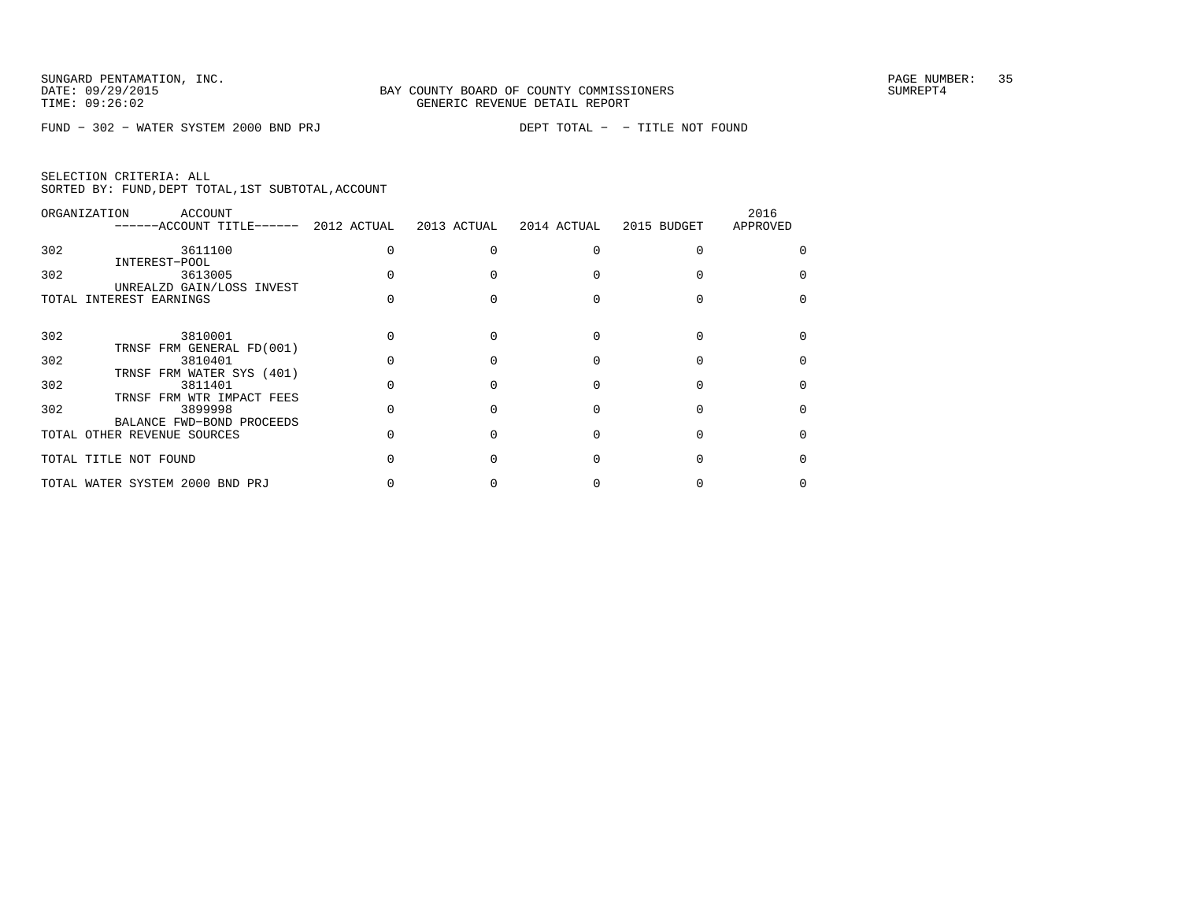SUNGARD PENTAMATION, INC.
DATE: 09/29/2015
TIME: 09:26:02

BAY COUNTY BOARD OF COUNTY COMMISSIONERS
GENERIC REVENUE DETAIL REPORT

PAGE NUMBER: 35
SUMREPT4

FUND - 302 - WATER SYSTEM 2000 BND PRJ

DEPT TOTAL - - TITLE NOT FOUND

SELECTION CRITERIA: ALL
SORTED BY: FUND,DEPT TOTAL,1ST SUBTOTAL,ACCOUNT

| ORGANIZATION | ACCOUNT / ------ACCOUNT TITLE------ | 2012 ACTUAL | 2013 ACTUAL | 2014 ACTUAL | 2015 BUDGET | 2016 APPROVED |
|---|---|---|---|---|---|---|
| 302 | 3611100 INTEREST-POOL | 0 | 0 | 0 | 0 | 0 |
| 302 | 3613005 UNREALZD GAIN/LOSS INVEST | 0 | 0 | 0 | 0 | 0 |
| TOTAL INTEREST EARNINGS | | 0 | 0 | 0 | 0 | 0 |
| 302 | 3810001 TRNSF FRM GENERAL FD(001) | 0 | 0 | 0 | 0 | 0 |
| 302 | 3810401 TRNSF FRM WATER SYS (401) | 0 | 0 | 0 | 0 | 0 |
| 302 | 3811401 TRNSF FRM WTR IMPACT FEES | 0 | 0 | 0 | 0 | 0 |
| 302 | 3899998 BALANCE FWD-BOND PROCEEDS | 0 | 0 | 0 | 0 | 0 |
| TOTAL OTHER REVENUE SOURCES | | 0 | 0 | 0 | 0 | 0 |
| TOTAL TITLE NOT FOUND | | 0 | 0 | 0 | 0 | 0 |
| TOTAL WATER SYSTEM 2000 BND PRJ | | 0 | 0 | 0 | 0 | 0 |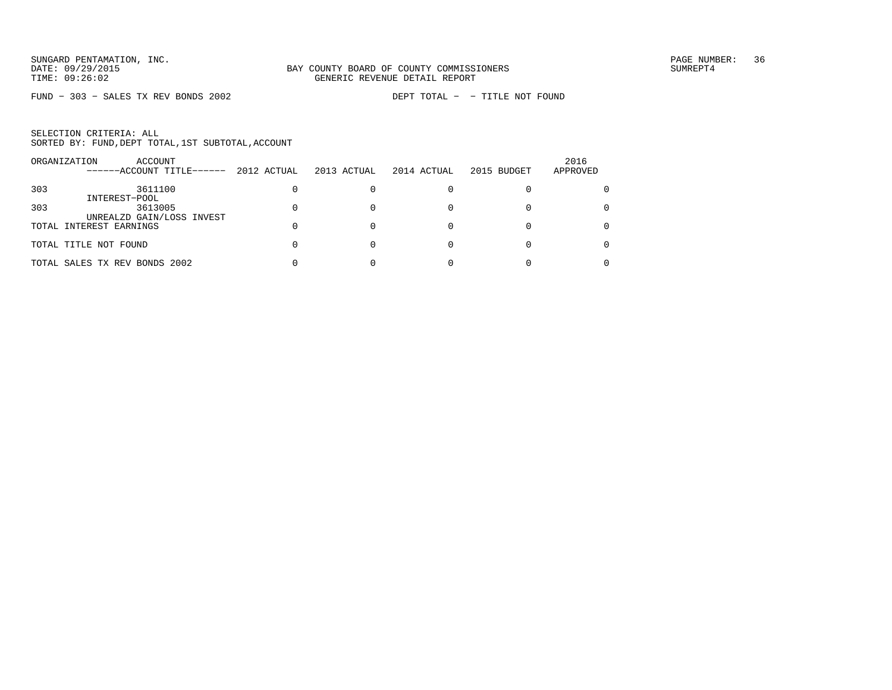SUNGARD PENTAMATION, INC.
DATE: 09/29/2015
TIME: 09:26:02

BAY COUNTY BOARD OF COUNTY COMMISSIONERS
GENERIC REVENUE DETAIL REPORT

SUMREPT4

FUND - 303 - SALES TX REV BONDS 2002

DEPT TOTAL - - TITLE NOT FOUND

SELECTION CRITERIA: ALL
SORTED BY: FUND,DEPT TOTAL,1ST SUBTOTAL,ACCOUNT

| ORGANIZATION | ACCOUNT / ------ACCOUNT TITLE------ | 2012 ACTUAL | 2013 ACTUAL | 2014 ACTUAL | 2015 BUDGET | 2016 APPROVED |
|---|---|---|---|---|---|---|
| 303 | 3611100 INTEREST-POOL | 0 | 0 | 0 | 0 | 0 |
| 303 | 3613005 UNREALZD GAIN/LOSS INVEST | 0 | 0 | 0 | 0 | 0 |
| TOTAL INTEREST EARNINGS | | 0 | 0 | 0 | 0 | 0 |
| TOTAL TITLE NOT FOUND | | 0 | 0 | 0 | 0 | 0 |
| TOTAL SALES TX REV BONDS 2002 | | 0 | 0 | 0 | 0 | 0 |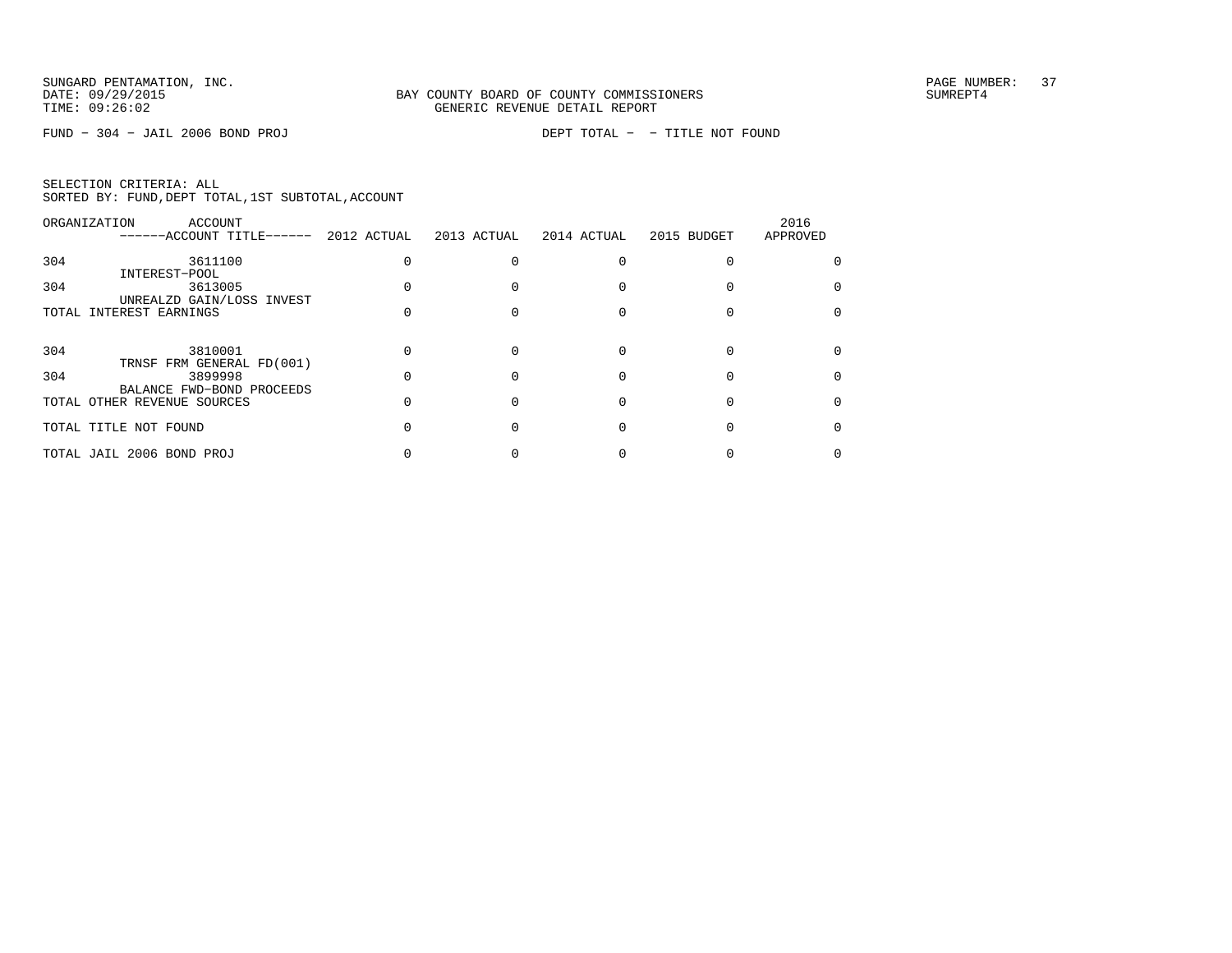SUNGARD PENTAMATION, INC.
DATE: 09/29/2015
TIME: 09:26:02

BAY COUNTY BOARD OF COUNTY COMMISSIONERS
GENERIC REVENUE DETAIL REPORT

SUMREPT4

FUND - 304 - JAIL 2006 BOND PROJ DEPT TOTAL - - TITLE NOT FOUND

SELECTION CRITERIA: ALL
SORTED BY: FUND,DEPT TOTAL,1ST SUBTOTAL,ACCOUNT

| ORGANIZATION | ACCOUNT ------ACCOUNT TITLE------ | 2012 ACTUAL | 2013 ACTUAL | 2014 ACTUAL | 2015 BUDGET | 2016 APPROVED |
|---|---|---|---|---|---|---|
| 304 | 3611100 INTEREST-POOL | 0 | 0 | 0 | 0 | 0 |
| 304 | 3613005 UNREALZD GAIN/LOSS INVEST | 0 | 0 | 0 | 0 | 0 |
| TOTAL INTEREST EARNINGS | | 0 | 0 | 0 | 0 | 0 |
| 304 | 3810001 TRNSF FRM GENERAL FD(001) | 0 | 0 | 0 | 0 | 0 |
| 304 | 3899998 BALANCE FWD-BOND PROCEEDS | 0 | 0 | 0 | 0 | 0 |
| TOTAL OTHER REVENUE SOURCES | | 0 | 0 | 0 | 0 | 0 |
| TOTAL TITLE NOT FOUND | | 0 | 0 | 0 | 0 | 0 |
| TOTAL JAIL 2006 BOND PROJ | | 0 | 0 | 0 | 0 | 0 |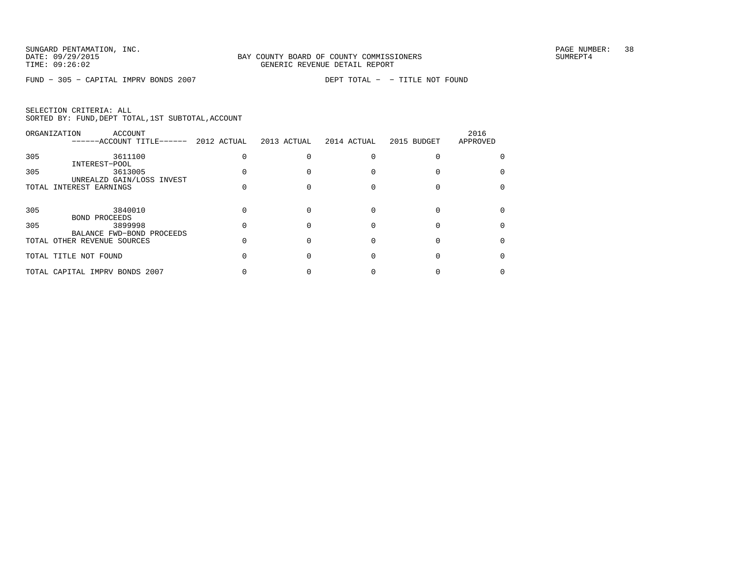BAY COUNTY BOARD OF COUNTY COMMISSIONERS
GENERIC REVENUE DETAIL REPORT

SUNGARD PENTAMATION, INC.
DATE: 09/29/2015
TIME: 09:26:02

SUMREPT4

FUND - 305 - CAPITAL IMPRV BONDS 2007 DEPT TOTAL - - TITLE NOT FOUND

SELECTION CRITERIA: ALL
SORTED BY: FUND,DEPT TOTAL,1ST SUBTOTAL,ACCOUNT

| ORGANIZATION | ACCOUNT ------ACCOUNT TITLE------ | 2012 ACTUAL | 2013 ACTUAL | 2014 ACTUAL | 2015 BUDGET | 2016 APPROVED |
|---|---|---|---|---|---|---|
| 305 | 3611100 INTEREST-POOL | 0 | 0 | 0 | 0 | 0 |
| 305 | 3613005 UNREALZD GAIN/LOSS INVEST | 0 | 0 | 0 | 0 | 0 |
| TOTAL INTEREST EARNINGS | | 0 | 0 | 0 | 0 | 0 |
| 305 | 3840010 BOND PROCEEDS | 0 | 0 | 0 | 0 | 0 |
| 305 | 3899998 BALANCE FWD-BOND PROCEEDS | 0 | 0 | 0 | 0 | 0 |
| TOTAL OTHER REVENUE SOURCES | | 0 | 0 | 0 | 0 | 0 |
| TOTAL TITLE NOT FOUND | | 0 | 0 | 0 | 0 | 0 |
| TOTAL CAPITAL IMPRV BONDS 2007 | | 0 | 0 | 0 | 0 | 0 |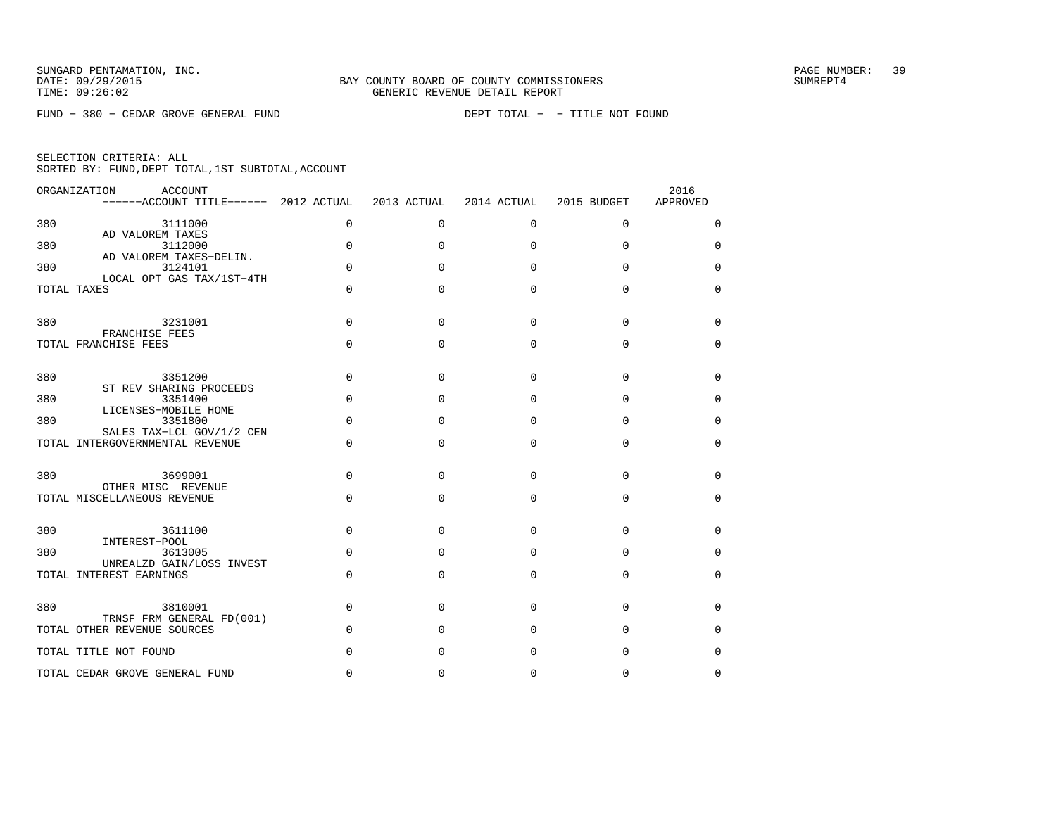SUNGARD PENTAMATION, INC.
DATE: 09/29/2015
TIME: 09:26:02

BAY COUNTY BOARD OF COUNTY COMMISSIONERS
GENERIC REVENUE DETAIL REPORT

SUMREPT4

FUND − 380 − CEDAR GROVE GENERAL FUND    DEPT TOTAL − − TITLE NOT FOUND

SELECTION CRITERIA: ALL
SORTED BY: FUND,DEPT TOTAL,1ST SUBTOTAL,ACCOUNT

| ORGANIZATION | ACCOUNT / ACCOUNT TITLE | 2012 ACTUAL | 2013 ACTUAL | 2014 ACTUAL | 2015 BUDGET | 2016 APPROVED |
|---|---|---|---|---|---|---|
| 380 | 3111000 AD VALOREM TAXES | 0 | 0 | 0 | 0 | 0 |
| 380 | 3112000 AD VALOREM TAXES−DELIN. | 0 | 0 | 0 | 0 | 0 |
| 380 | 3124101 LOCAL OPT GAS TAX/1ST−4TH | 0 | 0 | 0 | 0 | 0 |
| TOTAL TAXES | | 0 | 0 | 0 | 0 | 0 |
| 380 | 3231001 FRANCHISE FEES | 0 | 0 | 0 | 0 | 0 |
| TOTAL FRANCHISE FEES | | 0 | 0 | 0 | 0 | 0 |
| 380 | 3351200 ST REV SHARING PROCEEDS | 0 | 0 | 0 | 0 | 0 |
| 380 | 3351400 LICENSES−MOBILE HOME | 0 | 0 | 0 | 0 | 0 |
| 380 | 3351800 SALES TAX−LCL GOV/1/2 CEN | 0 | 0 | 0 | 0 | 0 |
| TOTAL INTERGOVERNMENTAL REVENUE | | 0 | 0 | 0 | 0 | 0 |
| 380 | 3699001 OTHER MISC REVENUE | 0 | 0 | 0 | 0 | 0 |
| TOTAL MISCELLANEOUS REVENUE | | 0 | 0 | 0 | 0 | 0 |
| 380 | 3611100 INTEREST−POOL | 0 | 0 | 0 | 0 | 0 |
| 380 | 3613005 UNREALZD GAIN/LOSS INVEST | 0 | 0 | 0 | 0 | 0 |
| TOTAL INTEREST EARNINGS | | 0 | 0 | 0 | 0 | 0 |
| 380 | 3810001 TRNSF FRM GENERAL FD(001) | 0 | 0 | 0 | 0 | 0 |
| TOTAL OTHER REVENUE SOURCES | | 0 | 0 | 0 | 0 | 0 |
| TOTAL TITLE NOT FOUND | | 0 | 0 | 0 | 0 | 0 |
| TOTAL CEDAR GROVE GENERAL FUND | | 0 | 0 | 0 | 0 | 0 |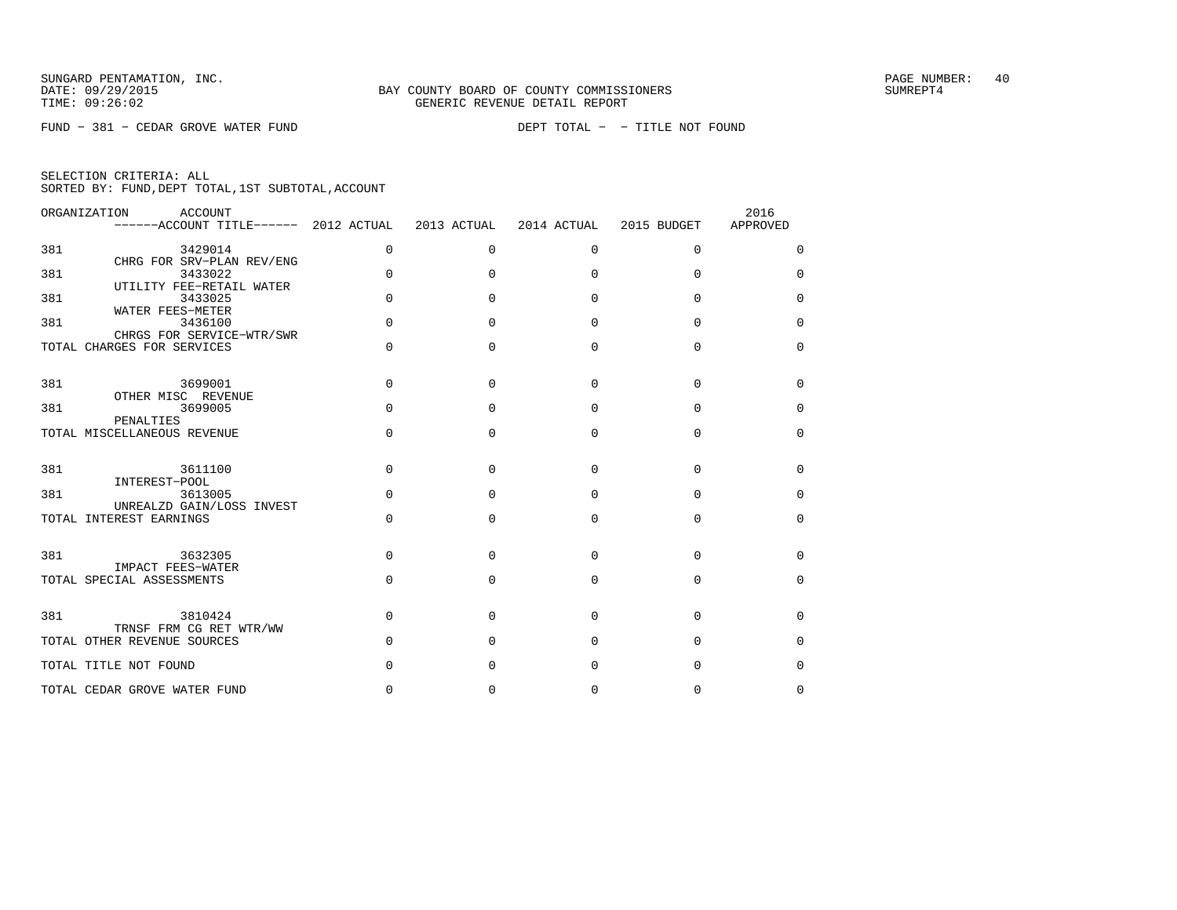BAY COUNTY BOARD OF COUNTY COMMISSIONERS
GENERIC REVENUE DETAIL REPORT

FUND − 381 − CEDAR GROVE WATER FUND　　　　DEPT TOTAL − − TITLE NOT FOUND

SELECTION CRITERIA: ALL
SORTED BY: FUND,DEPT TOTAL,1ST SUBTOTAL,ACCOUNT

| ORGANIZATION | ACCOUNT / ACCOUNT TITLE | 2012 ACTUAL | 2013 ACTUAL | 2014 ACTUAL | 2015 BUDGET | 2016 APPROVED |
|---|---|---|---|---|---|---|
| 381 | 3429014 CHRG FOR SRV−PLAN REV/ENG | 0 | 0 | 0 | 0 | 0 |
| 381 | 3433022 UTILITY FEE−RETAIL WATER | 0 | 0 | 0 | 0 | 0 |
| 381 | 3433025 WATER FEES−METER | 0 | 0 | 0 | 0 | 0 |
| 381 | 3436100 CHRGS FOR SERVICE−WTR/SWR | 0 | 0 | 0 | 0 | 0 |
| TOTAL CHARGES FOR SERVICES | | 0 | 0 | 0 | 0 | 0 |
| 381 | 3699001 OTHER MISC REVENUE | 0 | 0 | 0 | 0 | 0 |
| 381 | 3699005 PENALTIES | 0 | 0 | 0 | 0 | 0 |
| TOTAL MISCELLANEOUS REVENUE | | 0 | 0 | 0 | 0 | 0 |
| 381 | 3611100 INTEREST−POOL | 0 | 0 | 0 | 0 | 0 |
| 381 | 3613005 UNREALZD GAIN/LOSS INVEST | 0 | 0 | 0 | 0 | 0 |
| TOTAL INTEREST EARNINGS | | 0 | 0 | 0 | 0 | 0 |
| 381 | 3632305 IMPACT FEES−WATER | 0 | 0 | 0 | 0 | 0 |
| TOTAL SPECIAL ASSESSMENTS | | 0 | 0 | 0 | 0 | 0 |
| 381 | 3810424 TRNSF FRM CG RET WTR/WW | 0 | 0 | 0 | 0 | 0 |
| TOTAL OTHER REVENUE SOURCES | | 0 | 0 | 0 | 0 | 0 |
| TOTAL TITLE NOT FOUND | | 0 | 0 | 0 | 0 | 0 |
| TOTAL CEDAR GROVE WATER FUND | | 0 | 0 | 0 | 0 | 0 |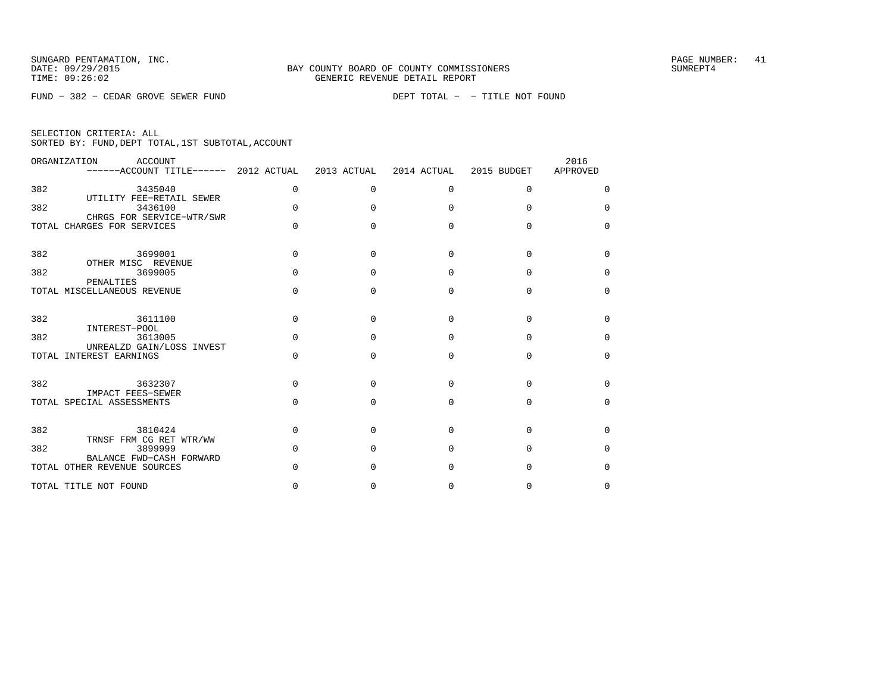SUNGARD PENTAMATION, INC.
DATE: 09/29/2015
TIME: 09:26:02

BAY COUNTY BOARD OF COUNTY COMMISSIONERS
GENERIC REVENUE DETAIL REPORT

SUMREPT4

FUND - 382 - CEDAR GROVE SEWER FUND    DEPT TOTAL - - TITLE NOT FOUND

SELECTION CRITERIA: ALL
SORTED BY: FUND,DEPT TOTAL,1ST SUBTOTAL,ACCOUNT

| ORGANIZATION | ACCOUNT / ACCOUNT TITLE | 2012 ACTUAL | 2013 ACTUAL | 2014 ACTUAL | 2015 BUDGET | 2016 APPROVED |
|---|---|---|---|---|---|---|
| 382 | 3435040 UTILITY FEE-RETAIL SEWER | 0 | 0 | 0 | 0 | 0 |
| 382 | 3436100 CHRGS FOR SERVICE-WTR/SWR | 0 | 0 | 0 | 0 | 0 |
| TOTAL CHARGES FOR SERVICES | | 0 | 0 | 0 | 0 | 0 |
| 382 | 3699001 OTHER MISC REVENUE | 0 | 0 | 0 | 0 | 0 |
| 382 | 3699005 PENALTIES | 0 | 0 | 0 | 0 | 0 |
| TOTAL MISCELLANEOUS REVENUE | | 0 | 0 | 0 | 0 | 0 |
| 382 | 3611100 INTEREST-POOL | 0 | 0 | 0 | 0 | 0 |
| 382 | 3613005 UNREALZD GAIN/LOSS INVEST | 0 | 0 | 0 | 0 | 0 |
| TOTAL INTEREST EARNINGS | | 0 | 0 | 0 | 0 | 0 |
| 382 | 3632307 IMPACT FEES-SEWER | 0 | 0 | 0 | 0 | 0 |
| TOTAL SPECIAL ASSESSMENTS | | 0 | 0 | 0 | 0 | 0 |
| 382 | 3810424 TRNSF FRM CG RET WTR/WW | 0 | 0 | 0 | 0 | 0 |
| 382 | 3899999 BALANCE FWD-CASH FORWARD | 0 | 0 | 0 | 0 | 0 |
| TOTAL OTHER REVENUE SOURCES | | 0 | 0 | 0 | 0 | 0 |
| TOTAL TITLE NOT FOUND | | 0 | 0 | 0 | 0 | 0 |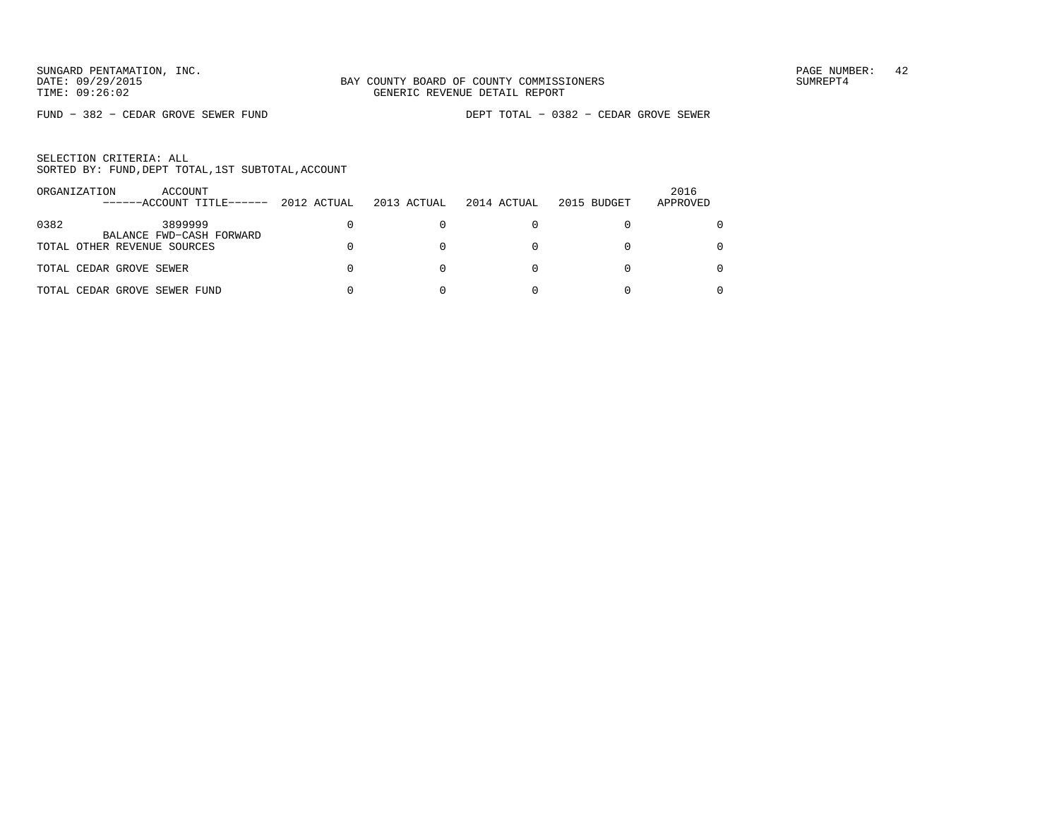SUNGARD PENTAMATION, INC.
DATE: 09/29/2015
TIME: 09:26:02

BAY COUNTY BOARD OF COUNTY COMMISSIONERS
GENERIC REVENUE DETAIL REPORT

SUMREPT4

FUND − 382 − CEDAR GROVE SEWER FUND

DEPT TOTAL − 0382 − CEDAR GROVE SEWER

SELECTION CRITERIA: ALL
SORTED BY: FUND,DEPT TOTAL,1ST SUBTOTAL,ACCOUNT

| ORGANIZATION | ACCOUNT ------ACCOUNT TITLE------ | 2012 ACTUAL | 2013 ACTUAL | 2014 ACTUAL | 2015 BUDGET | 2016 APPROVED |
|---|---|---|---|---|---|---|
| 0382 | 3899999 BALANCE FWD-CASH FORWARD | 0 | 0 | 0 | 0 | 0 |
| TOTAL OTHER REVENUE SOURCES | | 0 | 0 | 0 | 0 | 0 |
| TOTAL CEDAR GROVE SEWER | | 0 | 0 | 0 | 0 | 0 |
| TOTAL CEDAR GROVE SEWER FUND | | 0 | 0 | 0 | 0 | 0 |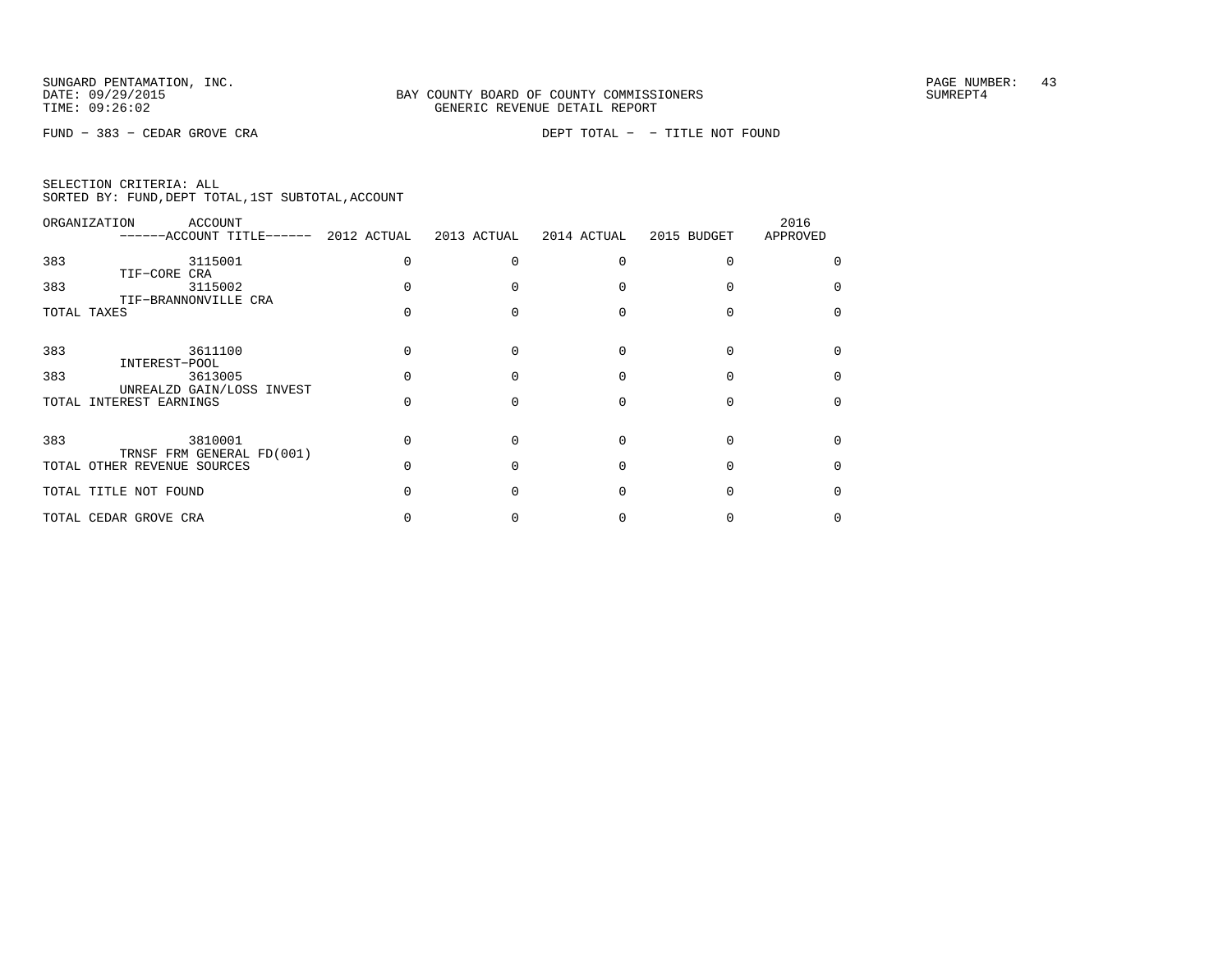SUNGARD PENTAMATION, INC.
DATE: 09/29/2015
TIME: 09:26:02

BAY COUNTY BOARD OF COUNTY COMMISSIONERS
GENERIC REVENUE DETAIL REPORT

SUMREPT4

FUND − 383 − CEDAR GROVE CRA

DEPT TOTAL − − TITLE NOT FOUND

SELECTION CRITERIA: ALL
SORTED BY: FUND,DEPT TOTAL,1ST SUBTOTAL,ACCOUNT

| ORGANIZATION | ACCOUNT ------ACCOUNT TITLE------ | 2012 ACTUAL | 2013 ACTUAL | 2014 ACTUAL | 2015 BUDGET | 2016 APPROVED |
|---|---|---|---|---|---|---|
| 383 | 3115001 TIF−CORE CRA | 0 | 0 | 0 | 0 | 0 |
| 383 | 3115002 TIF−BRANNONVILLE CRA | 0 | 0 | 0 | 0 | 0 |
| TOTAL TAXES | | 0 | 0 | 0 | 0 | 0 |
| 383 | 3611100 INTEREST−POOL | 0 | 0 | 0 | 0 | 0 |
| 383 | 3613005 UNREALZD GAIN/LOSS INVEST | 0 | 0 | 0 | 0 | 0 |
| TOTAL INTEREST EARNINGS | | 0 | 0 | 0 | 0 | 0 |
| 383 | 3810001 TRNSF FRM GENERAL FD(001) | 0 | 0 | 0 | 0 | 0 |
| TOTAL OTHER REVENUE SOURCES | | 0 | 0 | 0 | 0 | 0 |
| TOTAL TITLE NOT FOUND | | 0 | 0 | 0 | 0 | 0 |
| TOTAL CEDAR GROVE CRA | | 0 | 0 | 0 | 0 | 0 |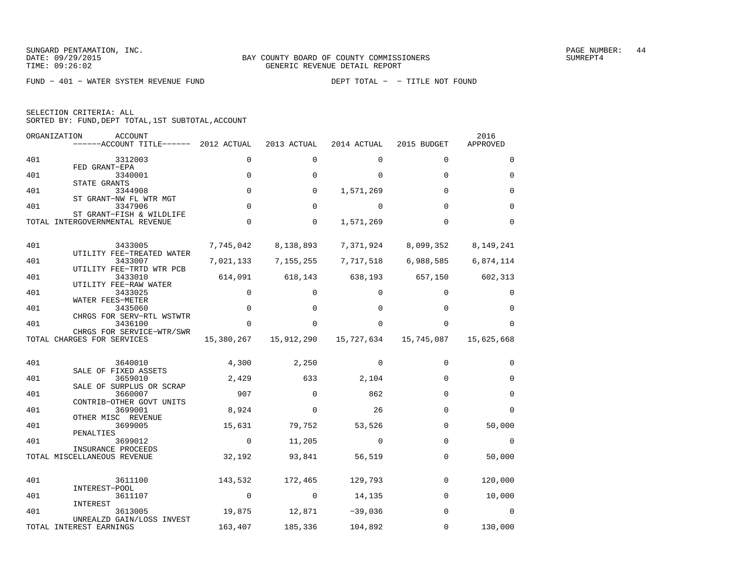SUNGARD PENTAMATION, INC.
DATE: 09/29/2015
TIME: 09:26:02

BAY COUNTY BOARD OF COUNTY COMMISSIONERS
GENERIC REVENUE DETAIL REPORT

SUMREPT4

FUND - 401 - WATER SYSTEM REVENUE FUND    DEPT TOTAL - - TITLE NOT FOUND

SELECTION CRITERIA: ALL
SORTED BY: FUND,DEPT TOTAL,1ST SUBTOTAL,ACCOUNT

| ORGANIZATION | ACCOUNT / ACCOUNT TITLE | 2012 ACTUAL | 2013 ACTUAL | 2014 ACTUAL | 2015 BUDGET | 2016 APPROVED |
|---|---|---|---|---|---|---|
| 401 | 3312003 FED GRANT-EPA | 0 | 0 | 0 | 0 | 0 |
| 401 | 3340001 STATE GRANTS | 0 | 0 | 0 | 0 | 0 |
| 401 | 3344908 ST GRANT-NW FL WTR MGT | 0 | 0 | 1,571,269 | 0 | 0 |
| 401 | 3347906 ST GRANT-FISH & WILDLIFE | 0 | 0 | 0 | 0 | 0 |
| TOTAL INTERGOVERNMENTAL REVENUE | | 0 | 0 | 1,571,269 | 0 | 0 |
| 401 | 3433005 UTILITY FEE-TREATED WATER | 7,745,042 | 8,138,893 | 7,371,924 | 8,099,352 | 8,149,241 |
| 401 | 3433007 UTILITY FEE-TRTD WTR PCB | 7,021,133 | 7,155,255 | 7,717,518 | 6,988,585 | 6,874,114 |
| 401 | 3433010 UTILITY FEE-RAW WATER | 614,091 | 618,143 | 638,193 | 657,150 | 602,313 |
| 401 | 3433025 WATER FEES-METER | 0 | 0 | 0 | 0 | 0 |
| 401 | 3435060 CHRGS FOR SERV-RTL WSTWTR | 0 | 0 | 0 | 0 | 0 |
| 401 | 3436100 CHRGS FOR SERVICE-WTR/SWR | 0 | 0 | 0 | 0 | 0 |
| TOTAL CHARGES FOR SERVICES | | 15,380,267 | 15,912,290 | 15,727,634 | 15,745,087 | 15,625,668 |
| 401 | 3640010 SALE OF FIXED ASSETS | 4,300 | 2,250 | 0 | 0 | 0 |
| 401 | 3659010 SALE OF SURPLUS OR SCRAP | 2,429 | 633 | 2,104 | 0 | 0 |
| 401 | 3660007 CONTRIB-OTHER GOVT UNITS | 907 | 0 | 862 | 0 | 0 |
| 401 | 3699001 OTHER MISC REVENUE | 8,924 | 0 | 26 | 0 | 0 |
| 401 | 3699005 PENALTIES | 15,631 | 79,752 | 53,526 | 0 | 50,000 |
| 401 | 3699012 INSURANCE PROCEEDS | 0 | 11,205 | 0 | 0 | 0 |
| TOTAL MISCELLANEOUS REVENUE | | 32,192 | 93,841 | 56,519 | 0 | 50,000 |
| 401 | 3611100 INTEREST-POOL | 143,532 | 172,465 | 129,793 | 0 | 120,000 |
| 401 | 3611107 INTEREST | 0 | 0 | 14,135 | 0 | 10,000 |
| 401 | 3613005 UNREALZD GAIN/LOSS INVEST | 19,875 | 12,871 | -39,036 | 0 | 0 |
| TOTAL INTEREST EARNINGS | | 163,407 | 185,336 | 104,892 | 0 | 130,000 |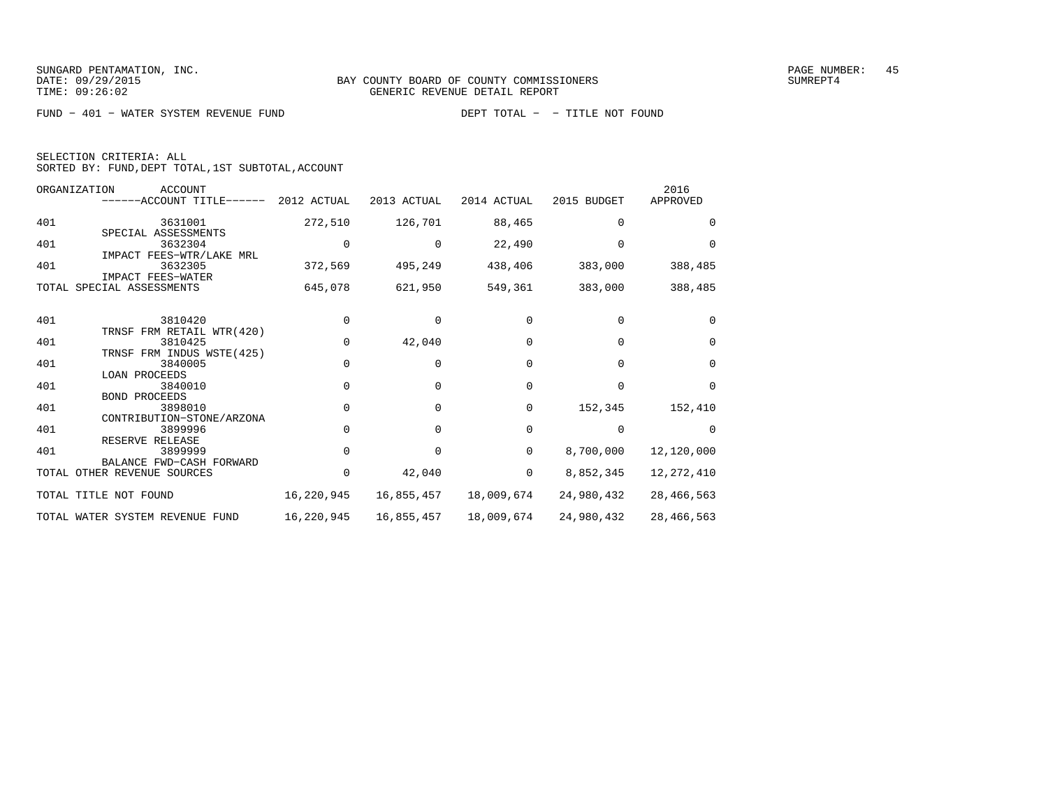SUNGARD PENTAMATION, INC.
DATE: 09/29/2015
TIME: 09:26:02

BAY COUNTY BOARD OF COUNTY COMMISSIONERS
GENERIC REVENUE DETAIL REPORT

SUMREPT4

FUND − 401 − WATER SYSTEM REVENUE FUND    DEPT TOTAL − − TITLE NOT FOUND

SELECTION CRITERIA: ALL
SORTED BY: FUND,DEPT TOTAL,1ST SUBTOTAL,ACCOUNT

| ORGANIZATION | ACCOUNT / ACCOUNT TITLE | 2012 ACTUAL | 2013 ACTUAL | 2014 ACTUAL | 2015 BUDGET | 2016 APPROVED |
|---|---|---|---|---|---|---|
| 401 | 3631001 SPECIAL ASSESSMENTS | 272,510 | 126,701 | 88,465 | 0 | 0 |
| 401 | 3632304 IMPACT FEES−WTR/LAKE MRL | 0 | 0 | 22,490 | 0 | 0 |
| 401 | 3632305 IMPACT FEES−WATER | 372,569 | 495,249 | 438,406 | 383,000 | 388,485 |
| TOTAL SPECIAL ASSESSMENTS | | 645,078 | 621,950 | 549,361 | 383,000 | 388,485 |
| 401 | 3810420 TRNSF FRM RETAIL WTR(420) | 0 | 0 | 0 | 0 | 0 |
| 401 | 3810425 TRNSF FRM INDUS WSTE(425) | 0 | 42,040 | 0 | 0 | 0 |
| 401 | 3840005 LOAN PROCEEDS | 0 | 0 | 0 | 0 | 0 |
| 401 | 3840010 BOND PROCEEDS | 0 | 0 | 0 | 0 | 0 |
| 401 | 3898010 CONTRIBUTION−STONE/ARZONA | 0 | 0 | 0 | 152,345 | 152,410 |
| 401 | 3899996 RESERVE RELEASE | 0 | 0 | 0 | 0 | 0 |
| 401 | 3899999 BALANCE FWD−CASH FORWARD | 0 | 0 | 0 | 8,700,000 | 12,120,000 |
| TOTAL OTHER REVENUE SOURCES | | 0 | 42,040 | 0 | 8,852,345 | 12,272,410 |
| TOTAL TITLE NOT FOUND | | 16,220,945 | 16,855,457 | 18,009,674 | 24,980,432 | 28,466,563 |
| TOTAL WATER SYSTEM REVENUE FUND | | 16,220,945 | 16,855,457 | 18,009,674 | 24,980,432 | 28,466,563 |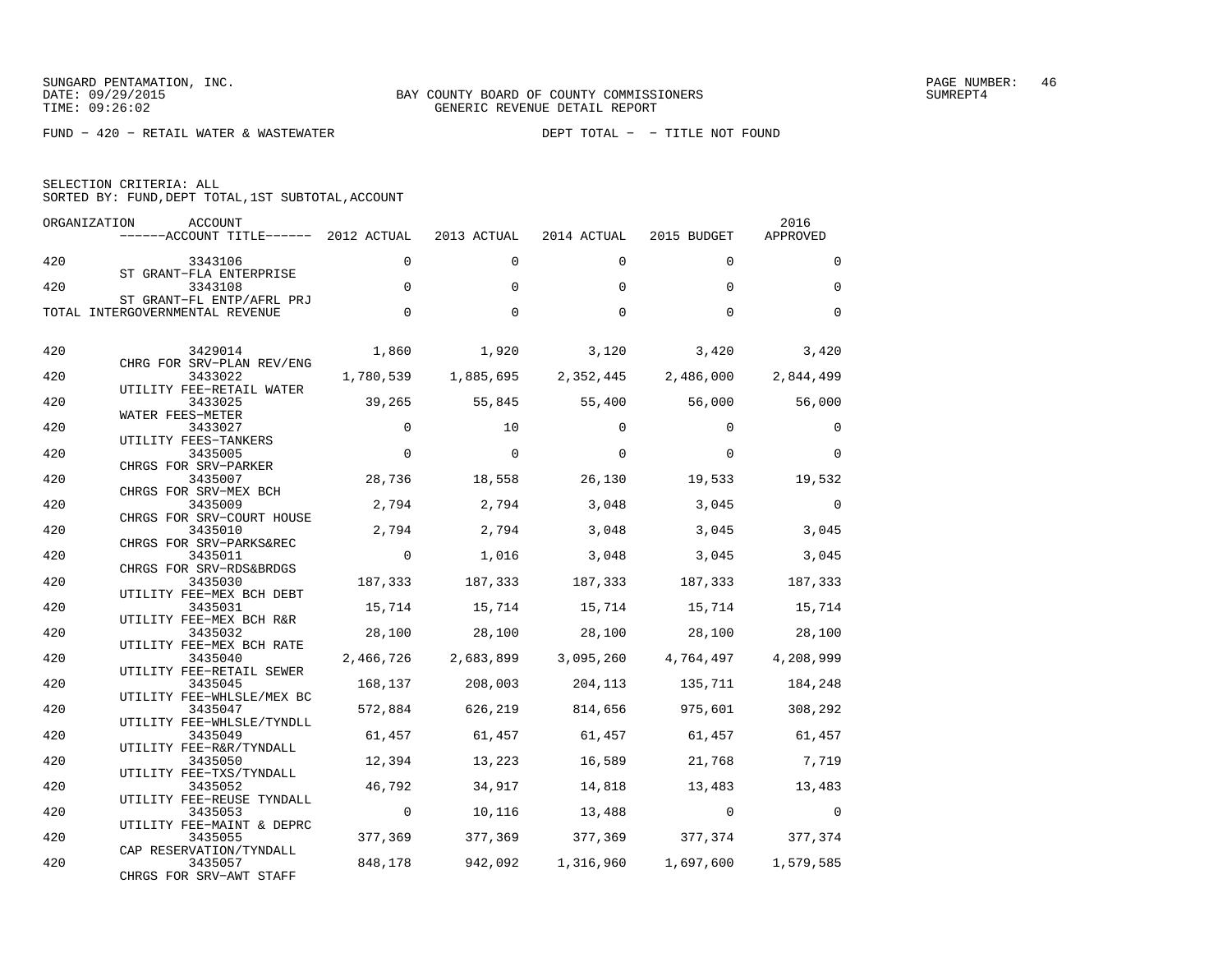SUNGARD PENTAMATION, INC.
DATE: 09/29/2015
TIME: 09:26:02

BAY COUNTY BOARD OF COUNTY COMMISSIONERS
GENERIC REVENUE DETAIL REPORT

SUMREPT4

FUND − 420 − RETAIL WATER & WASTEWATER

DEPT TOTAL − − TITLE NOT FOUND

SELECTION CRITERIA: ALL
SORTED BY: FUND,DEPT TOTAL,1ST SUBTOTAL,ACCOUNT

| ORGANIZATION | ACCOUNT / ACCOUNT TITLE | 2012 ACTUAL | 2013 ACTUAL | 2014 ACTUAL | 2015 BUDGET | 2016 APPROVED |
|---|---|---|---|---|---|---|
| 420 | 3343106 ST GRANT−FLA ENTERPRISE | 0 | 0 | 0 | 0 | 0 |
| 420 | 3343108 ST GRANT−FL ENTP/AFRL PRJ | 0 | 0 | 0 | 0 | 0 |
| TOTAL INTERGOVERNMENTAL REVENUE | | 0 | 0 | 0 | 0 | 0 |
| 420 | 3429014 CHRG FOR SRV−PLAN REV/ENG | 1,860 | 1,920 | 3,120 | 3,420 | 3,420 |
| 420 | 3433022 UTILITY FEE−RETAIL WATER | 1,780,539 | 1,885,695 | 2,352,445 | 2,486,000 | 2,844,499 |
| 420 | 3433025 WATER FEES−METER | 39,265 | 55,845 | 55,400 | 56,000 | 56,000 |
| 420 | 3433027 UTILITY FEES−TANKERS | 0 | 10 | 0 | 0 | 0 |
| 420 | 3435005 CHRGS FOR SRV−PARKER | 0 | 0 | 0 | 0 | 0 |
| 420 | 3435007 CHRGS FOR SRV−MEX BCH | 28,736 | 18,558 | 26,130 | 19,533 | 19,532 |
| 420 | 3435009 CHRGS FOR SRV−COURT HOUSE | 2,794 | 2,794 | 3,048 | 3,045 | 0 |
| 420 | 3435010 CHRGS FOR SRV−PARKS&REC | 2,794 | 2,794 | 3,048 | 3,045 | 3,045 |
| 420 | 3435011 CHRGS FOR SRV−RDS&BRDGS | 0 | 1,016 | 3,048 | 3,045 | 3,045 |
| 420 | 3435030 UTILITY FEE−MEX BCH DEBT | 187,333 | 187,333 | 187,333 | 187,333 | 187,333 |
| 420 | 3435031 UTILITY FEE−MEX BCH R&R | 15,714 | 15,714 | 15,714 | 15,714 | 15,714 |
| 420 | 3435032 UTILITY FEE−MEX BCH RATE | 28,100 | 28,100 | 28,100 | 28,100 | 28,100 |
| 420 | 3435040 UTILITY FEE−RETAIL SEWER | 2,466,726 | 2,683,899 | 3,095,260 | 4,764,497 | 4,208,999 |
| 420 | 3435045 UTILITY FEE−WHLSLE/MEX BC | 168,137 | 208,003 | 204,113 | 135,711 | 184,248 |
| 420 | 3435047 UTILITY FEE−WHLSLE/TYNDLL | 572,884 | 626,219 | 814,656 | 975,601 | 308,292 |
| 420 | 3435049 UTILITY FEE−R&R/TYNDALL | 61,457 | 61,457 | 61,457 | 61,457 | 61,457 |
| 420 | 3435050 UTILITY FEE−TXS/TYNDALL | 12,394 | 13,223 | 16,589 | 21,768 | 7,719 |
| 420 | 3435052 UTILITY FEE−REUSE TYNDALL | 46,792 | 34,917 | 14,818 | 13,483 | 13,483 |
| 420 | 3435053 UTILITY FEE−MAINT & DEPRC | 0 | 10,116 | 13,488 | 0 | 0 |
| 420 | 3435055 CAP RESERVATION/TYNDALL | 377,369 | 377,369 | 377,369 | 377,374 | 377,374 |
| 420 | 3435057 CHRGS FOR SRV−AWT STAFF | 848,178 | 942,092 | 1,316,960 | 1,697,600 | 1,579,585 |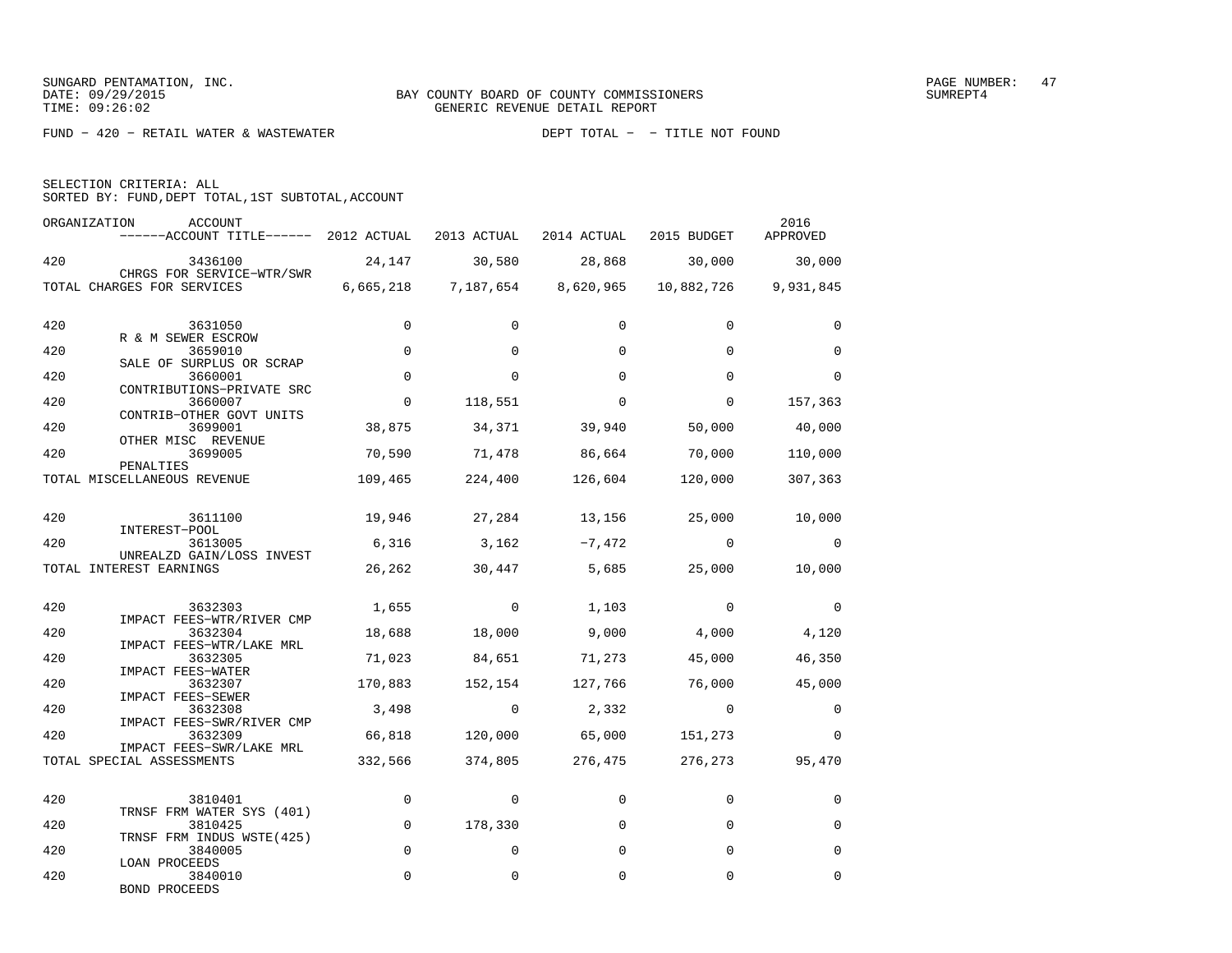SUNGARD PENTAMATION, INC.
DATE: 09/29/2015
TIME: 09:26:02

BAY COUNTY BOARD OF COUNTY COMMISSIONERS
GENERIC REVENUE DETAIL REPORT

SUMREPT4

FUND - 420 - RETAIL WATER & WASTEWATER

DEPT TOTAL - - TITLE NOT FOUND

SELECTION CRITERIA: ALL
SORTED BY: FUND,DEPT TOTAL,1ST SUBTOTAL,ACCOUNT

| ORGANIZATION | ACCOUNT<br>------ACCOUNT TITLE------ | 2012 ACTUAL | 2013 ACTUAL | 2014 ACTUAL | 2015 BUDGET | 2016 APPROVED |
|---|---|---|---|---|---|---|
| 420 | 3436100<br>CHRGS FOR SERVICE-WTR/SWR | 24,147 | 30,580 | 28,868 | 30,000 | 30,000 |
| TOTAL CHARGES FOR SERVICES | | 6,665,218 | 7,187,654 | 8,620,965 | 10,882,726 | 9,931,845 |
| 420 | 3631050<br>R & M SEWER ESCROW | 0 | 0 | 0 | 0 | 0 |
| 420 | 3659010<br>SALE OF SURPLUS OR SCRAP | 0 | 0 | 0 | 0 | 0 |
| 420 | 3660001<br>CONTRIBUTIONS-PRIVATE SRC | 0 | 0 | 0 | 0 | 0 |
| 420 | 3660007<br>CONTRIB-OTHER GOVT UNITS | 0 | 118,551 | 0 | 0 | 157,363 |
| 420 | 3699001<br>OTHER MISC REVENUE | 38,875 | 34,371 | 39,940 | 50,000 | 40,000 |
| 420 | 3699005<br>PENALTIES | 70,590 | 71,478 | 86,664 | 70,000 | 110,000 |
| TOTAL MISCELLANEOUS REVENUE | | 109,465 | 224,400 | 126,604 | 120,000 | 307,363 |
| 420 | 3611100<br>INTEREST-POOL | 19,946 | 27,284 | 13,156 | 25,000 | 10,000 |
| 420 | 3613005<br>UNREALZD GAIN/LOSS INVEST | 6,316 | 3,162 | -7,472 | 0 | 0 |
| TOTAL INTEREST EARNINGS | | 26,262 | 30,447 | 5,685 | 25,000 | 10,000 |
| 420 | 3632303<br>IMPACT FEES-WTR/RIVER CMP | 1,655 | 0 | 1,103 | 0 | 0 |
| 420 | 3632304<br>IMPACT FEES-WTR/LAKE MRL | 18,688 | 18,000 | 9,000 | 4,000 | 4,120 |
| 420 | 3632305<br>IMPACT FEES-WATER | 71,023 | 84,651 | 71,273 | 45,000 | 46,350 |
| 420 | 3632307<br>IMPACT FEES-SEWER | 170,883 | 152,154 | 127,766 | 76,000 | 45,000 |
| 420 | 3632308<br>IMPACT FEES-SWR/RIVER CMP | 3,498 | 0 | 2,332 | 0 | 0 |
| 420 | 3632309<br>IMPACT FEES-SWR/LAKE MRL | 66,818 | 120,000 | 65,000 | 151,273 | 0 |
| TOTAL SPECIAL ASSESSMENTS | | 332,566 | 374,805 | 276,475 | 276,273 | 95,470 |
| 420 | 3810401<br>TRNSF FRM WATER SYS (401) | 0 | 0 | 0 | 0 | 0 |
| 420 | 3810425<br>TRNSF FRM INDUS WSTE(425) | 0 | 178,330 | 0 | 0 | 0 |
| 420 | 3840005<br>LOAN PROCEEDS | 0 | 0 | 0 | 0 | 0 |
| 420 | 3840010<br>BOND PROCEEDS | 0 | 0 | 0 | 0 | 0 |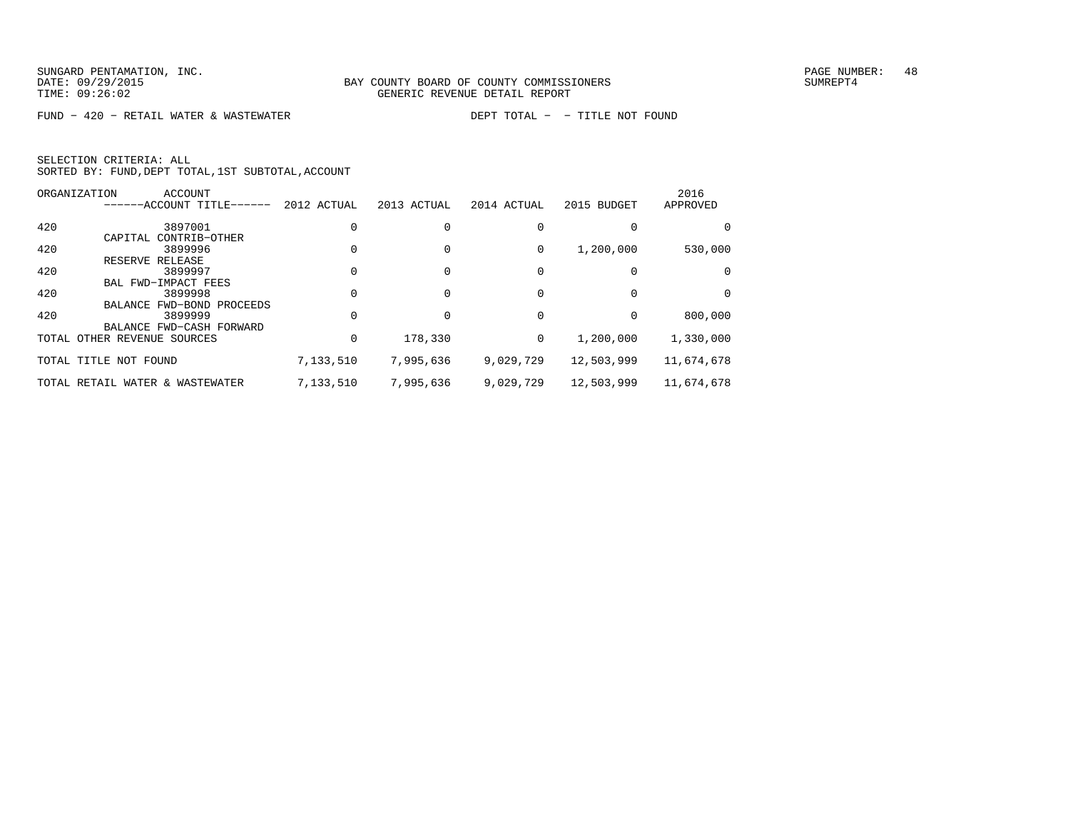SUNGARD PENTAMATION, INC.
DATE: 09/29/2015
TIME: 09:26:02

BAY COUNTY BOARD OF COUNTY COMMISSIONERS
GENERIC REVENUE DETAIL REPORT

SUMREPT4

FUND - 420 - RETAIL WATER & WASTEWATER                DEPT TOTAL -  - TITLE NOT FOUND

SELECTION CRITERIA: ALL
SORTED BY: FUND,DEPT TOTAL,1ST SUBTOTAL,ACCOUNT

| ORGANIZATION | ACCOUNT ------ACCOUNT TITLE------ | 2012 ACTUAL | 2013 ACTUAL | 2014 ACTUAL | 2015 BUDGET | 2016 APPROVED |
|---|---|---|---|---|---|---|
| 420 | 3897001 CAPITAL CONTRIB-OTHER | 0 | 0 | 0 | 0 | 0 |
| 420 | 3899996 RESERVE RELEASE | 0 | 0 | 0 | 1,200,000 | 530,000 |
| 420 | 3899997 BAL FWD-IMPACT FEES | 0 | 0 | 0 | 0 | 0 |
| 420 | 3899998 BALANCE FWD-BOND PROCEEDS | 0 | 0 | 0 | 0 | 0 |
| 420 | 3899999 BALANCE FWD-CASH FORWARD | 0 | 0 | 0 | 0 | 800,000 |
| TOTAL OTHER REVENUE SOURCES | | 0 | 178,330 | 0 | 1,200,000 | 1,330,000 |
| TOTAL TITLE NOT FOUND | | 7,133,510 | 7,995,636 | 9,029,729 | 12,503,999 | 11,674,678 |
| TOTAL RETAIL WATER & WASTEWATER | | 7,133,510 | 7,995,636 | 9,029,729 | 12,503,999 | 11,674,678 |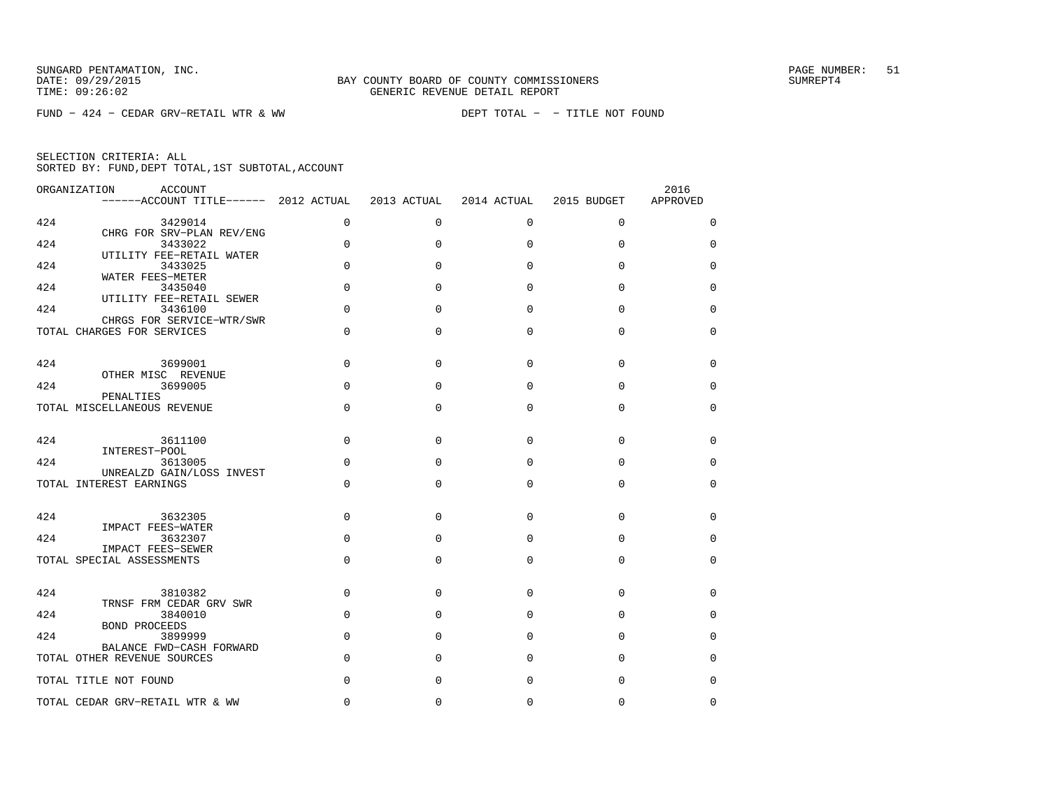SUNGARD PENTAMATION, INC.
DATE: 09/29/2015
TIME: 09:26:02

BAY COUNTY BOARD OF COUNTY COMMISSIONERS
GENERIC REVENUE DETAIL REPORT

SUMREPT4

FUND − 424 − CEDAR GRV−RETAIL WTR & WW　　　　DEPT TOTAL − − TITLE NOT FOUND

SELECTION CRITERIA: ALL
SORTED BY: FUND,DEPT TOTAL,1ST SUBTOTAL,ACCOUNT

| ORGANIZATION | ACCOUNT / ACCOUNT TITLE | 2012 ACTUAL | 2013 ACTUAL | 2014 ACTUAL | 2015 BUDGET | 2016 APPROVED |
|---|---|---|---|---|---|---|
| 424 | 3429014 CHRG FOR SRV−PLAN REV/ENG | 0 | 0 | 0 | 0 | 0 |
| 424 | 3433022 UTILITY FEE−RETAIL WATER | 0 | 0 | 0 | 0 | 0 |
| 424 | 3433025 WATER FEES−METER | 0 | 0 | 0 | 0 | 0 |
| 424 | 3435040 UTILITY FEE−RETAIL SEWER | 0 | 0 | 0 | 0 | 0 |
| 424 | 3436100 CHRGS FOR SERVICE−WTR/SWR | 0 | 0 | 0 | 0 | 0 |
| TOTAL CHARGES FOR SERVICES | | 0 | 0 | 0 | 0 | 0 |
| 424 | 3699001 OTHER MISC REVENUE | 0 | 0 | 0 | 0 | 0 |
| 424 | 3699005 PENALTIES | 0 | 0 | 0 | 0 | 0 |
| TOTAL MISCELLANEOUS REVENUE | | 0 | 0 | 0 | 0 | 0 |
| 424 | 3611100 INTEREST−POOL | 0 | 0 | 0 | 0 | 0 |
| 424 | 3613005 UNREALZD GAIN/LOSS INVEST | 0 | 0 | 0 | 0 | 0 |
| TOTAL INTEREST EARNINGS | | 0 | 0 | 0 | 0 | 0 |
| 424 | 3632305 IMPACT FEES−WATER | 0 | 0 | 0 | 0 | 0 |
| 424 | 3632307 IMPACT FEES−SEWER | 0 | 0 | 0 | 0 | 0 |
| TOTAL SPECIAL ASSESSMENTS | | 0 | 0 | 0 | 0 | 0 |
| 424 | 3810382 TRNSF FRM CEDAR GRV SWR | 0 | 0 | 0 | 0 | 0 |
| 424 | 3840010 BOND PROCEEDS | 0 | 0 | 0 | 0 | 0 |
| 424 | 3899999 BALANCE FWD−CASH FORWARD | 0 | 0 | 0 | 0 | 0 |
| TOTAL OTHER REVENUE SOURCES | | 0 | 0 | 0 | 0 | 0 |
| TOTAL TITLE NOT FOUND | | 0 | 0 | 0 | 0 | 0 |
| TOTAL CEDAR GRV−RETAIL WTR & WW | | 0 | 0 | 0 | 0 | 0 |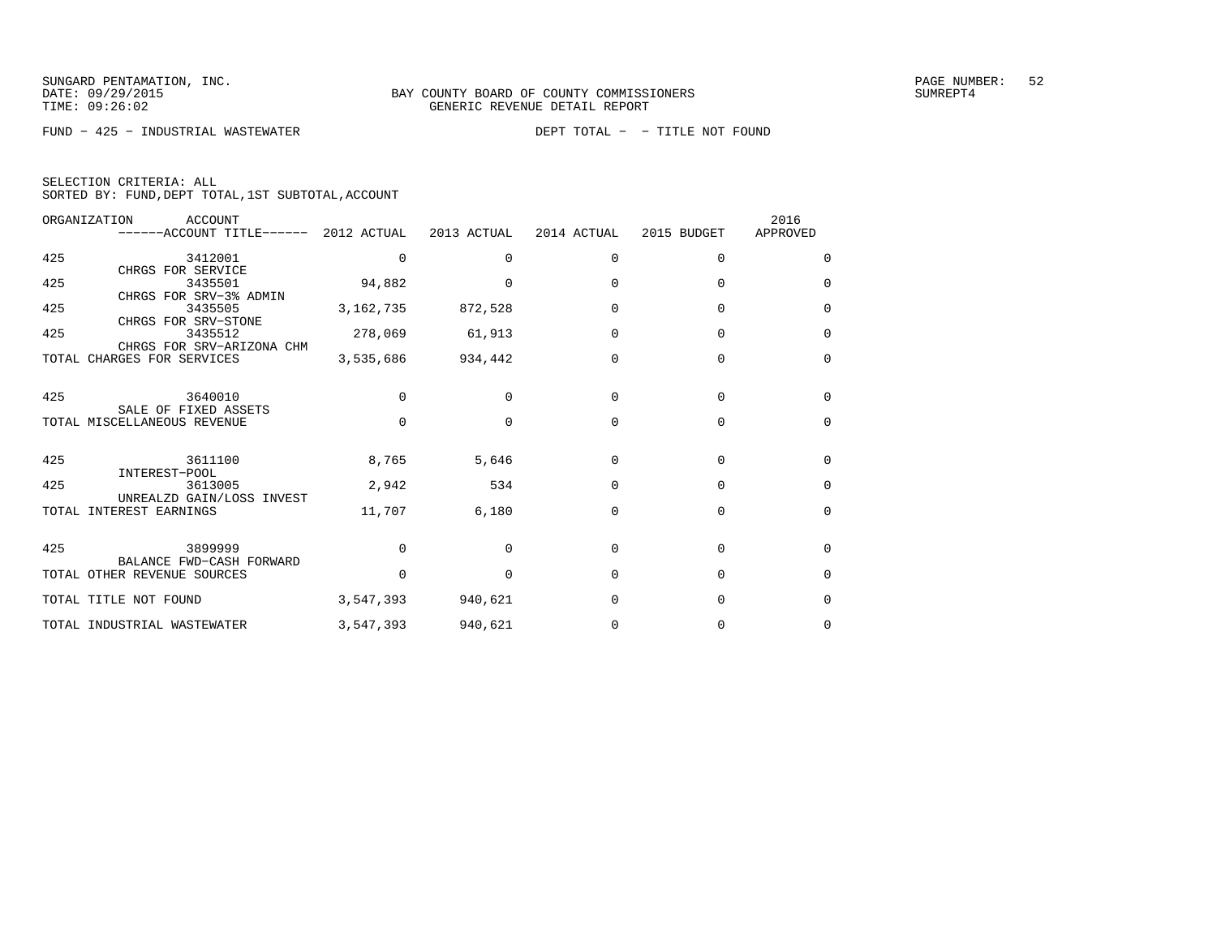SUNGARD PENTAMATION, INC.
DATE: 09/29/2015
TIME: 09:26:02

BAY COUNTY BOARD OF COUNTY COMMISSIONERS
GENERIC REVENUE DETAIL REPORT

PAGE NUMBER: 52
SUMREPT4

FUND − 425 − INDUSTRIAL WASTEWATER DEPT TOTAL − − TITLE NOT FOUND

SELECTION CRITERIA: ALL
SORTED BY: FUND,DEPT TOTAL,1ST SUBTOTAL,ACCOUNT

| ORGANIZATION | ACCOUNT / ------ACCOUNT TITLE------ | 2012 ACTUAL | 2013 ACTUAL | 2014 ACTUAL | 2015 BUDGET | 2016 APPROVED |
|---|---|---|---|---|---|---|
| 425 | 3412001 CHRGS FOR SERVICE | 0 | 0 | 0 | 0 | 0 |
| 425 | 3435501 CHRGS FOR SRV−3% ADMIN | 94,882 | 0 | 0 | 0 | 0 |
| 425 | 3435505 CHRGS FOR SRV−STONE | 3,162,735 | 872,528 | 0 | 0 | 0 |
| 425 | 3435512 CHRGS FOR SRV−ARIZONA CHM | 278,069 | 61,913 | 0 | 0 | 0 |
| TOTAL CHARGES FOR SERVICES | | 3,535,686 | 934,442 | 0 | 0 | 0 |
| 425 | 3640010 SALE OF FIXED ASSETS | 0 | 0 | 0 | 0 | 0 |
| TOTAL MISCELLANEOUS REVENUE | | 0 | 0 | 0 | 0 | 0 |
| 425 | 3611100 INTEREST−POOL | 8,765 | 5,646 | 0 | 0 | 0 |
| 425 | 3613005 UNREALZD GAIN/LOSS INVEST | 2,942 | 534 | 0 | 0 | 0 |
| TOTAL INTEREST EARNINGS | | 11,707 | 6,180 | 0 | 0 | 0 |
| 425 | 3899999 BALANCE FWD−CASH FORWARD | 0 | 0 | 0 | 0 | 0 |
| TOTAL OTHER REVENUE SOURCES | | 0 | 0 | 0 | 0 | 0 |
| TOTAL TITLE NOT FOUND | | 3,547,393 | 940,621 | 0 | 0 | 0 |
| TOTAL INDUSTRIAL WASTEWATER | | 3,547,393 | 940,621 | 0 | 0 | 0 |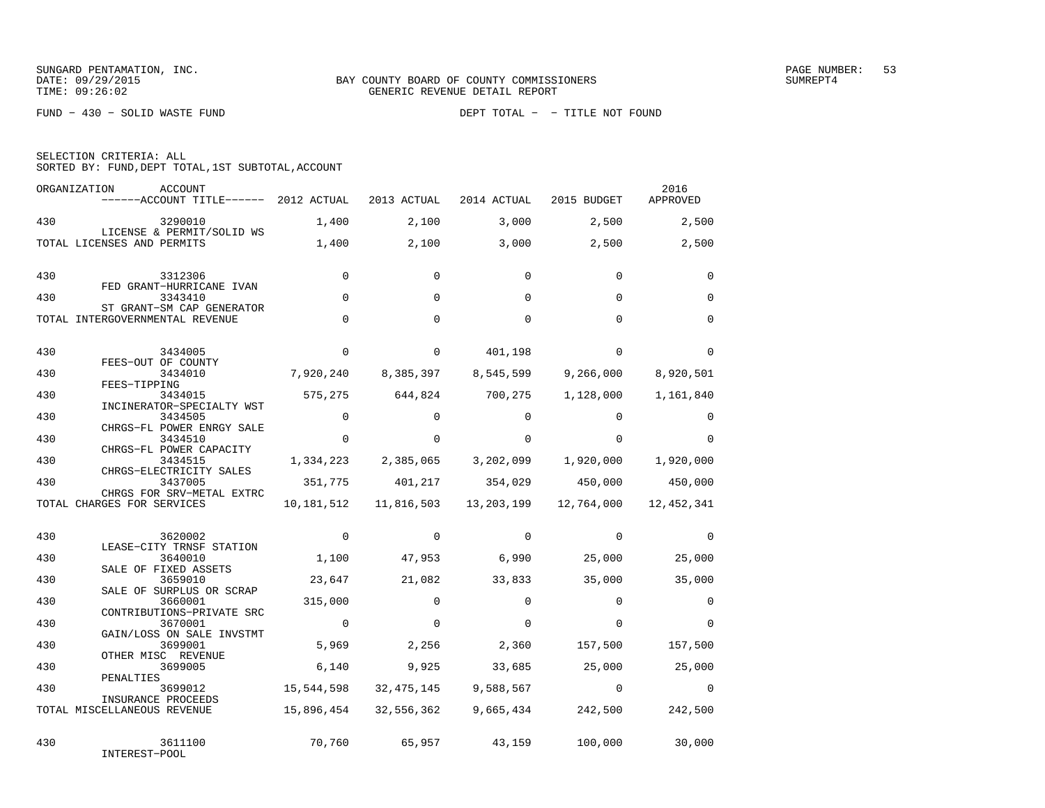SUNGARD PENTAMATION, INC.
DATE: 09/29/2015
TIME: 09:26:02

BAY COUNTY BOARD OF COUNTY COMMISSIONERS
GENERIC REVENUE DETAIL REPORT

FUND − 430 − SOLID WASTE FUND

DEPT TOTAL − − TITLE NOT FOUND

SELECTION CRITERIA: ALL
SORTED BY: FUND,DEPT TOTAL,1ST SUBTOTAL,ACCOUNT

| ORGANIZATION | ACCOUNT / ACCOUNT TITLE | 2012 ACTUAL | 2013 ACTUAL | 2014 ACTUAL | 2015 BUDGET | 2016 APPROVED |
|---|---|---|---|---|---|---|
| 430 | 3290010 LICENSE & PERMIT/SOLID WS | 1,400 | 2,100 | 3,000 | 2,500 | 2,500 |
| TOTAL LICENSES AND PERMITS | | 1,400 | 2,100 | 3,000 | 2,500 | 2,500 |
| 430 | 3312306 FED GRANT−HURRICANE IVAN | 0 | 0 | 0 | 0 | 0 |
| 430 | 3343410 ST GRANT−SM CAP GENERATOR | 0 | 0 | 0 | 0 | 0 |
| TOTAL INTERGOVERNMENTAL REVENUE | | 0 | 0 | 0 | 0 | 0 |
| 430 | 3434005 FEES−OUT OF COUNTY | 0 | 0 | 401,198 | 0 | 0 |
| 430 | 3434010 FEES−TIPPING | 7,920,240 | 8,385,397 | 8,545,599 | 9,266,000 | 8,920,501 |
| 430 | 3434015 INCINERATOR−SPECIALTY WST | 575,275 | 644,824 | 700,275 | 1,128,000 | 1,161,840 |
| 430 | 3434505 CHRGS−FL POWER ENRGY SALE | 0 | 0 | 0 | 0 | 0 |
| 430 | 3434510 CHRGS−FL POWER CAPACITY | 0 | 0 | 0 | 0 | 0 |
| 430 | 3434515 CHRGS−ELECTRICITY SALES | 1,334,223 | 2,385,065 | 3,202,099 | 1,920,000 | 1,920,000 |
| 430 | 3437005 CHRGS FOR SRV−METAL EXTRC | 351,775 | 401,217 | 354,029 | 450,000 | 450,000 |
| TOTAL CHARGES FOR SERVICES | | 10,181,512 | 11,816,503 | 13,203,199 | 12,764,000 | 12,452,341 |
| 430 | 3620002 LEASE−CITY TRNSF STATION | 0 | 0 | 0 | 0 | 0 |
| 430 | 3640010 SALE OF FIXED ASSETS | 1,100 | 47,953 | 6,990 | 25,000 | 25,000 |
| 430 | 3659010 SALE OF SURPLUS OR SCRAP | 23,647 | 21,082 | 33,833 | 35,000 | 35,000 |
| 430 | 3660001 CONTRIBUTIONS−PRIVATE SRC | 315,000 | 0 | 0 | 0 | 0 |
| 430 | 3670001 GAIN/LOSS ON SALE INVSTMT | 0 | 0 | 0 | 0 | 0 |
| 430 | 3699001 OTHER MISC REVENUE | 5,969 | 2,256 | 2,360 | 157,500 | 157,500 |
| 430 | 3699005 PENALTIES | 6,140 | 9,925 | 33,685 | 25,000 | 25,000 |
| 430 | 3699012 INSURANCE PROCEEDS | 15,544,598 | 32,475,145 | 9,588,567 | 0 | 0 |
| TOTAL MISCELLANEOUS REVENUE | | 15,896,454 | 32,556,362 | 9,665,434 | 242,500 | 242,500 |
| 430 | 3611100 INTEREST−POOL | 70,760 | 65,957 | 43,159 | 100,000 | 30,000 |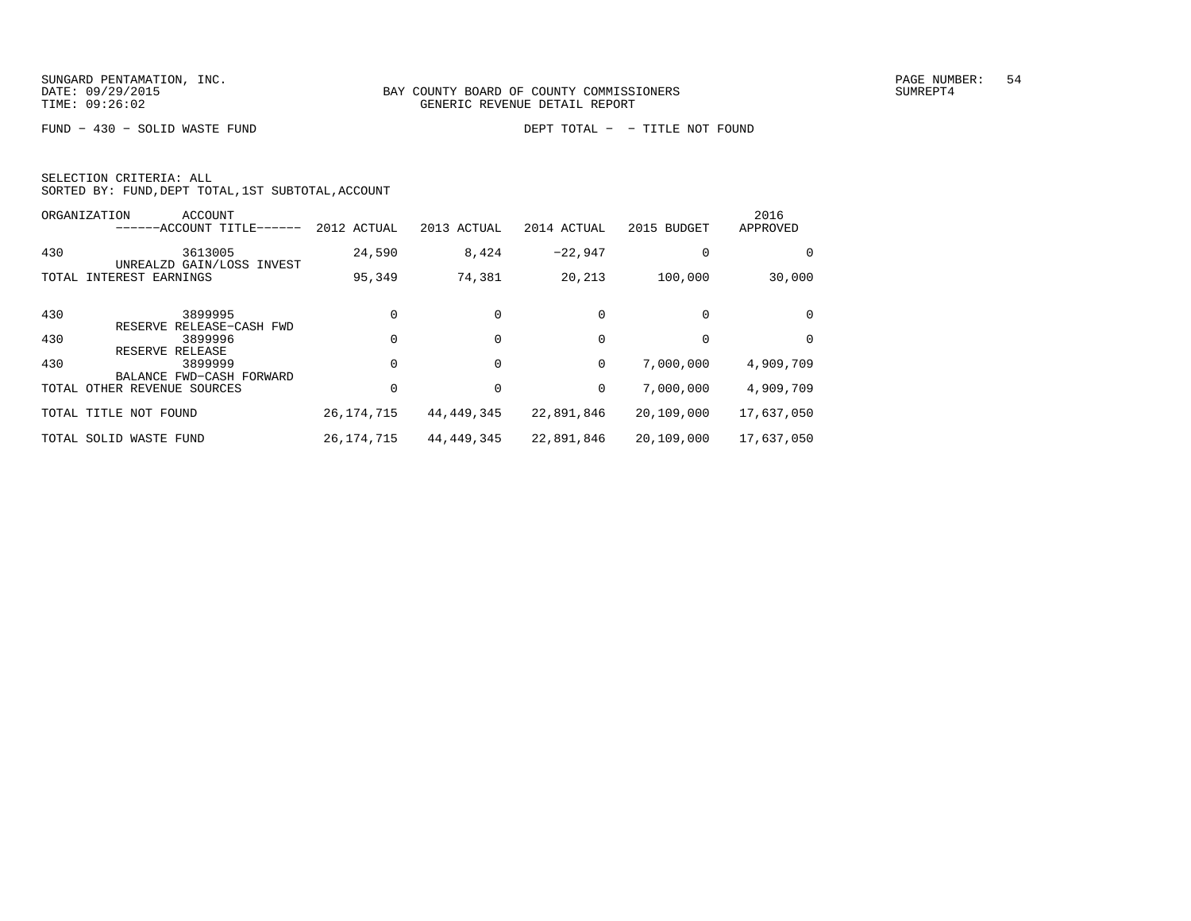SUNGARD PENTAMATION, INC.
DATE: 09/29/2015
TIME: 09:26:02

BAY COUNTY BOARD OF COUNTY COMMISSIONERS
GENERIC REVENUE DETAIL REPORT

SUMREPT4

FUND - 430 - SOLID WASTE FUND

DEPT TOTAL - - TITLE NOT FOUND

SELECTION CRITERIA: ALL
SORTED BY: FUND,DEPT TOTAL,1ST SUBTOTAL,ACCOUNT

| ORGANIZATION | ACCOUNT ------ACCOUNT TITLE------ | 2012 ACTUAL | 2013 ACTUAL | 2014 ACTUAL | 2015 BUDGET | 2016 APPROVED |
|---|---|---|---|---|---|---|
| 430 | 3613005 UNREALZD GAIN/LOSS INVEST | 24,590 | 8,424 | -22,947 | 0 | 0 |
| TOTAL INTEREST EARNINGS | | 95,349 | 74,381 | 20,213 | 100,000 | 30,000 |
| 430 | 3899995 RESERVE RELEASE-CASH FWD | 0 | 0 | 0 | 0 | 0 |
| 430 | 3899996 RESERVE RELEASE | 0 | 0 | 0 | 0 | 0 |
| 430 | 3899999 BALANCE FWD-CASH FORWARD | 0 | 0 | 0 | 7,000,000 | 4,909,709 |
| TOTAL OTHER REVENUE SOURCES | | 0 | 0 | 0 | 7,000,000 | 4,909,709 |
| TOTAL TITLE NOT FOUND | | 26,174,715 | 44,449,345 | 22,891,846 | 20,109,000 | 17,637,050 |
| TOTAL SOLID WASTE FUND | | 26,174,715 | 44,449,345 | 22,891,846 | 20,109,000 | 17,637,050 |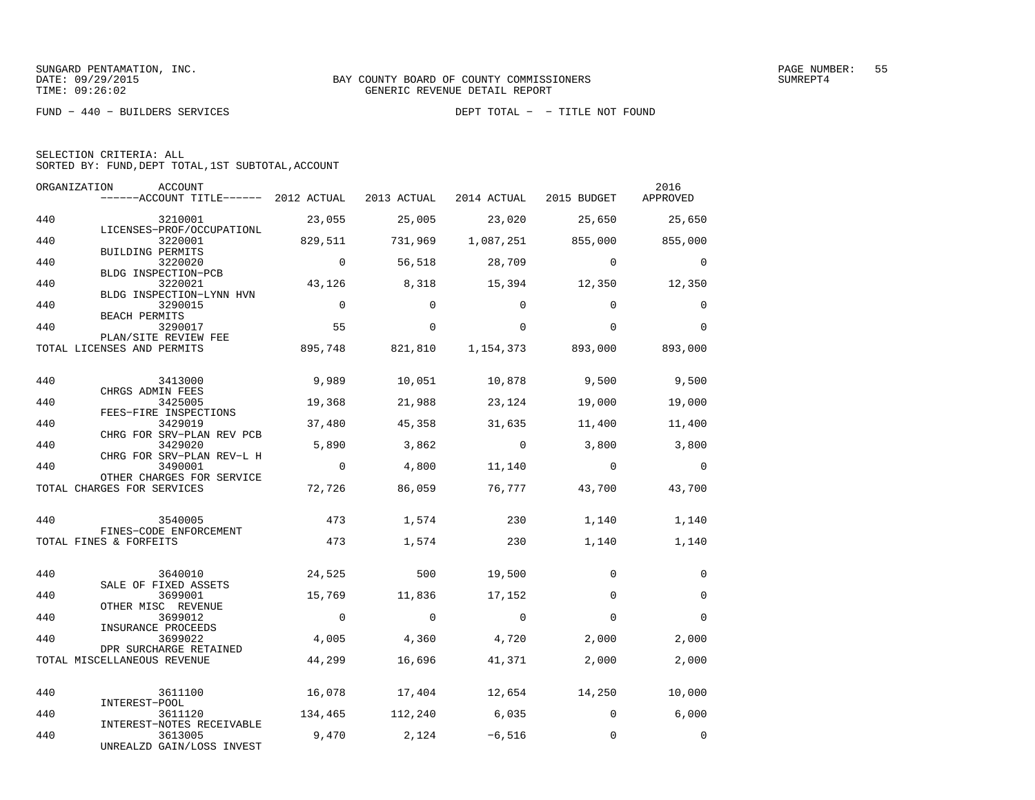SUNGARD PENTAMATION, INC.
DATE: 09/29/2015
TIME: 09:26:02

BAY COUNTY BOARD OF COUNTY COMMISSIONERS
GENERIC REVENUE DETAIL REPORT

FUND − 440 − BUILDERS SERVICES

DEPT TOTAL − − TITLE NOT FOUND

SELECTION CRITERIA: ALL
SORTED BY: FUND,DEPT TOTAL,1ST SUBTOTAL,ACCOUNT

| ORGANIZATION | ACCOUNT / ACCOUNT TITLE | 2012 ACTUAL | 2013 ACTUAL | 2014 ACTUAL | 2015 BUDGET | 2016 APPROVED |
|---|---|---|---|---|---|---|
| 440 | 3210001 LICENSES−PROF/OCCUPATIONL | 23,055 | 25,005 | 23,020 | 25,650 | 25,650 |
| 440 | 3220001 BUILDING PERMITS | 829,511 | 731,969 | 1,087,251 | 855,000 | 855,000 |
| 440 | 3220020 BLDG INSPECTION−PCB | 0 | 56,518 | 28,709 | 0 | 0 |
| 440 | 3220021 BLDG INSPECTION−LYNN HVN | 43,126 | 8,318 | 15,394 | 12,350 | 12,350 |
| 440 | 3290015 BEACH PERMITS | 0 | 0 | 0 | 0 | 0 |
| 440 | 3290017 PLAN/SITE REVIEW FEE | 55 | 0 | 0 | 0 | 0 |
| TOTAL LICENSES AND PERMITS | | 895,748 | 821,810 | 1,154,373 | 893,000 | 893,000 |
| 440 | 3413000 CHRGS ADMIN FEES | 9,989 | 10,051 | 10,878 | 9,500 | 9,500 |
| 440 | 3425005 FEES−FIRE INSPECTIONS | 19,368 | 21,988 | 23,124 | 19,000 | 19,000 |
| 440 | 3429019 CHRG FOR SRV−PLAN REV PCB | 37,480 | 45,358 | 31,635 | 11,400 | 11,400 |
| 440 | 3429020 CHRG FOR SRV−PLAN REV−L H | 5,890 | 3,862 | 0 | 3,800 | 3,800 |
| 440 | 3490001 OTHER CHARGES FOR SERVICE | 0 | 4,800 | 11,140 | 0 | 0 |
| TOTAL CHARGES FOR SERVICES | | 72,726 | 86,059 | 76,777 | 43,700 | 43,700 |
| 440 | 3540005 FINES−CODE ENFORCEMENT | 473 | 1,574 | 230 | 1,140 | 1,140 |
| TOTAL FINES & FORFEITS | | 473 | 1,574 | 230 | 1,140 | 1,140 |
| 440 | 3640010 SALE OF FIXED ASSETS | 24,525 | 500 | 19,500 | 0 | 0 |
| 440 | 3699001 OTHER MISC REVENUE | 15,769 | 11,836 | 17,152 | 0 | 0 |
| 440 | 3699012 INSURANCE PROCEEDS | 0 | 0 | 0 | 0 | 0 |
| 440 | 3699022 DPR SURCHARGE RETAINED | 4,005 | 4,360 | 4,720 | 2,000 | 2,000 |
| TOTAL MISCELLANEOUS REVENUE | | 44,299 | 16,696 | 41,371 | 2,000 | 2,000 |
| 440 | 3611100 INTEREST−POOL | 16,078 | 17,404 | 12,654 | 14,250 | 10,000 |
| 440 | 3611120 INTEREST−NOTES RECEIVABLE | 134,465 | 112,240 | 6,035 | 0 | 6,000 |
| 440 | 3613005 UNREALZD GAIN/LOSS INVEST | 9,470 | 2,124 | −6,516 | 0 | 0 |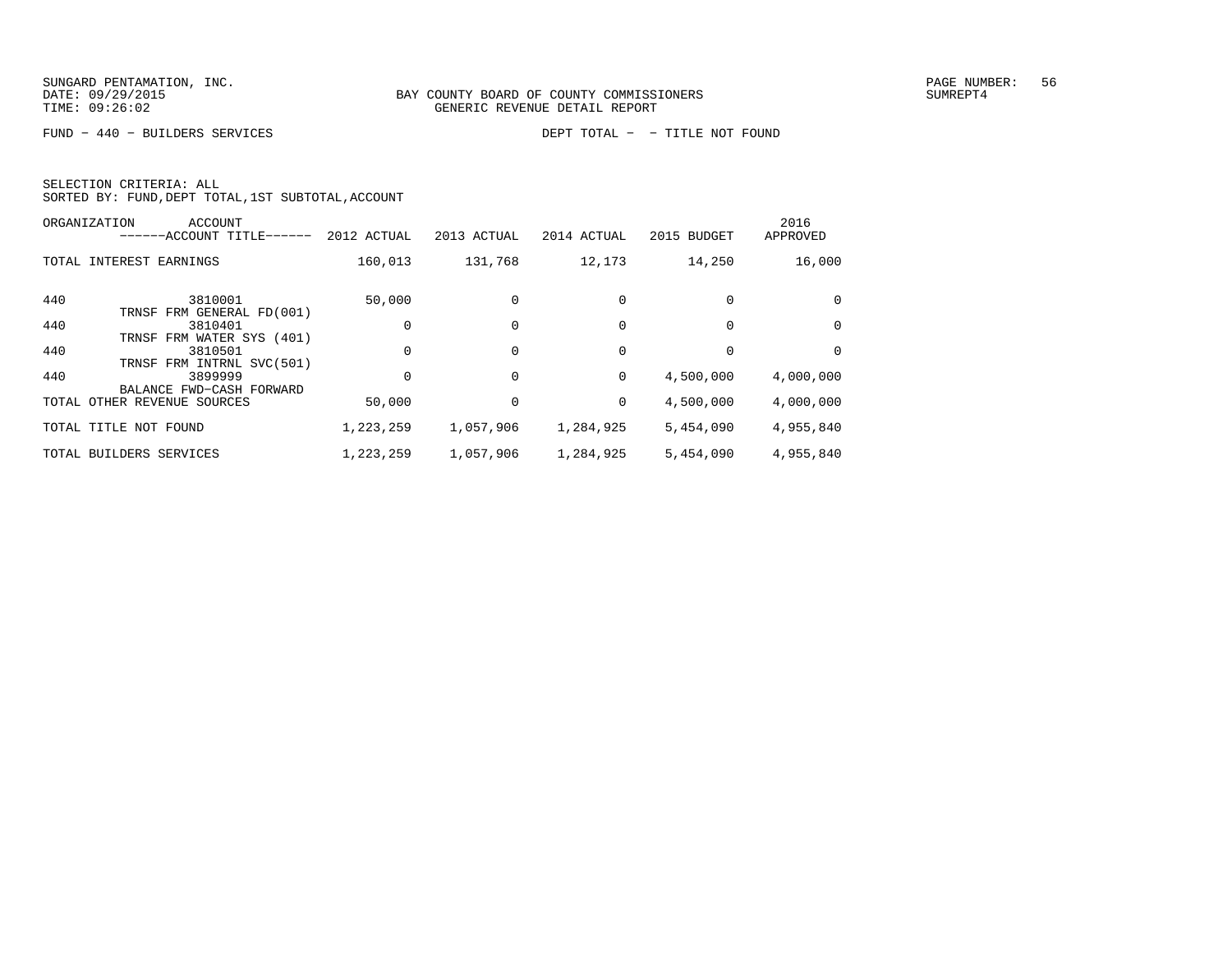BAY COUNTY BOARD OF COUNTY COMMISSIONERS
GENERIC REVENUE DETAIL REPORT

FUND − 440 − BUILDERS SERVICES　　　　　　DEPT TOTAL − − TITLE NOT FOUND

SELECTION CRITERIA: ALL
SORTED BY: FUND,DEPT TOTAL,1ST SUBTOTAL,ACCOUNT

| ORGANIZATION | ACCOUNT / ------ACCOUNT TITLE------ | 2012 ACTUAL | 2013 ACTUAL | 2014 ACTUAL | 2015 BUDGET | 2016 APPROVED |
|---|---|---|---|---|---|---|
| TOTAL INTEREST EARNINGS | | 160,013 | 131,768 | 12,173 | 14,250 | 16,000 |
| 440 | 3810001 TRNSF FRM GENERAL FD(001) | 50,000 | 0 | 0 | 0 | 0 |
| 440 | 3810401 TRNSF FRM WATER SYS (401) | 0 | 0 | 0 | 0 | 0 |
| 440 | 3810501 TRNSF FRM INTRNL SVC(501) | 0 | 0 | 0 | 0 | 0 |
| 440 | 3899999 BALANCE FWD−CASH FORWARD | 0 | 0 | 0 | 4,500,000 | 4,000,000 |
| TOTAL OTHER REVENUE SOURCES | | 50,000 | 0 | 0 | 4,500,000 | 4,000,000 |
| TOTAL TITLE NOT FOUND | | 1,223,259 | 1,057,906 | 1,284,925 | 5,454,090 | 4,955,840 |
| TOTAL BUILDERS SERVICES | | 1,223,259 | 1,057,906 | 1,284,925 | 5,454,090 | 4,955,840 |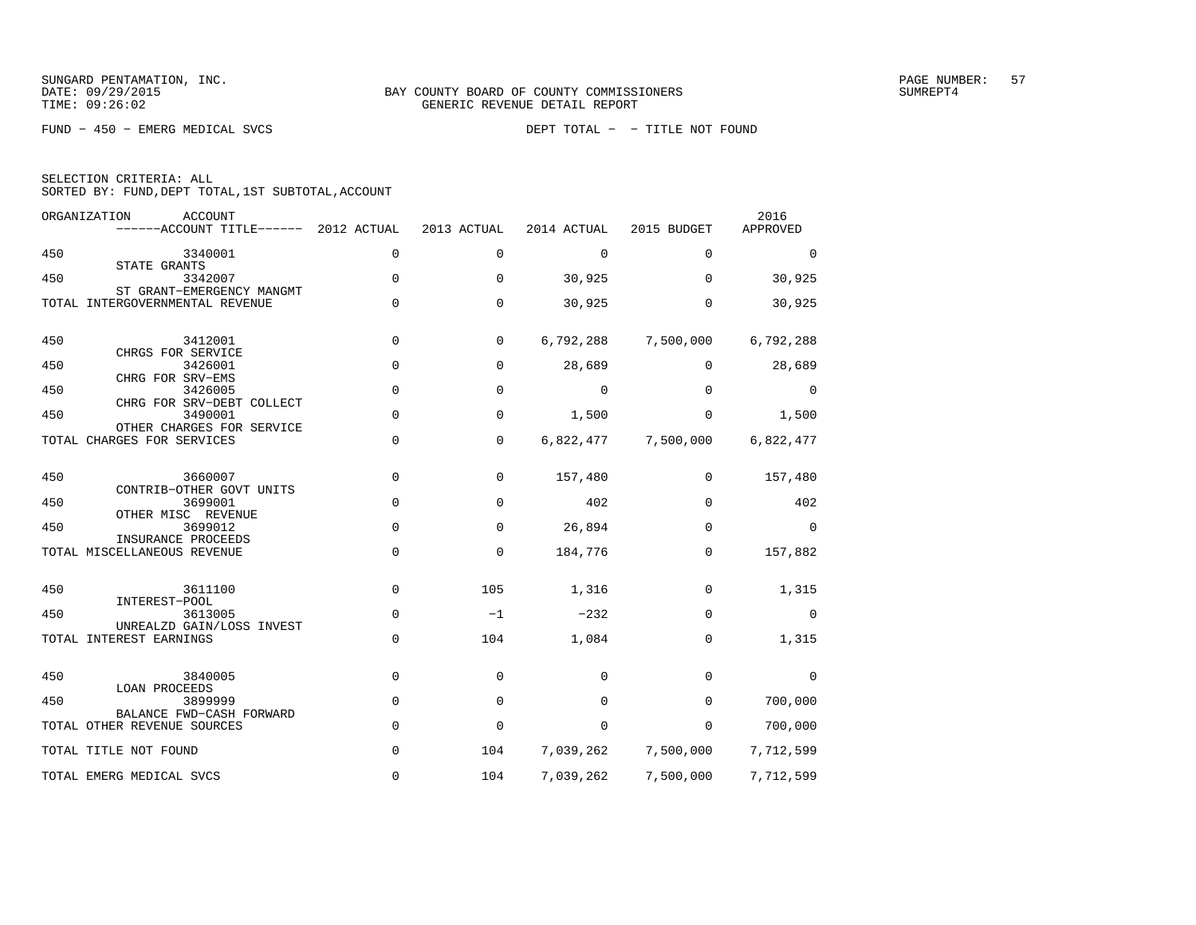SUNGARD PENTAMATION, INC.
DATE: 09/29/2015
TIME: 09:26:02

BAY COUNTY BOARD OF COUNTY COMMISSIONERS
GENERIC REVENUE DETAIL REPORT

SUMREPT4

FUND - 450 - EMERG MEDICAL SVCS

DEPT TOTAL - - TITLE NOT FOUND

SELECTION CRITERIA: ALL
SORTED BY: FUND,DEPT TOTAL,1ST SUBTOTAL,ACCOUNT

| ORGANIZATION | ACCOUNT / ------ACCOUNT TITLE------ | 2012 ACTUAL | 2013 ACTUAL | 2014 ACTUAL | 2015 BUDGET | 2016 APPROVED |
|---|---|---|---|---|---|---|
| 450 | 3340001 STATE GRANTS | 0 | 0 | 0 | 0 | 0 |
| 450 | 3342007 ST GRANT-EMERGENCY MANGMT | 0 | 0 | 30,925 | 0 | 30,925 |
| TOTAL INTERGOVERNMENTAL REVENUE | | 0 | 0 | 30,925 | 0 | 30,925 |
| 450 | 3412001 CHRGS FOR SERVICE | 0 | 0 | 6,792,288 | 7,500,000 | 6,792,288 |
| 450 | 3426001 CHRG FOR SRV-EMS | 0 | 0 | 28,689 | 0 | 28,689 |
| 450 | 3426005 CHRG FOR SRV-DEBT COLLECT | 0 | 0 | 0 | 0 | 0 |
| 450 | 3490001 OTHER CHARGES FOR SERVICE | 0 | 0 | 1,500 | 0 | 1,500 |
| TOTAL CHARGES FOR SERVICES | | 0 | 0 | 6,822,477 | 7,500,000 | 6,822,477 |
| 450 | 3660007 CONTRIB-OTHER GOVT UNITS | 0 | 0 | 157,480 | 0 | 157,480 |
| 450 | 3699001 OTHER MISC REVENUE | 0 | 0 | 402 | 0 | 402 |
| 450 | 3699012 INSURANCE PROCEEDS | 0 | 0 | 26,894 | 0 | 0 |
| TOTAL MISCELLANEOUS REVENUE | | 0 | 0 | 184,776 | 0 | 157,882 |
| 450 | 3611100 INTEREST-POOL | 0 | 105 | 1,316 | 0 | 1,315 |
| 450 | 3613005 UNREALZD GAIN/LOSS INVEST | 0 | -1 | -232 | 0 | 0 |
| TOTAL INTEREST EARNINGS | | 0 | 104 | 1,084 | 0 | 1,315 |
| 450 | 3840005 LOAN PROCEEDS | 0 | 0 | 0 | 0 | 0 |
| 450 | 3899999 BALANCE FWD-CASH FORWARD | 0 | 0 | 0 | 0 | 700,000 |
| TOTAL OTHER REVENUE SOURCES | | 0 | 0 | 0 | 0 | 700,000 |
| TOTAL TITLE NOT FOUND | | 0 | 104 | 7,039,262 | 7,500,000 | 7,712,599 |
| TOTAL EMERG MEDICAL SVCS | | 0 | 104 | 7,039,262 | 7,500,000 | 7,712,599 |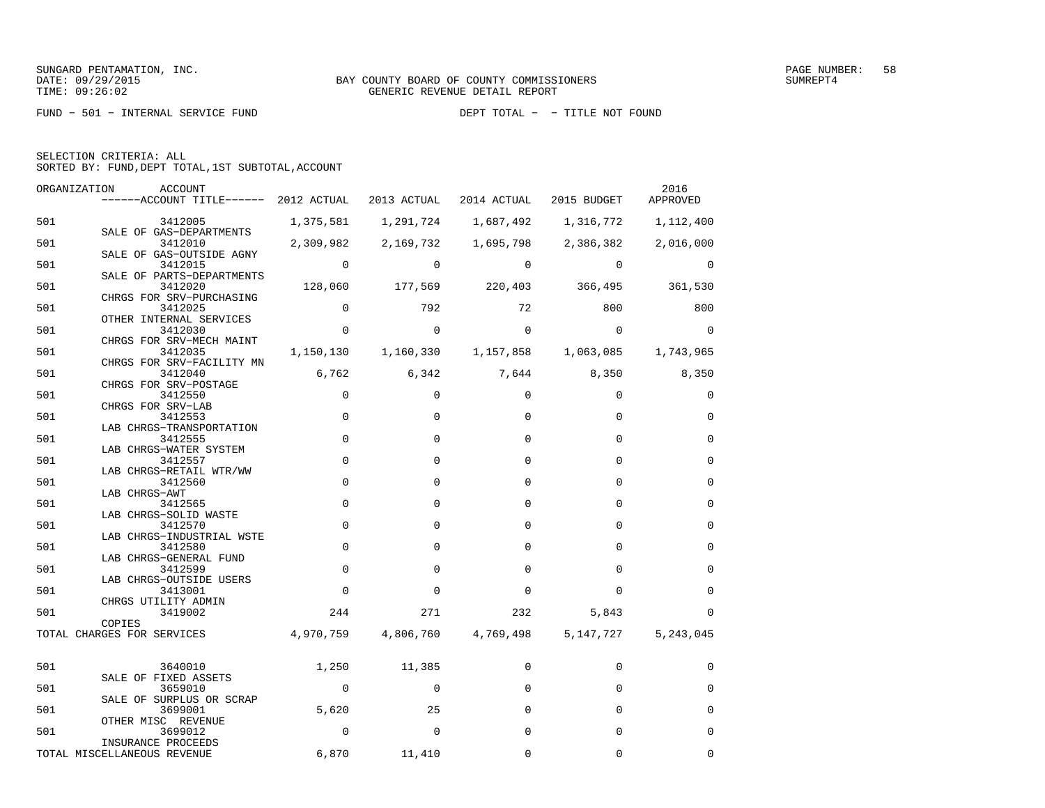SUNGARD PENTAMATION, INC.
DATE: 09/29/2015
TIME: 09:26:02

BAY COUNTY BOARD OF COUNTY COMMISSIONERS
GENERIC REVENUE DETAIL REPORT

PAGE NUMBER: 58
SUMREPT4

FUND - 501 - INTERNAL SERVICE FUND

DEPT TOTAL - - TITLE NOT FOUND

SELECTION CRITERIA: ALL
SORTED BY: FUND,DEPT TOTAL,1ST SUBTOTAL,ACCOUNT

| ORGANIZATION | ACCOUNT / ACCOUNT TITLE | 2012 ACTUAL | 2013 ACTUAL | 2014 ACTUAL | 2015 BUDGET | 2016 APPROVED |
|---|---|---|---|---|---|---|
| 501 | 3412005 SALE OF GAS-DEPARTMENTS | 1,375,581 | 1,291,724 | 1,687,492 | 1,316,772 | 1,112,400 |
| 501 | 3412010 SALE OF GAS-OUTSIDE AGNY | 2,309,982 | 2,169,732 | 1,695,798 | 2,386,382 | 2,016,000 |
| 501 | 3412015 SALE OF PARTS-DEPARTMENTS | 0 | 0 | 0 | 0 | 0 |
| 501 | 3412020 CHRGS FOR SRV-PURCHASING | 128,060 | 177,569 | 220,403 | 366,495 | 361,530 |
| 501 | 3412025 OTHER INTERNAL SERVICES | 0 | 792 | 72 | 800 | 800 |
| 501 | 3412030 CHRGS FOR SRV-MECH MAINT | 0 | 0 | 0 | 0 | 0 |
| 501 | 3412035 CHRGS FOR SRV-FACILITY MN | 1,150,130 | 1,160,330 | 1,157,858 | 1,063,085 | 1,743,965 |
| 501 | 3412040 CHRGS FOR SRV-POSTAGE | 6,762 | 6,342 | 7,644 | 8,350 | 8,350 |
| 501 | 3412550 CHRGS FOR SRV-LAB | 0 | 0 | 0 | 0 | 0 |
| 501 | 3412553 LAB CHRGS-TRANSPORTATION | 0 | 0 | 0 | 0 | 0 |
| 501 | 3412555 LAB CHRGS-WATER SYSTEM | 0 | 0 | 0 | 0 | 0 |
| 501 | 3412557 LAB CHRGS-RETAIL WTR/WW | 0 | 0 | 0 | 0 | 0 |
| 501 | 3412560 LAB CHRGS-AWT | 0 | 0 | 0 | 0 | 0 |
| 501 | 3412565 LAB CHRGS-SOLID WASTE | 0 | 0 | 0 | 0 | 0 |
| 501 | 3412570 LAB CHRGS-INDUSTRIAL WSTE | 0 | 0 | 0 | 0 | 0 |
| 501 | 3412580 LAB CHRGS-GENERAL FUND | 0 | 0 | 0 | 0 | 0 |
| 501 | 3412599 LAB CHRGS-OUTSIDE USERS | 0 | 0 | 0 | 0 | 0 |
| 501 | 3413001 CHRGS UTILITY ADMIN | 0 | 0 | 0 | 0 | 0 |
| 501 | 3419002 COPIES | 244 | 271 | 232 | 5,843 | 0 |
| TOTAL CHARGES FOR SERVICES | | 4,970,759 | 4,806,760 | 4,769,498 | 5,147,727 | 5,243,045 |
| 501 | 3640010 SALE OF FIXED ASSETS | 1,250 | 11,385 | 0 | 0 | 0 |
| 501 | 3659010 SALE OF SURPLUS OR SCRAP | 0 | 0 | 0 | 0 | 0 |
| 501 | 3699001 OTHER MISC REVENUE | 5,620 | 25 | 0 | 0 | 0 |
| 501 | 3699012 INSURANCE PROCEEDS | 0 | 0 | 0 | 0 | 0 |
| TOTAL MISCELLANEOUS REVENUE | | 6,870 | 11,410 | 0 | 0 | 0 |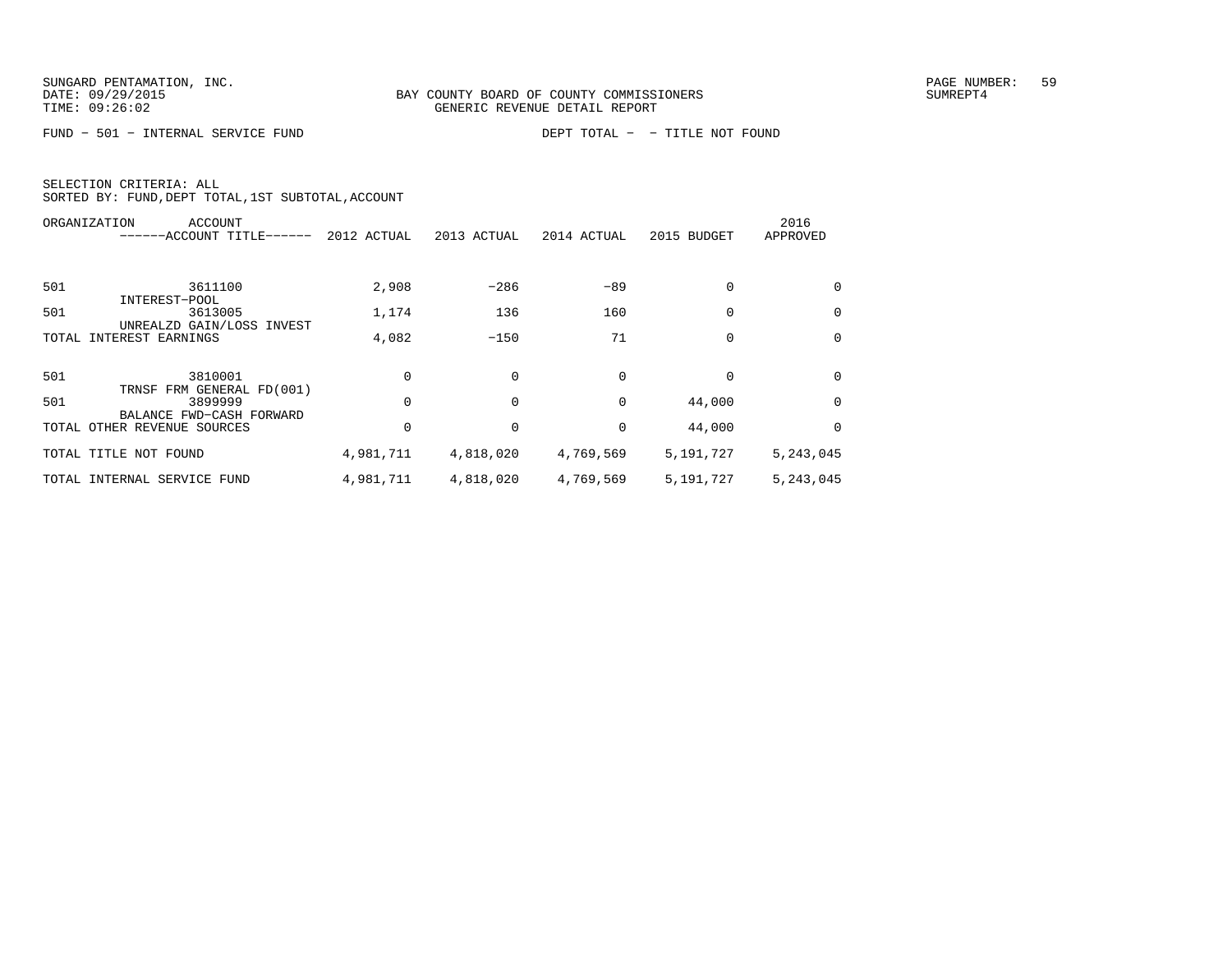SUNGARD PENTAMATION, INC.
DATE: 09/29/2015
TIME: 09:26:02

BAY COUNTY BOARD OF COUNTY COMMISSIONERS
GENERIC REVENUE DETAIL REPORT

SUMREPT4

FUND − 501 − INTERNAL SERVICE FUND

DEPT TOTAL − − TITLE NOT FOUND

SELECTION CRITERIA: ALL
SORTED BY: FUND,DEPT TOTAL,1ST SUBTOTAL,ACCOUNT

| ORGANIZATION | ACCOUNT ------ACCOUNT TITLE------ | 2012 ACTUAL | 2013 ACTUAL | 2014 ACTUAL | 2015 BUDGET | 2016 APPROVED |
|---|---|---|---|---|---|---|
| 501 | 3611100 INTEREST−POOL | 2,908 | −286 | −89 | 0 | 0 |
| 501 | 3613005 UNREALZD GAIN/LOSS INVEST | 1,174 | 136 | 160 | 0 | 0 |
| TOTAL INTEREST EARNINGS | | 4,082 | −150 | 71 | 0 | 0 |
| 501 | 3810001 TRNSF FRM GENERAL FD(001) | 0 | 0 | 0 | 0 | 0 |
| 501 | 3899999 BALANCE FWD−CASH FORWARD | 0 | 0 | 0 | 44,000 | 0 |
| TOTAL OTHER REVENUE SOURCES | | 0 | 0 | 0 | 44,000 | 0 |
| TOTAL TITLE NOT FOUND | | 4,981,711 | 4,818,020 | 4,769,569 | 5,191,727 | 5,243,045 |
| TOTAL INTERNAL SERVICE FUND | | 4,981,711 | 4,818,020 | 4,769,569 | 5,191,727 | 5,243,045 |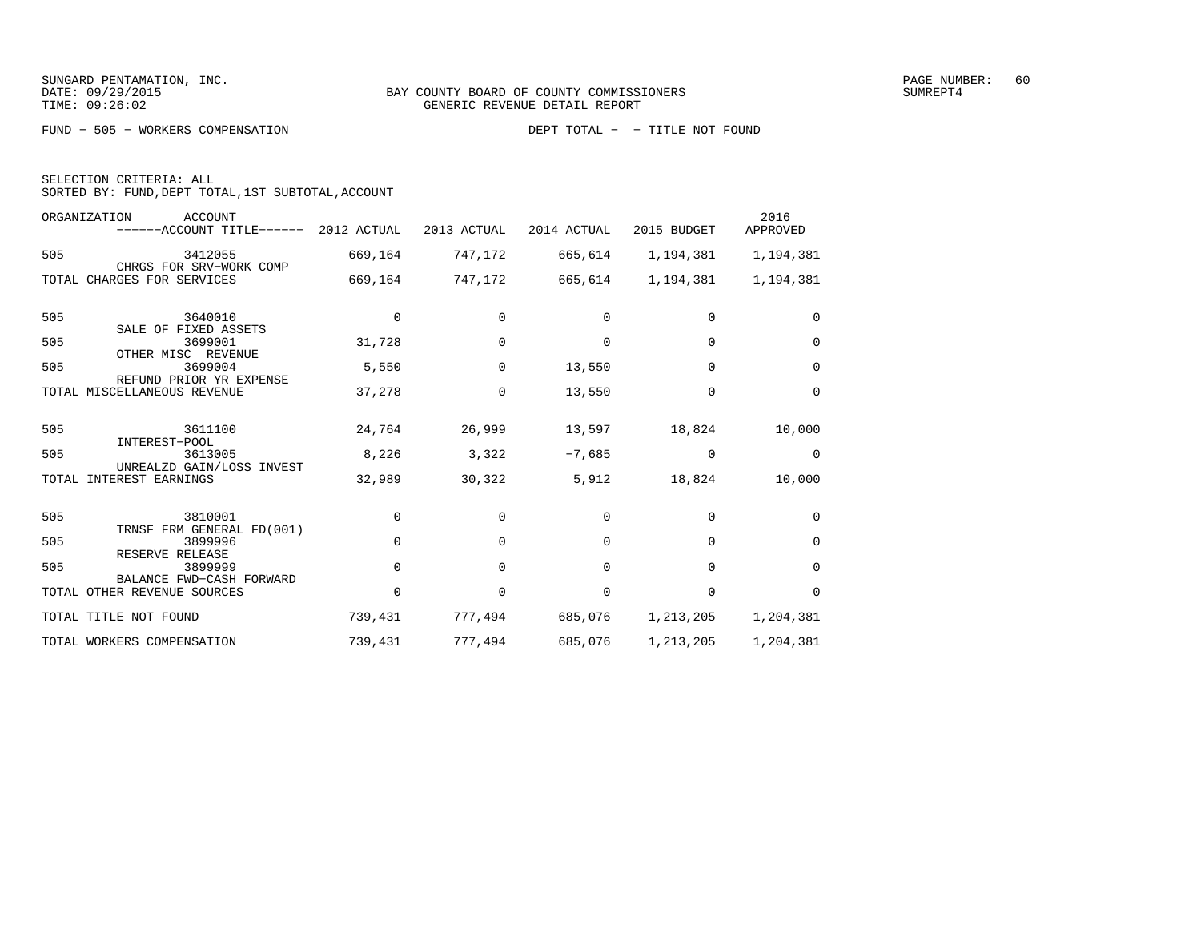BAY COUNTY BOARD OF COUNTY COMMISSIONERS
GENERIC REVENUE DETAIL REPORT

FUND - 505 - WORKERS COMPENSATION

DEPT TOTAL - - TITLE NOT FOUND

SELECTION CRITERIA: ALL
SORTED BY: FUND,DEPT TOTAL,1ST SUBTOTAL,ACCOUNT

| ORGANIZATION | ACCOUNT / ACCOUNT TITLE | 2012 ACTUAL | 2013 ACTUAL | 2014 ACTUAL | 2015 BUDGET | 2016 APPROVED |
|---|---|---|---|---|---|---|
| 505 | 3412055 CHRGS FOR SRV-WORK COMP | 669,164 | 747,172 | 665,614 | 1,194,381 | 1,194,381 |
| TOTAL CHARGES FOR SERVICES | | 669,164 | 747,172 | 665,614 | 1,194,381 | 1,194,381 |
| 505 | 3640010 SALE OF FIXED ASSETS | 0 | 0 | 0 | 0 | 0 |
| 505 | 3699001 OTHER MISC REVENUE | 31,728 | 0 | 0 | 0 | 0 |
| 505 | 3699004 REFUND PRIOR YR EXPENSE | 5,550 | 0 | 13,550 | 0 | 0 |
| TOTAL MISCELLANEOUS REVENUE | | 37,278 | 0 | 13,550 | 0 | 0 |
| 505 | 3611100 INTEREST-POOL | 24,764 | 26,999 | 13,597 | 18,824 | 10,000 |
| 505 | 3613005 UNREALZD GAIN/LOSS INVEST | 8,226 | 3,322 | -7,685 | 0 | 0 |
| TOTAL INTEREST EARNINGS | | 32,989 | 30,322 | 5,912 | 18,824 | 10,000 |
| 505 | 3810001 TRNSF FRM GENERAL FD(001) | 0 | 0 | 0 | 0 | 0 |
| 505 | 3899996 RESERVE RELEASE | 0 | 0 | 0 | 0 | 0 |
| 505 | 3899999 BALANCE FWD-CASH FORWARD | 0 | 0 | 0 | 0 | 0 |
| TOTAL OTHER REVENUE SOURCES | | 0 | 0 | 0 | 0 | 0 |
| TOTAL TITLE NOT FOUND | | 739,431 | 777,494 | 685,076 | 1,213,205 | 1,204,381 |
| TOTAL WORKERS COMPENSATION | | 739,431 | 777,494 | 685,076 | 1,213,205 | 1,204,381 |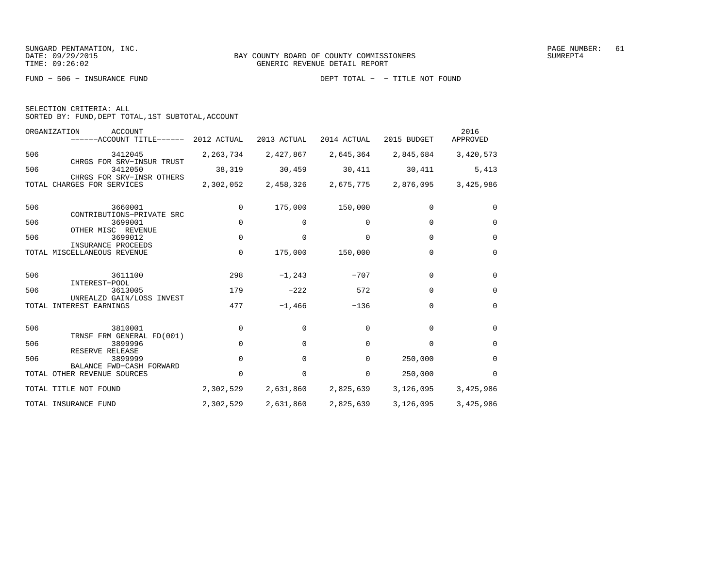BAY COUNTY BOARD OF COUNTY COMMISSIONERS
GENERIC REVENUE DETAIL REPORT

FUND − 506 − INSURANCE FUND                DEPT TOTAL − − TITLE NOT FOUND

SELECTION CRITERIA: ALL
SORTED BY: FUND,DEPT TOTAL,1ST SUBTOTAL,ACCOUNT

| ORGANIZATION | ACCOUNT / ACCOUNT TITLE | 2012 ACTUAL | 2013 ACTUAL | 2014 ACTUAL | 2015 BUDGET | 2016 APPROVED |
|---|---|---|---|---|---|---|
| 506 | 3412045 CHRGS FOR SRV−INSUR TRUST | 2,263,734 | 2,427,867 | 2,645,364 | 2,845,684 | 3,420,573 |
| 506 | 3412050 CHRGS FOR SRV−INSR OTHERS | 38,319 | 30,459 | 30,411 | 30,411 | 5,413 |
| TOTAL CHARGES FOR SERVICES | | 2,302,052 | 2,458,326 | 2,675,775 | 2,876,095 | 3,425,986 |
| 506 | 3660001 CONTRIBUTIONS−PRIVATE SRC | 0 | 175,000 | 150,000 | 0 | 0 |
| 506 | 3699001 OTHER MISC REVENUE | 0 | 0 | 0 | 0 | 0 |
| 506 | 3699012 INSURANCE PROCEEDS | 0 | 0 | 0 | 0 | 0 |
| TOTAL MISCELLANEOUS REVENUE | | 0 | 175,000 | 150,000 | 0 | 0 |
| 506 | 3611100 INTEREST−POOL | 298 | −1,243 | −707 | 0 | 0 |
| 506 | 3613005 UNREALZD GAIN/LOSS INVEST | 179 | −222 | 572 | 0 | 0 |
| TOTAL INTEREST EARNINGS | | 477 | −1,466 | −136 | 0 | 0 |
| 506 | 3810001 TRNSF FRM GENERAL FD(001) | 0 | 0 | 0 | 0 | 0 |
| 506 | 3899996 RESERVE RELEASE | 0 | 0 | 0 | 0 | 0 |
| 506 | 3899999 BALANCE FWD−CASH FORWARD | 0 | 0 | 0 | 250,000 | 0 |
| TOTAL OTHER REVENUE SOURCES | | 0 | 0 | 0 | 250,000 | 0 |
| TOTAL TITLE NOT FOUND | | 2,302,529 | 2,631,860 | 2,825,639 | 3,126,095 | 3,425,986 |
| TOTAL INSURANCE FUND | | 2,302,529 | 2,631,860 | 2,825,639 | 3,126,095 | 3,425,986 |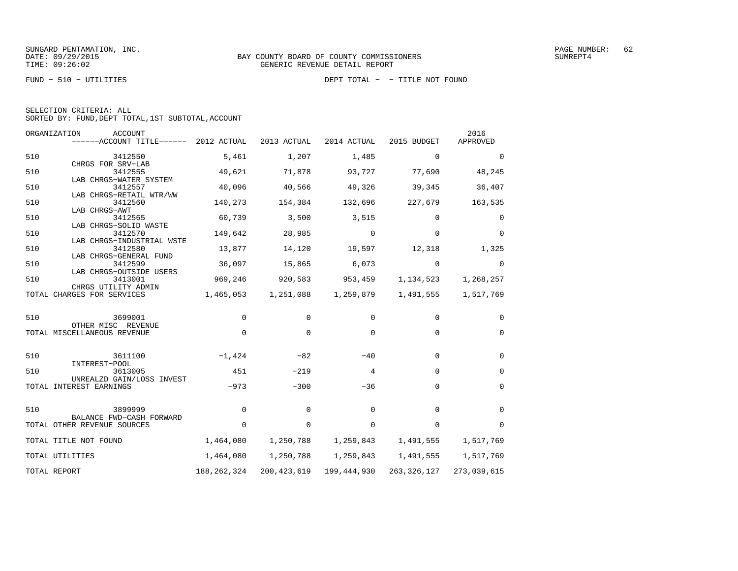SUNGARD PENTAMATION, INC.
DATE: 09/29/2015
TIME: 09:26:02

BAY COUNTY BOARD OF COUNTY COMMISSIONERS
GENERIC REVENUE DETAIL REPORT

PAGE NUMBER: 62
SUMREPT4

FUND - 510 - UTILITIES

DEPT TOTAL - - TITLE NOT FOUND

SELECTION CRITERIA: ALL
SORTED BY: FUND,DEPT TOTAL,1ST SUBTOTAL,ACCOUNT

| ORGANIZATION | ACCOUNT / ------ACCOUNT TITLE------ | 2012 ACTUAL | 2013 ACTUAL | 2014 ACTUAL | 2015 BUDGET | 2016 APPROVED |
|---|---|---|---|---|---|---|
| 510 | 3412550 CHRGS FOR SRV-LAB | 5,461 | 1,207 | 1,485 | 0 | 0 |
| 510 | 3412555 LAB CHRGS-WATER SYSTEM | 49,621 | 71,878 | 93,727 | 77,690 | 48,245 |
| 510 | 3412557 LAB CHRGS-RETAIL WTR/WW | 40,096 | 40,566 | 49,326 | 39,345 | 36,407 |
| 510 | 3412560 LAB CHRGS-AWT | 140,273 | 154,384 | 132,696 | 227,679 | 163,535 |
| 510 | 3412565 LAB CHRGS-SOLID WASTE | 60,739 | 3,500 | 3,515 | 0 | 0 |
| 510 | 3412570 LAB CHRGS-INDUSTRIAL WSTE | 149,642 | 28,985 | 0 | 0 | 0 |
| 510 | 3412580 LAB CHRGS-GENERAL FUND | 13,877 | 14,120 | 19,597 | 12,318 | 1,325 |
| 510 | 3412599 LAB CHRGS-OUTSIDE USERS | 36,097 | 15,865 | 6,073 | 0 | 0 |
| 510 | 3413001 CHRGS UTILITY ADMIN | 969,246 | 920,583 | 953,459 | 1,134,523 | 1,268,257 |
| TOTAL CHARGES FOR SERVICES | | 1,465,053 | 1,251,088 | 1,259,879 | 1,491,555 | 1,517,769 |
| 510 | 3699001 OTHER MISC REVENUE | 0 | 0 | 0 | 0 | 0 |
| TOTAL MISCELLANEOUS REVENUE | | 0 | 0 | 0 | 0 | 0 |
| 510 | 3611100 INTEREST-POOL | -1,424 | -82 | -40 | 0 | 0 |
| 510 | 3613005 UNREALZD GAIN/LOSS INVEST | 451 | -219 | 4 | 0 | 0 |
| TOTAL INTEREST EARNINGS | | -973 | -300 | -36 | 0 | 0 |
| 510 | 3899999 BALANCE FWD-CASH FORWARD | 0 | 0 | 0 | 0 | 0 |
| TOTAL OTHER REVENUE SOURCES | | 0 | 0 | 0 | 0 | 0 |
| TOTAL TITLE NOT FOUND | | 1,464,080 | 1,250,788 | 1,259,843 | 1,491,555 | 1,517,769 |
| TOTAL UTILITIES | | 1,464,080 | 1,250,788 | 1,259,843 | 1,491,555 | 1,517,769 |
| TOTAL REPORT | | 188,262,324 | 200,423,619 | 199,444,930 | 263,326,127 | 273,039,615 |